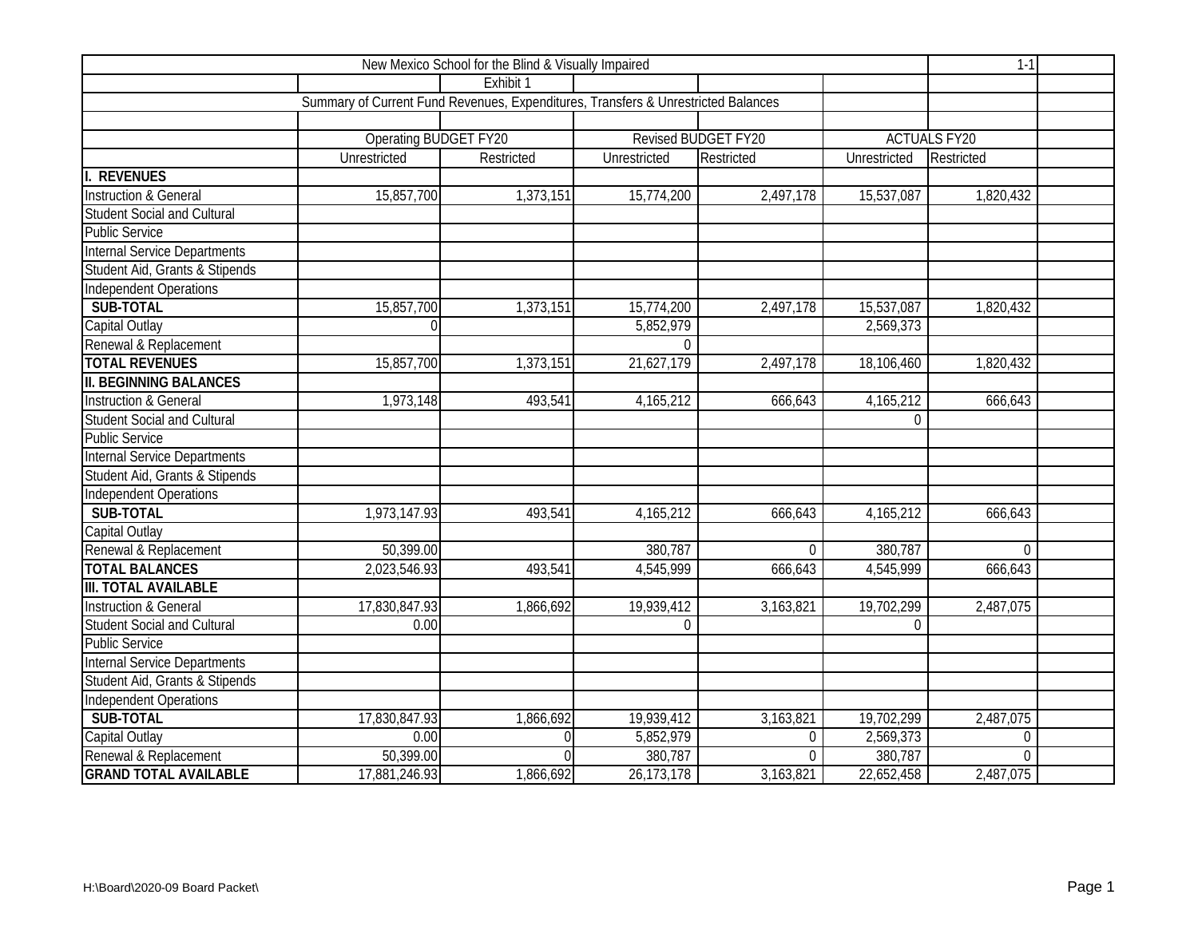New Mexico School for the Blind & Visually Impaired

1-1

Exhibit 1

Summary of Current Fund Revenues, Expenditures, Transfers & Unrestricted Balances

| | Operating BUDGET FY20 | | Revised BUDGET FY20 | | ACTUALS FY20 | |
|---|---|---|---|---|---|---|
| | Unrestricted | Restricted | Unrestricted | Restricted | Unrestricted | Restricted |
| **I. REVENUES** | | | | | | |
| Instruction & General | 15,857,700 | 1,373,151 | 15,774,200 | 2,497,178 | 15,537,087 | 1,820,432 |
| Student Social and Cultural | | | | | | |
| Public Service | | | | | | |
| Internal Service Departments | | | | | | |
| Student Aid, Grants & Stipends | | | | | | |
| Independent Operations | | | | | | |
| **SUB-TOTAL** | 15,857,700 | 1,373,151 | 15,774,200 | 2,497,178 | 15,537,087 | 1,820,432 |
| Capital Outlay | 0 | | 5,852,979 | | 2,569,373 | |
| Renewal & Replacement | | | 0 | | | |
| **TOTAL REVENUES** | 15,857,700 | 1,373,151 | 21,627,179 | 2,497,178 | 18,106,460 | 1,820,432 |
| **II. BEGINNING BALANCES** | | | | | | |
| Instruction & General | 1,973,148 | 493,541 | 4,165,212 | 666,643 | 4,165,212 | 666,643 |
| Student Social and Cultural | | | | | 0 | |
| Public Service | | | | | | |
| Internal Service Departments | | | | | | |
| Student Aid, Grants & Stipends | | | | | | |
| Independent Operations | | | | | | |
| **SUB-TOTAL** | 1,973,147.93 | 493,541 | 4,165,212 | 666,643 | 4,165,212 | 666,643 |
| Capital Outlay | | | | | | |
| Renewal & Replacement | 50,399.00 | | 380,787 | 0 | 380,787 | 0 |
| **TOTAL BALANCES** | 2,023,546.93 | 493,541 | 4,545,999 | 666,643 | 4,545,999 | 666,643 |
| **III. TOTAL AVAILABLE** | | | | | | |
| Instruction & General | 17,830,847.93 | 1,866,692 | 19,939,412 | 3,163,821 | 19,702,299 | 2,487,075 |
| Student Social and Cultural | 0.00 | | 0 | | 0 | |
| Public Service | | | | | | |
| Internal Service Departments | | | | | | |
| Student Aid, Grants & Stipends | | | | | | |
| Independent Operations | | | | | | |
| **SUB-TOTAL** | 17,830,847.93 | 1,866,692 | 19,939,412 | 3,163,821 | 19,702,299 | 2,487,075 |
| Capital Outlay | 0.00 | 0 | 5,852,979 | 0 | 2,569,373 | 0 |
| Renewal & Replacement | 50,399.00 | 0 | 380,787 | 0 | 380,787 | 0 |
| **GRAND TOTAL AVAILABLE** | 17,881,246.93 | 1,866,692 | 26,173,178 | 3,163,821 | 22,652,458 | 2,487,075 |

H:\Board\2020-09 Board Packet\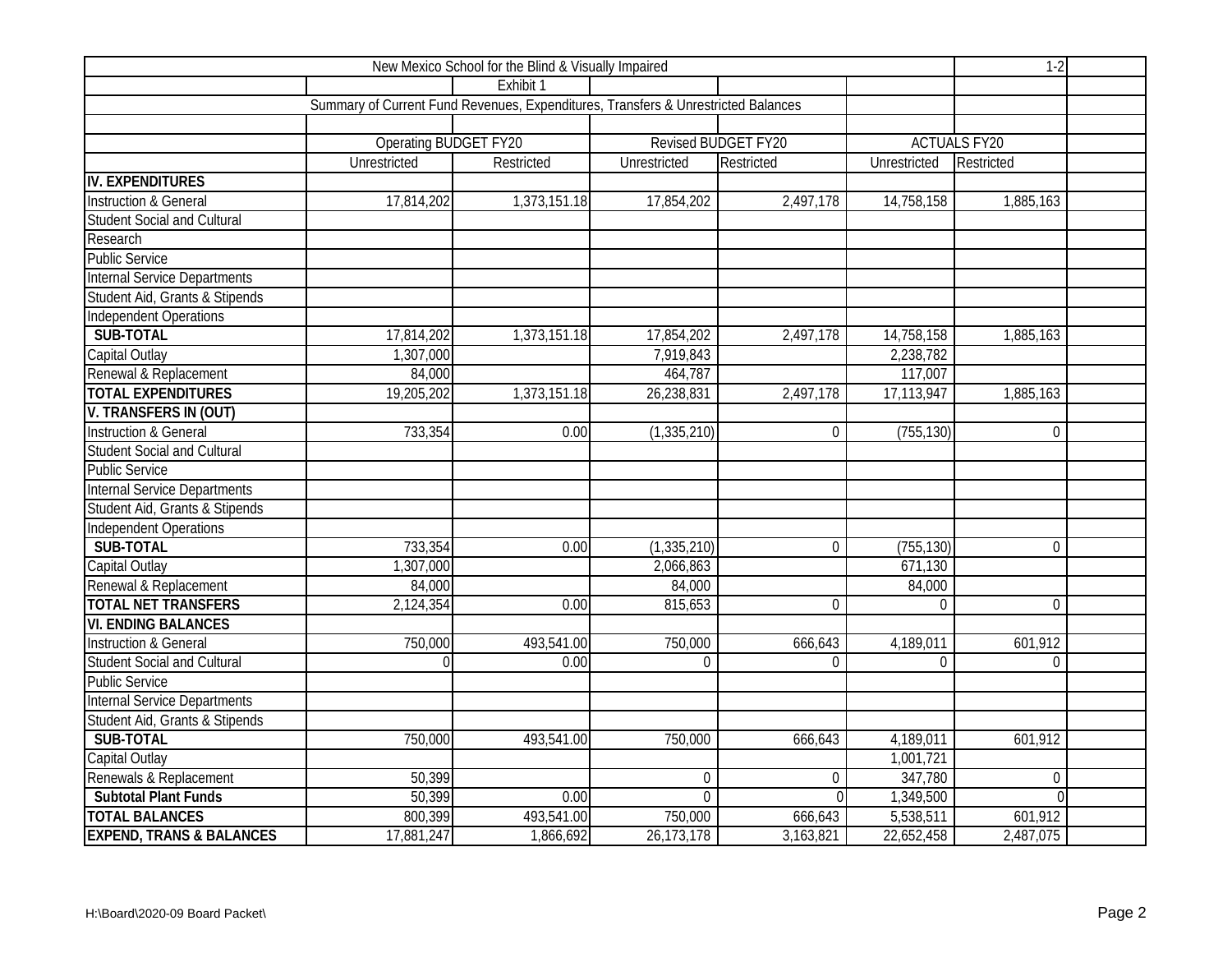New Mexico School for the Blind & Visually Impaired

1-2

Exhibit 1

Summary of Current Fund Revenues, Expenditures, Transfers & Unrestricted Balances

| | Operating BUDGET FY20 | | Revised BUDGET FY20 | | ACTUALS FY20 | |
|---|---|---|---|---|---|---|
| | Unrestricted | Restricted | Unrestricted | Restricted | Unrestricted | Restricted |
| **IV. EXPENDITURES** | | | | | | |
| Instruction & General | 17,814,202 | 1,373,151.18 | 17,854,202 | 2,497,178 | 14,758,158 | 1,885,163 |
| Student Social and Cultural | | | | | | |
| Research | | | | | | |
| Public Service | | | | | | |
| Internal Service Departments | | | | | | |
| Student Aid, Grants & Stipends | | | | | | |
| Independent Operations | | | | | | |
| **SUB-TOTAL** | 17,814,202 | 1,373,151.18 | 17,854,202 | 2,497,178 | 14,758,158 | 1,885,163 |
| Capital Outlay | 1,307,000 | | 7,919,843 | | 2,238,782 | |
| Renewal & Replacement | 84,000 | | 464,787 | | 117,007 | |
| **TOTAL EXPENDITURES** | 19,205,202 | 1,373,151.18 | 26,238,831 | 2,497,178 | 17,113,947 | 1,885,163 |
| **V. TRANSFERS IN (OUT)** | | | | | | |
| Instruction & General | 733,354 | 0.00 | (1,335,210) | 0 | (755,130) | 0 |
| Student Social and Cultural | | | | | | |
| Public Service | | | | | | |
| Internal Service Departments | | | | | | |
| Student Aid, Grants & Stipends | | | | | | |
| Independent Operations | | | | | | |
| **SUB-TOTAL** | 733,354 | 0.00 | (1,335,210) | 0 | (755,130) | 0 |
| Capital Outlay | 1,307,000 | | 2,066,863 | | 671,130 | |
| Renewal & Replacement | 84,000 | | 84,000 | | 84,000 | |
| **TOTAL NET TRANSFERS** | 2,124,354 | 0.00 | 815,653 | 0 | 0 | 0 |
| **VI. ENDING BALANCES** | | | | | | |
| Instruction & General | 750,000 | 493,541.00 | 750,000 | 666,643 | 4,189,011 | 601,912 |
| Student Social and Cultural | 0 | 0.00 | 0 | 0 | 0 | 0 |
| Public Service | | | | | | |
| Internal Service Departments | | | | | | |
| Student Aid, Grants & Stipends | | | | | | |
| **SUB-TOTAL** | 750,000 | 493,541.00 | 750,000 | 666,643 | 4,189,011 | 601,912 |
| Capital Outlay | | | | | 1,001,721 | |
| Renewals & Replacement | 50,399 | | 0 | 0 | 347,780 | 0 |
| **Subtotal Plant Funds** | 50,399 | 0.00 | 0 | 0 | 1,349,500 | 0 |
| **TOTAL BALANCES** | 800,399 | 493,541.00 | 750,000 | 666,643 | 5,538,511 | 601,912 |
| **EXPEND, TRANS & BALANCES** | 17,881,247 | 1,866,692 | 26,173,178 | 3,163,821 | 22,652,458 | 2,487,075 |

H:\Board\2020-09 Board Packet\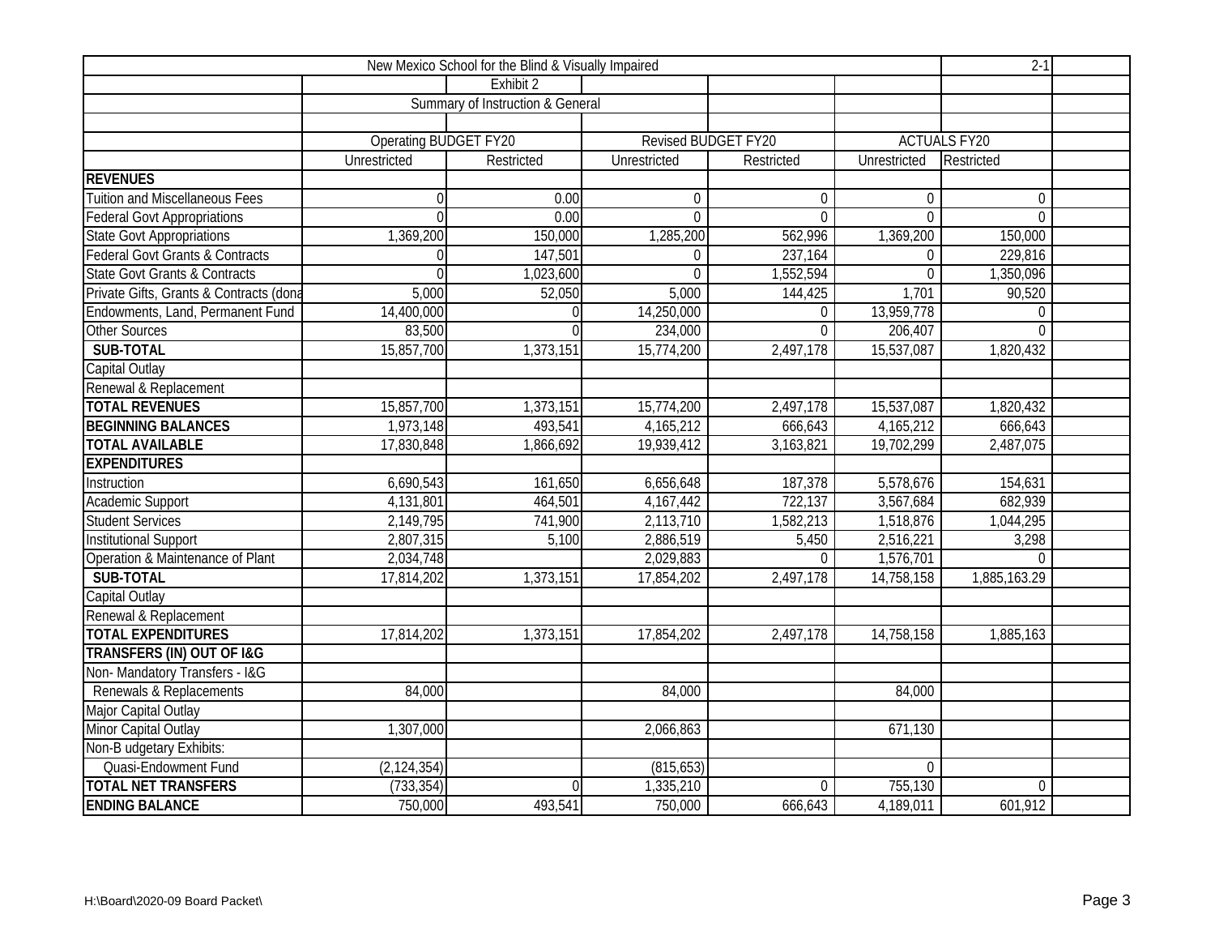New Mexico School for the Blind & Visually Impaired

2-1

Exhibit 2

Summary of Instruction & General

| | Operating BUDGET FY20 | | Revised BUDGET FY20 | | ACTUALS FY20 | |
|---|---|---|---|---|---|---|
| | Unrestricted | Restricted | Unrestricted | Restricted | Unrestricted | Restricted |
| **REVENUES** | | | | | | |
| Tuition and Miscellaneous Fees | 0 | 0.00 | 0 | 0 | 0 | 0 |
| Federal Govt Appropriations | 0 | 0.00 | 0 | 0 | 0 | 0 |
| State Govt Appropriations | 1,369,200 | 150,000 | 1,285,200 | 562,996 | 1,369,200 | 150,000 |
| Federal Govt Grants & Contracts | 0 | 147,501 | 0 | 237,164 | 0 | 229,816 |
| State Govt Grants & Contracts | 0 | 1,023,600 | 0 | 1,552,594 | 0 | 1,350,096 |
| Private Gifts, Grants & Contracts (dona | 5,000 | 52,050 | 5,000 | 144,425 | 1,701 | 90,520 |
| Endowments, Land, Permanent Fund | 14,400,000 | 0 | 14,250,000 | 0 | 13,959,778 | 0 |
| Other Sources | 83,500 | 0 | 234,000 | 0 | 206,407 | 0 |
| **SUB-TOTAL** | 15,857,700 | 1,373,151 | 15,774,200 | 2,497,178 | 15,537,087 | 1,820,432 |
| Capital Outlay | | | | | | |
| Renewal & Replacement | | | | | | |
| **TOTAL REVENUES** | 15,857,700 | 1,373,151 | 15,774,200 | 2,497,178 | 15,537,087 | 1,820,432 |
| **BEGINNING BALANCES** | 1,973,148 | 493,541 | 4,165,212 | 666,643 | 4,165,212 | 666,643 |
| **TOTAL AVAILABLE** | 17,830,848 | 1,866,692 | 19,939,412 | 3,163,821 | 19,702,299 | 2,487,075 |
| **EXPENDITURES** | | | | | | |
| Instruction | 6,690,543 | 161,650 | 6,656,648 | 187,378 | 5,578,676 | 154,631 |
| Academic Support | 4,131,801 | 464,501 | 4,167,442 | 722,137 | 3,567,684 | 682,939 |
| Student Services | 2,149,795 | 741,900 | 2,113,710 | 1,582,213 | 1,518,876 | 1,044,295 |
| Institutional Support | 2,807,315 | 5,100 | 2,886,519 | 5,450 | 2,516,221 | 3,298 |
| Operation & Maintenance of Plant | 2,034,748 | | 2,029,883 | 0 | 1,576,701 | 0 |
| **SUB-TOTAL** | 17,814,202 | 1,373,151 | 17,854,202 | 2,497,178 | 14,758,158 | 1,885,163.29 |
| Capital Outlay | | | | | | |
| Renewal & Replacement | | | | | | |
| **TOTAL EXPENDITURES** | 17,814,202 | 1,373,151 | 17,854,202 | 2,497,178 | 14,758,158 | 1,885,163 |
| **TRANSFERS (IN) OUT OF I&G** | | | | | | |
| Non- Mandatory Transfers - I&G | | | | | | |
| Renewals & Replacements | 84,000 | | 84,000 | | 84,000 | |
| Major Capital Outlay | | | | | | |
| Minor Capital Outlay | 1,307,000 | | 2,066,863 | | 671,130 | |
| Non-B udgetary Exhibits: | | | | | | |
| Quasi-Endowment Fund | (2,124,354) | | (815,653) | | 0 | |
| **TOTAL NET TRANSFERS** | (733,354) | 0 | 1,335,210 | 0 | 755,130 | 0 |
| **ENDING BALANCE** | 750,000 | 493,541 | 750,000 | 666,643 | 4,189,011 | 601,912 |

H:\Board\2020-09 Board Packet\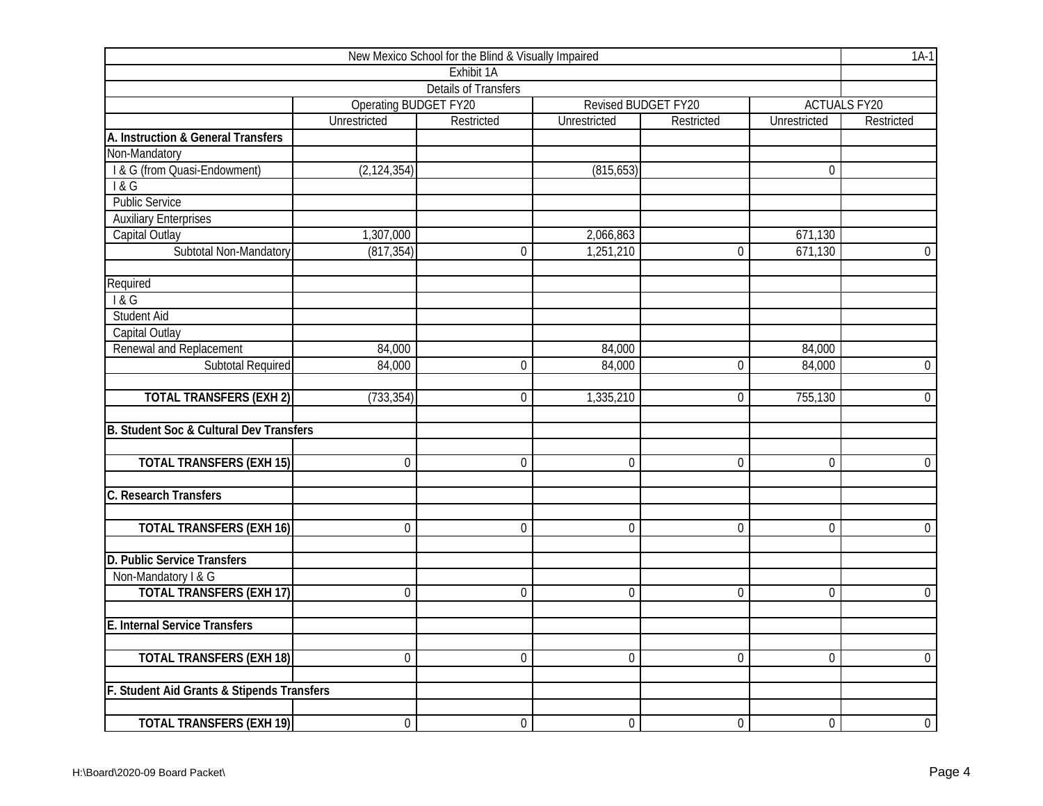| New Mexico School for the Blind & Visually Impaired | | | | | | 1A-1 |
|---|---|---|---|---|---|---|
| Exhibit 1A | | | | | | |
| Details of Transfers | | | | | | |
| | Operating BUDGET FY20 | | Revised BUDGET FY20 | | ACTUALS FY20 | |
| | Unrestricted | Restricted | Unrestricted | Restricted | Unrestricted | Restricted |
| **A. Instruction & General Transfers** | | | | | | |
| Non-Mandatory | | | | | | |
| I & G (from Quasi-Endowment) | (2,124,354) | | (815,653) | | 0 | |
| I & G | | | | | | |
| Public Service | | | | | | |
| Auxiliary Enterprises | | | | | | |
| Capital Outlay | 1,307,000 | | 2,066,863 | | 671,130 | |
| Subtotal Non-Mandatory | (817,354) | 0 | 1,251,210 | 0 | 671,130 | 0 |
| | | | | | | |
| Required | | | | | | |
| I & G | | | | | | |
| Student Aid | | | | | | |
| Capital Outlay | | | | | | |
| Renewal and Replacement | 84,000 | | 84,000 | | 84,000 | |
| Subtotal Required | 84,000 | 0 | 84,000 | 0 | 84,000 | 0 |
| | | | | | | |
| **TOTAL TRANSFERS (EXH 2)** | (733,354) | 0 | 1,335,210 | 0 | 755,130 | 0 |
| | | | | | | |
| **B. Student Soc & Cultural Dev Transfers** | | | | | | |
| | | | | | | |
| **TOTAL TRANSFERS (EXH 15)** | 0 | 0 | 0 | 0 | 0 | 0 |
| | | | | | | |
| **C. Research Transfers** | | | | | | |
| | | | | | | |
| **TOTAL TRANSFERS (EXH 16)** | 0 | 0 | 0 | 0 | 0 | 0 |
| | | | | | | |
| **D. Public Service Transfers** | | | | | | |
| Non-Mandatory I & G | | | | | | |
| **TOTAL TRANSFERS (EXH 17)** | 0 | 0 | 0 | 0 | 0 | 0 |
| | | | | | | |
| **E. Internal Service Transfers** | | | | | | |
| | | | | | | |
| **TOTAL TRANSFERS (EXH 18)** | 0 | 0 | 0 | 0 | 0 | 0 |
| | | | | | | |
| **F. Student Aid Grants & Stipends Transfers** | | | | | | |
| | | | | | | |
| **TOTAL TRANSFERS (EXH 19)** | 0 | 0 | 0 | 0 | 0 | 0 |

H:\Board\2020-09 Board Packet\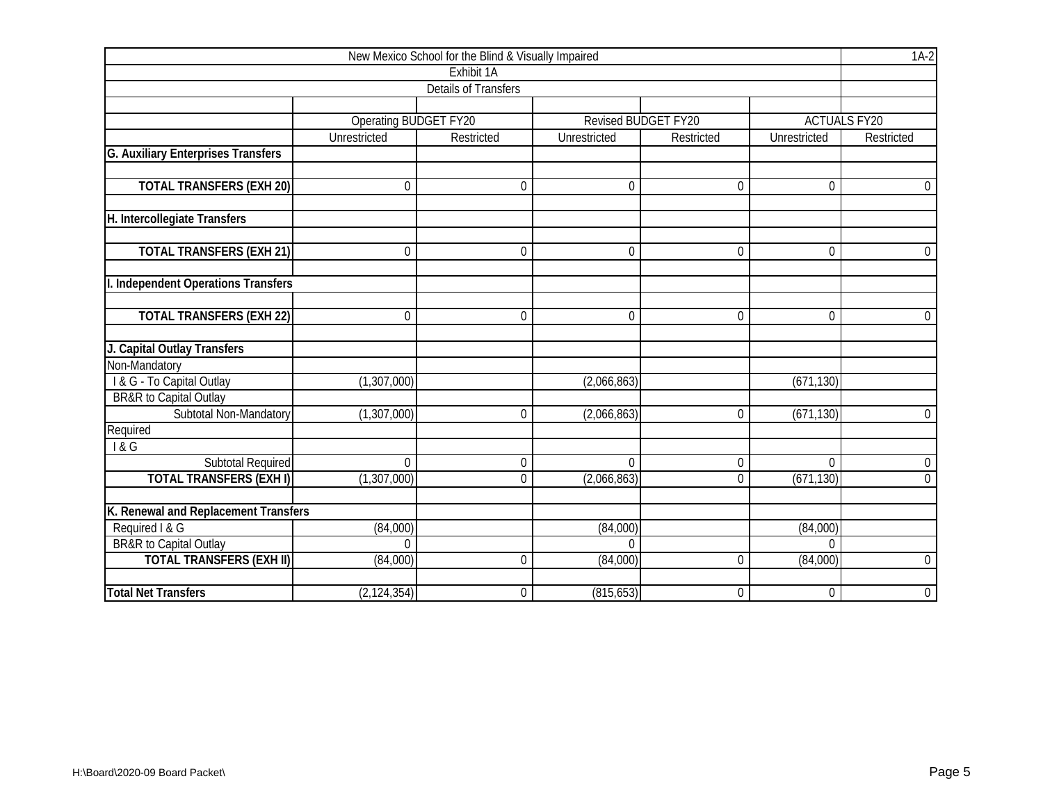| New Mexico School for the Blind & Visually Impaired | | | | | | | 1A-2 |
|---|---|---|---|---|---|---|---|
| Exhibit 1A | | | | | | | |
| Details of Transfers | | | | | | | |
| | Operating BUDGET FY20 | | Revised BUDGET FY20 | | ACTUALS FY20 | | |
| | Unrestricted | Restricted | Unrestricted | Restricted | Unrestricted | Restricted | |
| **G. Auxiliary Enterprises Transfers** | | | | | | | |
| **TOTAL TRANSFERS (EXH 20)** | 0 | 0 | 0 | 0 | 0 | 0 | |
| **H. Intercollegiate Transfers** | | | | | | | |
| **TOTAL TRANSFERS (EXH 21)** | 0 | 0 | 0 | 0 | 0 | 0 | |
| **I. Independent Operations Transfers** | | | | | | | |
| **TOTAL TRANSFERS (EXH 22)** | 0 | 0 | 0 | 0 | 0 | 0 | |
| **J. Capital Outlay Transfers** | | | | | | | |
| Non-Mandatory | | | | | | | |
| I & G - To Capital Outlay | (1,307,000) | | (2,066,863) | | (671,130) | | |
| BR&R to Capital Outlay | | | | | | | |
| Subtotal Non-Mandatory | (1,307,000) | 0 | (2,066,863) | 0 | (671,130) | 0 | |
| Required | | | | | | | |
| I & G | | | | | | | |
| Subtotal Required | 0 | 0 | 0 | 0 | 0 | 0 | |
| **TOTAL TRANSFERS (EXH I)** | (1,307,000) | 0 | (2,066,863) | 0 | (671,130) | 0 | |
| **K. Renewal and Replacement Transfers** | | | | | | | |
| Required I & G | (84,000) | | (84,000) | | (84,000) | | |
| BR&R to Capital Outlay | 0 | | 0 | | 0 | | |
| **TOTAL TRANSFERS (EXH II)** | (84,000) | 0 | (84,000) | 0 | (84,000) | 0 | |
| **Total Net Transfers** | (2,124,354) | 0 | (815,653) | 0 | 0 | 0 | |

H:\Board\2020-09 Board Packet\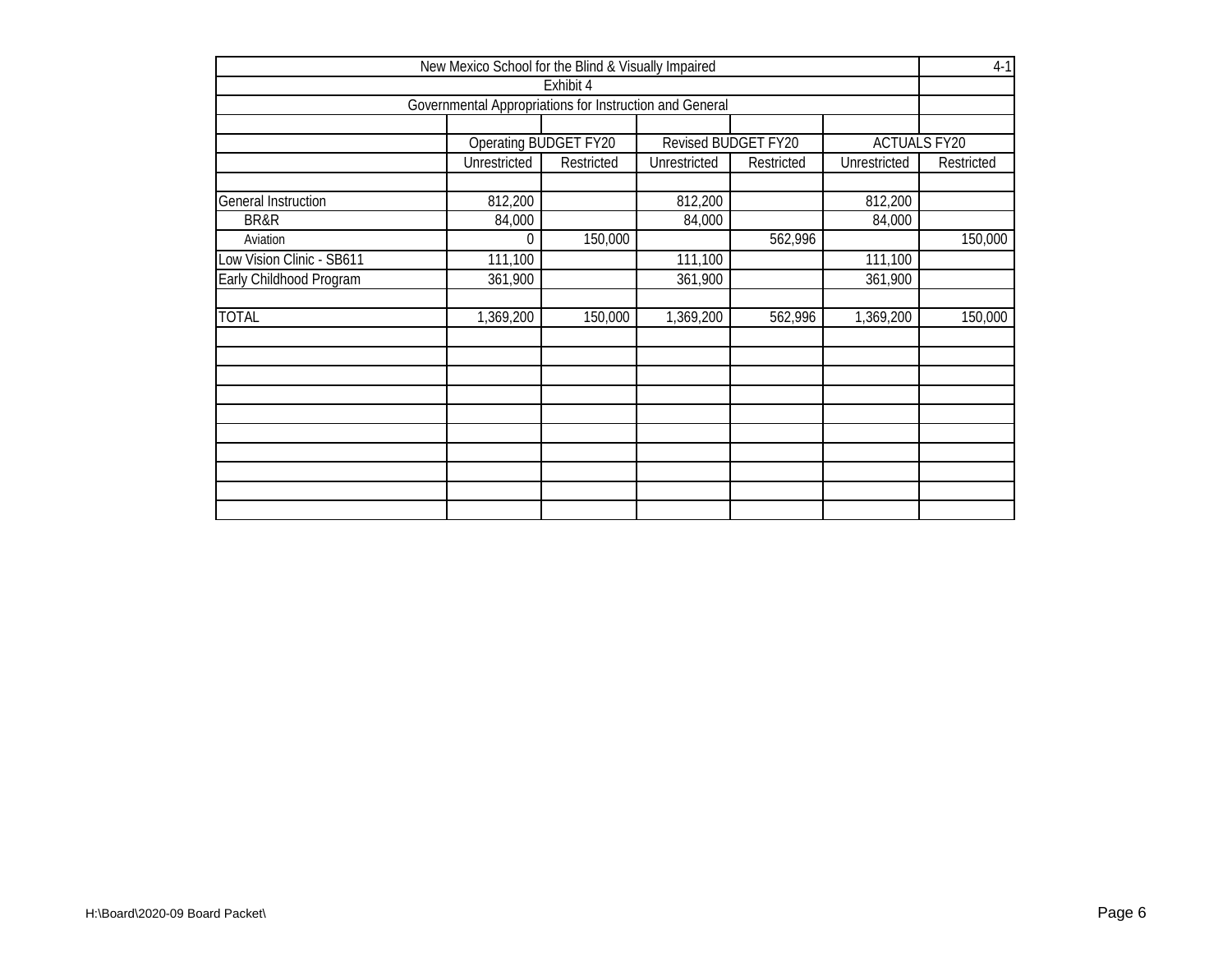| New Mexico School for the Blind & Visually Impaired | | | | | | 4-1 |
|---|---|---|---|---|---|---|
| Exhibit 4 | | | | | | |
| Governmental Appropriations for Instruction and General | | | | | | |
| | Operating BUDGET FY20 | | Revised BUDGET FY20 | | ACTUALS FY20 | |
| | Unrestricted | Restricted | Unrestricted | Restricted | Unrestricted | Restricted |
| General Instruction | 812,200 | | 812,200 | | 812,200 | |
| BR&R | 84,000 | | 84,000 | | 84,000 | |
| Aviation | 0 | 150,000 | | 562,996 | | 150,000 |
| Low Vision Clinic - SB611 | 111,100 | | 111,100 | | 111,100 | |
| Early Childhood Program | 361,900 | | 361,900 | | 361,900 | |
| TOTAL | 1,369,200 | 150,000 | 1,369,200 | 562,996 | 1,369,200 | 150,000 |

H:\Board\2020-09 Board Packet\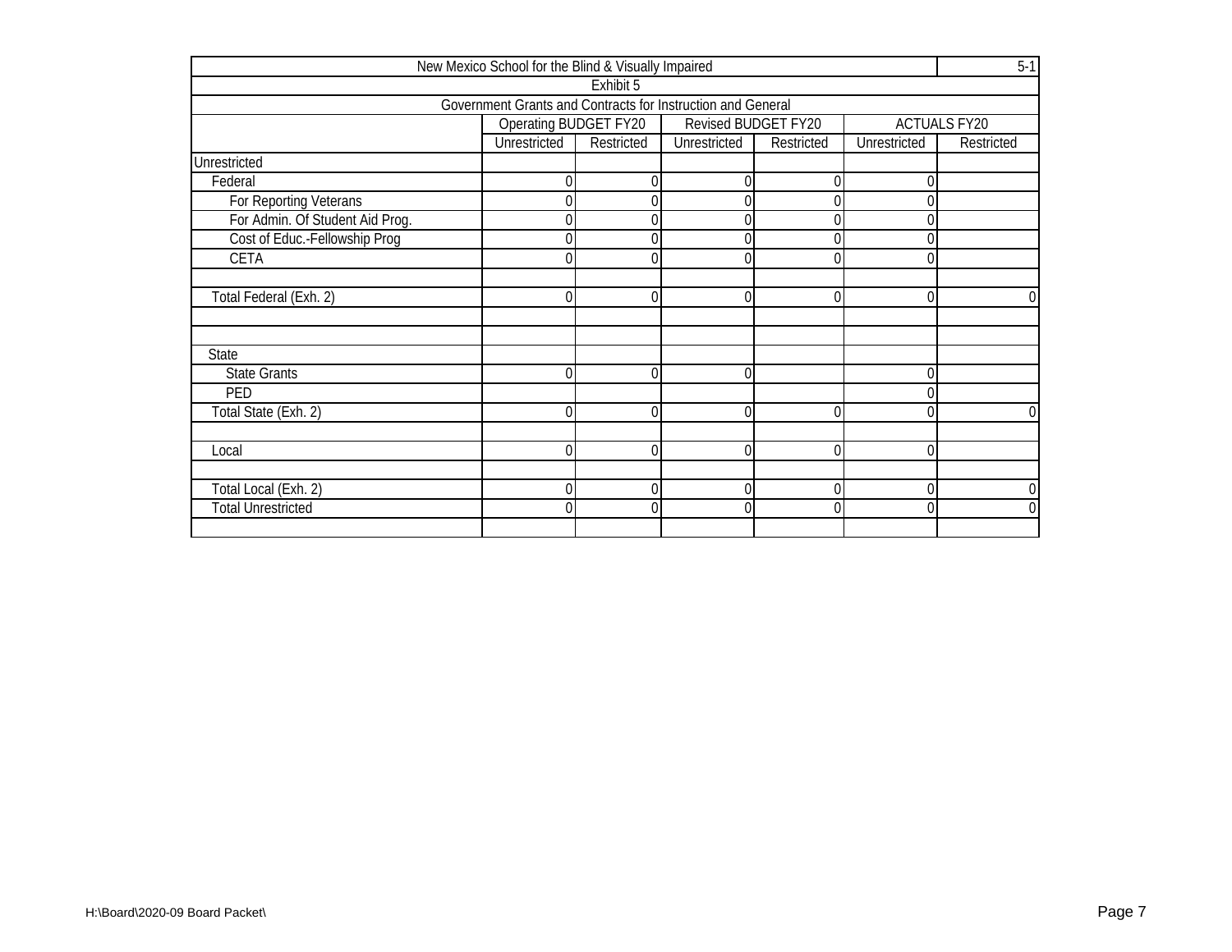| New Mexico School for the Blind & Visually Impaired | | | | | | 5-1 |
|---|---|---|---|---|---|---|
| Exhibit 5 | | | | | | |
| Government Grants and Contracts for Instruction and General | | | | | | |
| | Operating BUDGET FY20 | | Revised BUDGET FY20 | | ACTUALS FY20 | |
| | Unrestricted | Restricted | Unrestricted | Restricted | Unrestricted | Restricted |
| Unrestricted | | | | | | |
| Federal | 0 | 0 | 0 | 0 | 0 | |
| For Reporting Veterans | 0 | 0 | 0 | 0 | 0 | |
| For Admin. Of Student Aid Prog. | 0 | 0 | 0 | 0 | 0 | |
| Cost of Educ.-Fellowship Prog | 0 | 0 | 0 | 0 | 0 | |
| CETA | 0 | 0 | 0 | 0 | 0 | |
| | | | | | | |
| Total Federal (Exh. 2) | 0 | 0 | 0 | 0 | 0 | 0 |
| | | | | | | |
| | | | | | | |
| State | | | | | | |
| State Grants | 0 | 0 | 0 | | 0 | |
| PED | | | | | 0 | |
| Total State (Exh. 2) | 0 | 0 | 0 | 0 | 0 | 0 |
| | | | | | | |
| Local | 0 | 0 | 0 | 0 | 0 | |
| | | | | | | |
| Total Local (Exh. 2) | 0 | 0 | 0 | 0 | 0 | 0 |
| Total Unrestricted | 0 | 0 | 0 | 0 | 0 | 0 |
| | | | | | | |

H:\Board\2020-09 Board Packet\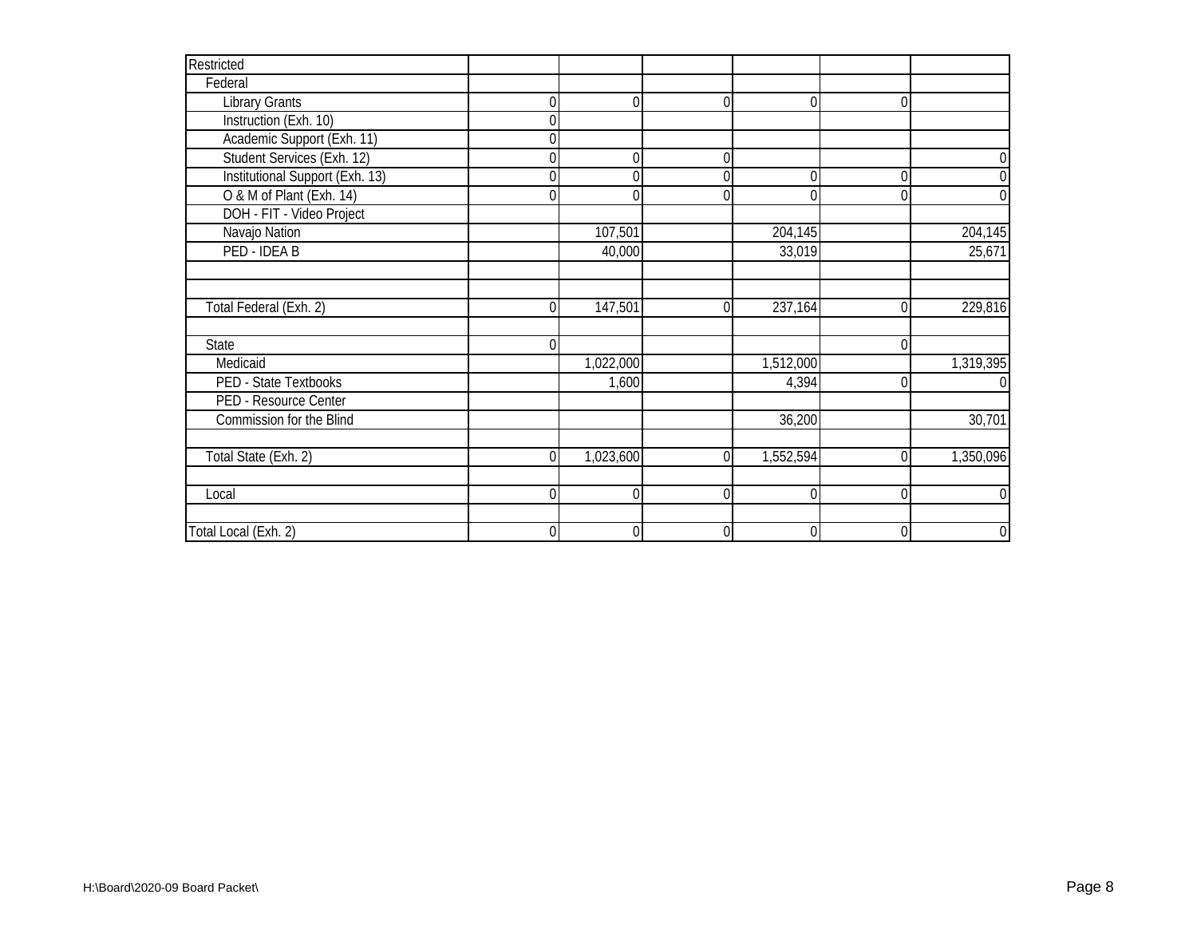| Restricted | | | | | | |
|---|---|---|---|---|---|---|
| Federal | | | | | | |
| Library Grants | 0 | 0 | 0 | 0 | 0 | |
| Instruction (Exh. 10) | 0 | | | | | |
| Academic Support (Exh. 11) | 0 | | | | | |
| Student Services (Exh. 12) | 0 | 0 | 0 | | | 0 |
| Institutional Support (Exh. 13) | 0 | 0 | 0 | 0 | 0 | 0 |
| O & M of Plant (Exh. 14) | 0 | 0 | 0 | 0 | 0 | 0 |
| DOH - FIT - Video Project | | | | | | |
| Navajo Nation | | 107,501 | | 204,145 | | 204,145 |
| PED - IDEA B | | 40,000 | | 33,019 | | 25,671 |
| | | | | | | |
| | | | | | | |
| Total Federal (Exh. 2) | 0 | 147,501 | 0 | 237,164 | 0 | 229,816 |
| | | | | | | |
| State | 0 | | | | 0 | |
| Medicaid | | 1,022,000 | | 1,512,000 | | 1,319,395 |
| PED - State Textbooks | | 1,600 | | 4,394 | 0 | 0 |
| PED - Resource Center | | | | | | |
| Commission for the Blind | | | | 36,200 | | 30,701 |
| | | | | | | |
| Total State (Exh. 2) | 0 | 1,023,600 | 0 | 1,552,594 | 0 | 1,350,096 |
| | | | | | | |
| Local | 0 | 0 | 0 | 0 | 0 | 0 |
| | | | | | | |
| Total Local (Exh. 2) | 0 | 0 | 0 | 0 | 0 | 0 |

H:\Board\2020-09 Board Packet\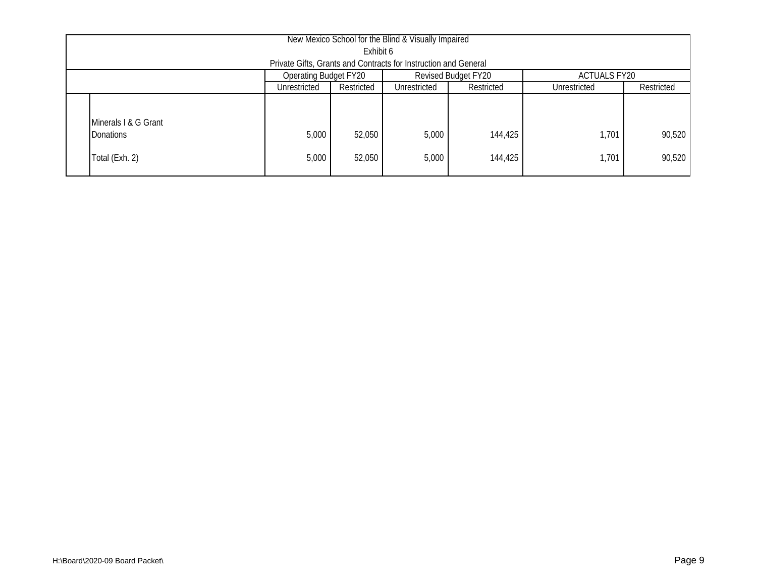New Mexico School for the Blind & Visually Impaired

Exhibit 6

Private Gifts, Grants and Contracts for Instruction and General

| | Operating Budget FY20 | | Revised Budget FY20 | | ACTUALS FY20 | |
|---|---|---|---|---|---|---|
| | Unrestricted | Restricted | Unrestricted | Restricted | Unrestricted | Restricted |
| Minerals I & G Grant | | | | | | |
| Donations | 5,000 | 52,050 | 5,000 | 144,425 | 1,701 | 90,520 |
| Total (Exh. 2) | 5,000 | 52,050 | 5,000 | 144,425 | 1,701 | 90,520 |

H:\Board\2020-09 Board Packet\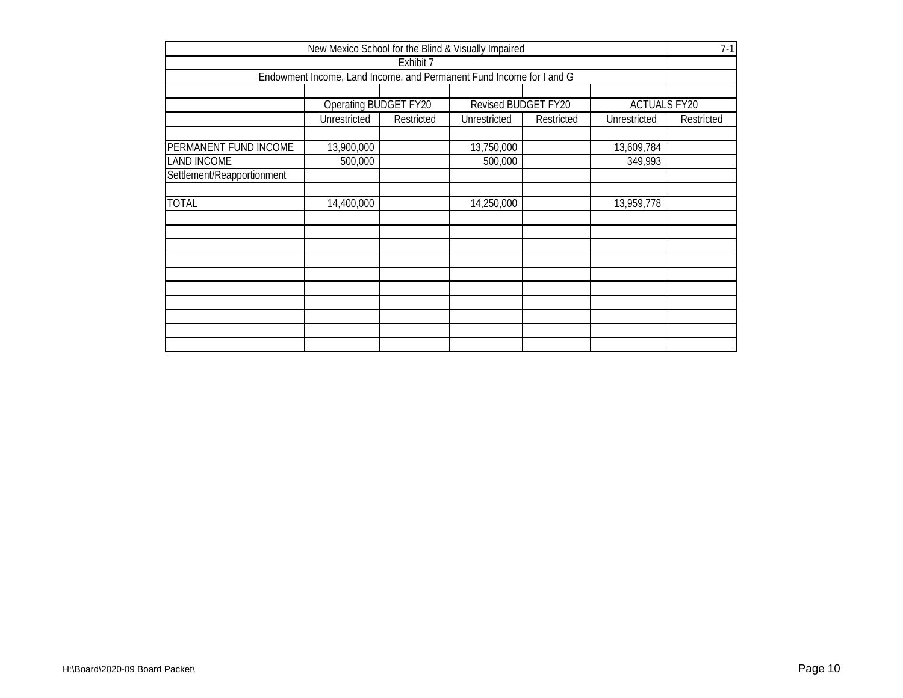New Mexico School for the Blind & Visually Impaired

7-1

Exhibit 7

Endowment Income, Land Income, and Permanent Fund Income for I and G

| | Operating BUDGET FY20 | | Revised BUDGET FY20 | | ACTUALS FY20 | |
|---|---|---|---|---|---|---|
| | Unrestricted | Restricted | Unrestricted | Restricted | Unrestricted | Restricted |
| PERMANENT FUND INCOME | 13,900,000 | | 13,750,000 | | 13,609,784 | |
| LAND INCOME | 500,000 | | 500,000 | | 349,993 | |
| Settlement/Reapportionment | | | | | | |
| TOTAL | 14,400,000 | | 14,250,000 | | 13,959,778 | |

H:\Board\2020-09 Board Packet\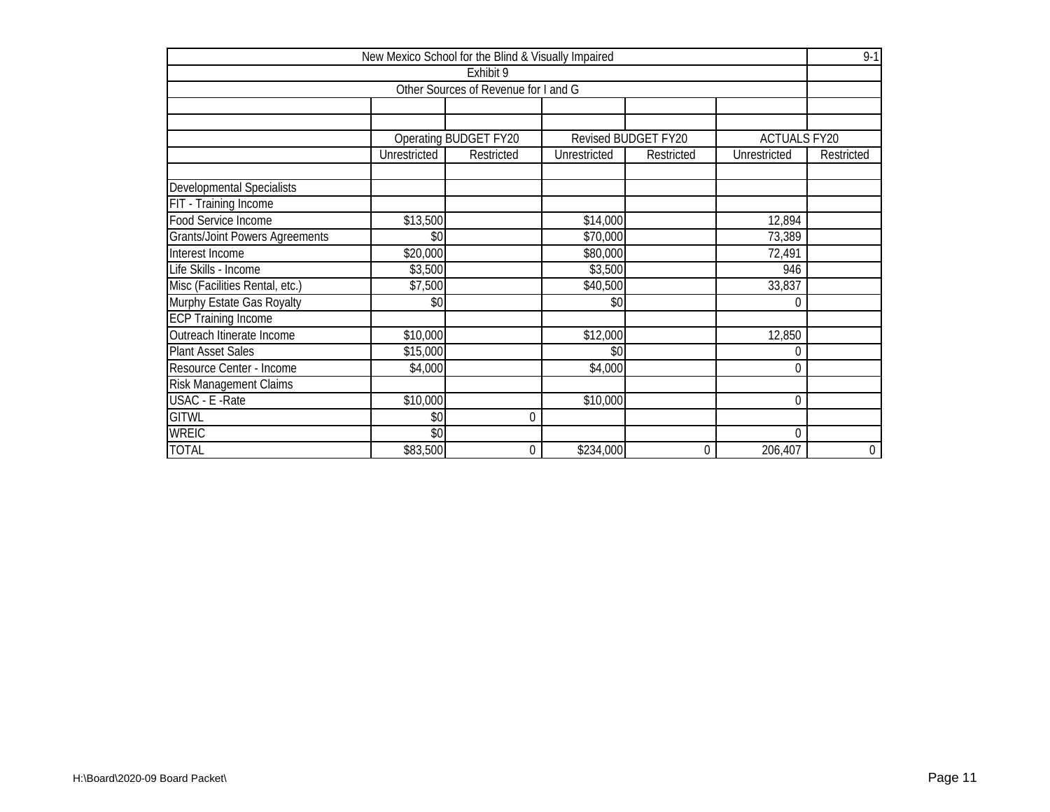# New Mexico School for the Blind & Visually Impaired

## Exhibit 9

### Other Sources of Revenue for I and G

9-1

| | Operating BUDGET FY20 | | Revised BUDGET FY20 | | ACTUALS FY20 | |
|---|---|---|---|---|---|---|
| | Unrestricted | Restricted | Unrestricted | Restricted | Unrestricted | Restricted |
| Developmental Specialists | | | | | | |
| FIT - Training Income | | | | | | |
| Food Service Income | $13,500 | | $14,000 | | 12,894 | |
| Grants/Joint Powers Agreements | $0 | | $70,000 | | 73,389 | |
| Interest Income | $20,000 | | $80,000 | | 72,491 | |
| Life Skills - Income | $3,500 | | $3,500 | | 946 | |
| Misc (Facilities Rental, etc.) | $7,500 | | $40,500 | | 33,837 | |
| Murphy Estate Gas Royalty | $0 | | $0 | | 0 | |
| ECP Training Income | | | | | | |
| Outreach Itinerate Income | $10,000 | | $12,000 | | 12,850 | |
| Plant Asset Sales | $15,000 | | $0 | | 0 | |
| Resource Center - Income | $4,000 | | $4,000 | | 0 | |
| Risk Management Claims | | | | | | |
| USAC - E -Rate | $10,000 | | $10,000 | | 0 | |
| GITWL | $0 | 0 | | | | |
| WREIC | $0 | | | | 0 | |
| TOTAL | $83,500 | 0 | $234,000 | 0 | 206,407 | 0 |

H:\Board\2020-09 Board Packet\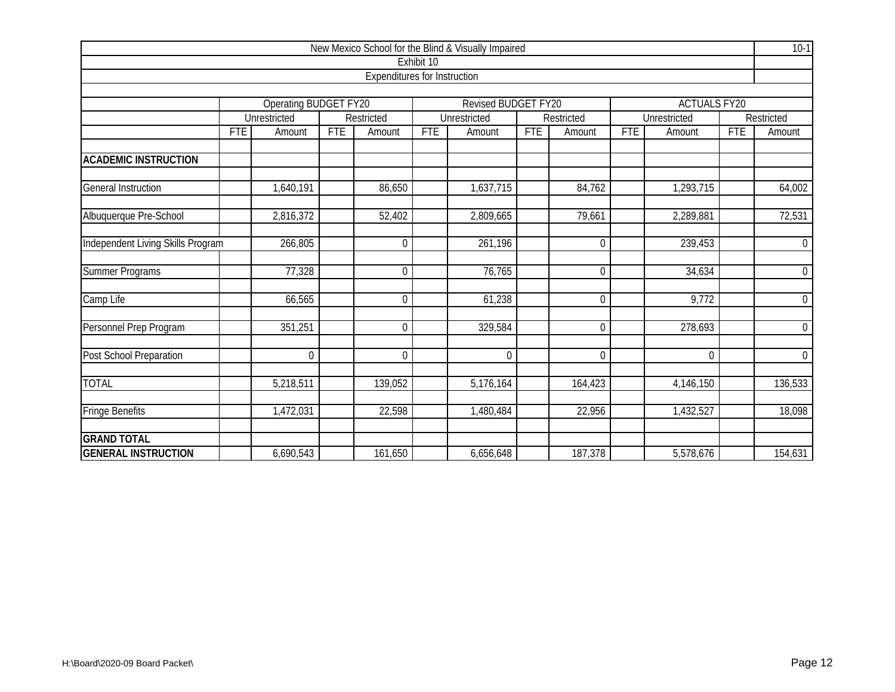New Mexico School for the Blind & Visually Impaired

Exhibit 10

Expenditures for Instruction

10-1

| | Operating BUDGET FY20 | | | | Revised BUDGET FY20 | | | | ACTUALS FY20 | | | |
|---|---|---|---|---|---|---|---|---|---|---|---|---|
| | Unrestricted | | Restricted | | Unrestricted | | Restricted | | Unrestricted | | Restricted | |
| | FTE | Amount | FTE | Amount | FTE | Amount | FTE | Amount | FTE | Amount | FTE | Amount |
| **ACADEMIC INSTRUCTION** | | | | | | | | | | | | |
| General Instruction | | 1,640,191 | | 86,650 | | 1,637,715 | | 84,762 | | 1,293,715 | | 64,002 |
| Albuquerque Pre-School | | 2,816,372 | | 52,402 | | 2,809,665 | | 79,661 | | 2,289,881 | | 72,531 |
| Independent Living Skills Program | | 266,805 | | 0 | | 261,196 | | 0 | | 239,453 | | 0 |
| Summer Programs | | 77,328 | | 0 | | 76,765 | | 0 | | 34,634 | | 0 |
| Camp Life | | 66,565 | | 0 | | 61,238 | | 0 | | 9,772 | | 0 |
| Personnel Prep Program | | 351,251 | | 0 | | 329,584 | | 0 | | 278,693 | | 0 |
| Post School Preparation | | 0 | | 0 | | 0 | | 0 | | 0 | | 0 |
| TOTAL | | 5,218,511 | | 139,052 | | 5,176,164 | | 164,423 | | 4,146,150 | | 136,533 |
| Fringe Benefits | | 1,472,031 | | 22,598 | | 1,480,484 | | 22,956 | | 1,432,527 | | 18,098 |
| **GRAND TOTAL** | | | | | | | | | | | | |
| **GENERAL INSTRUCTION** | | 6,690,543 | | 161,650 | | 6,656,648 | | 187,378 | | 5,578,676 | | 154,631 |

H:\Board\2020-09 Board Packet\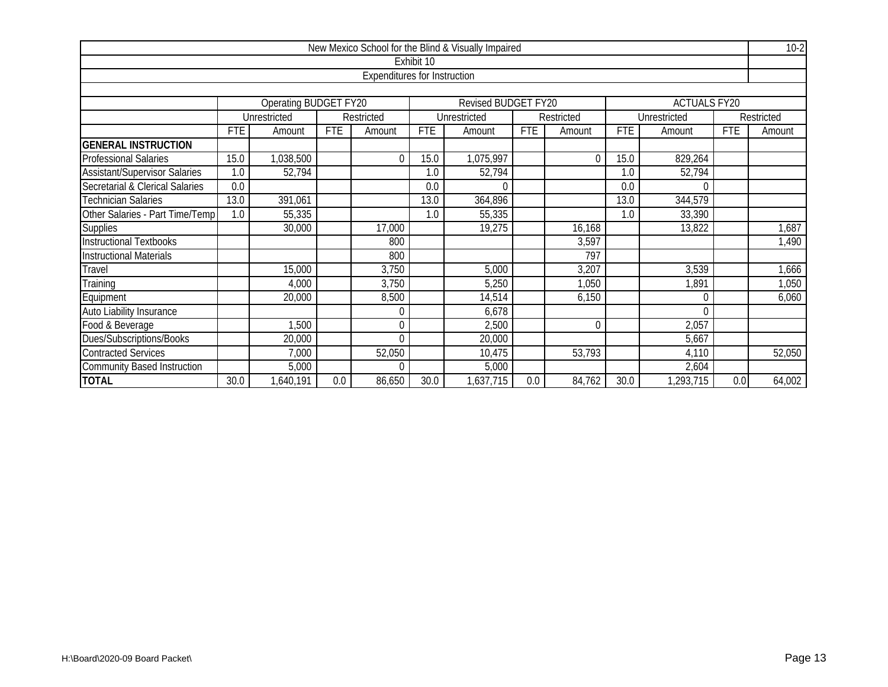# New Mexico School for the Blind & Visually Impaired

10-2

## Exhibit 10

## Expenditures for Instruction

| | Operating BUDGET FY20 | | | | Revised BUDGET FY20 | | | | ACTUALS FY20 | | | |
|---|---|---|---|---|---|---|---|---|---|---|---|---|
| | Unrestricted | | Restricted | | Unrestricted | | Restricted | | Unrestricted | | Restricted | |
| | FTE | Amount | FTE | Amount | FTE | Amount | FTE | Amount | FTE | Amount | FTE | Amount |
| **GENERAL INSTRUCTION** | | | | | | | | | | | | |
| Professional Salaries | 15.0 | 1,038,500 | | 0 | 15.0 | 1,075,997 | | 0 | 15.0 | 829,264 | | |
| Assistant/Supervisor Salaries | 1.0 | 52,794 | | | 1.0 | 52,794 | | | 1.0 | 52,794 | | |
| Secretarial & Clerical Salaries | 0.0 | | | | 0.0 | 0 | | | 0.0 | 0 | | |
| Technician Salaries | 13.0 | 391,061 | | | 13.0 | 364,896 | | | 13.0 | 344,579 | | |
| Other Salaries - Part Time/Temp | 1.0 | 55,335 | | | 1.0 | 55,335 | | | 1.0 | 33,390 | | |
| Supplies | | 30,000 | | 17,000 | | 19,275 | | 16,168 | | 13,822 | | 1,687 |
| Instructional Textbooks | | | | 800 | | | | 3,597 | | | | 1,490 |
| Instructional Materials | | | | 800 | | | | 797 | | | | |
| Travel | | 15,000 | | 3,750 | | 5,000 | | 3,207 | | 3,539 | | 1,666 |
| Training | | 4,000 | | 3,750 | | 5,250 | | 1,050 | | 1,891 | | 1,050 |
| Equipment | | 20,000 | | 8,500 | | 14,514 | | 6,150 | | 0 | | 6,060 |
| Auto Liability Insurance | | | | 0 | | 6,678 | | | | 0 | | |
| Food & Beverage | | 1,500 | | 0 | | 2,500 | | 0 | | 2,057 | | |
| Dues/Subscriptions/Books | | 20,000 | | 0 | | 20,000 | | | | 5,667 | | |
| Contracted Services | | 7,000 | | 52,050 | | 10,475 | | 53,793 | | 4,110 | | 52,050 |
| Community Based Instruction | | 5,000 | | 0 | | 5,000 | | | | 2,604 | | |
| **TOTAL** | 30.0 | 1,640,191 | 0.0 | 86,650 | 30.0 | 1,637,715 | 0.0 | 84,762 | 30.0 | 1,293,715 | 0.0 | 64,002 |

H:\Board\2020-09 Board Packet\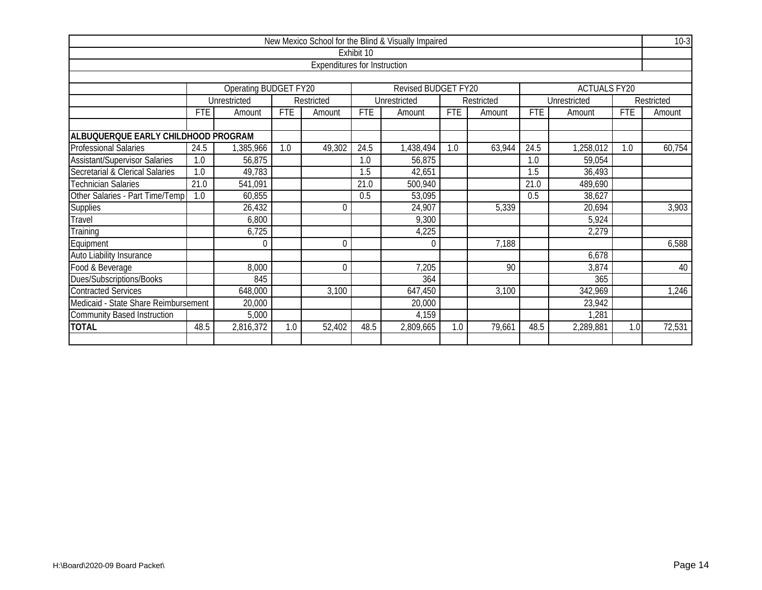New Mexico School for the Blind & Visually Impaired

Exhibit 10

Expenditures for Instruction

| | Operating BUDGET FY20 | | | | Revised BUDGET FY20 | | | | ACTUALS FY20 | | | |
|---|---|---|---|---|---|---|---|---|---|---|---|---|
| | Unrestricted | | Restricted | | Unrestricted | | Restricted | | Unrestricted | | Restricted | |
| | FTE | Amount | FTE | Amount | FTE | Amount | FTE | Amount | FTE | Amount | FTE | Amount |
| **ALBUQUERQUE EARLY CHILDHOOD PROGRAM** | | | | | | | | | | | | |
| Professional Salaries | 24.5 | 1,385,966 | 1.0 | 49,302 | 24.5 | 1,438,494 | 1.0 | 63,944 | 24.5 | 1,258,012 | 1.0 | 60,754 |
| Assistant/Supervisor Salaries | 1.0 | 56,875 | | | 1.0 | 56,875 | | | 1.0 | 59,054 | | |
| Secretarial & Clerical Salaries | 1.0 | 49,783 | | | 1.5 | 42,651 | | | 1.5 | 36,493 | | |
| Technician Salaries | 21.0 | 541,091 | | | 21.0 | 500,940 | | | 21.0 | 489,690 | | |
| Other Salaries - Part Time/Temp | 1.0 | 60,855 | | | 0.5 | 53,095 | | | 0.5 | 38,627 | | |
| Supplies | | 26,432 | | 0 | | 24,907 | | 5,339 | | 20,694 | | 3,903 |
| Travel | | 6,800 | | | | 9,300 | | | | 5,924 | | |
| Training | | 6,725 | | | | 4,225 | | | | 2,279 | | |
| Equipment | | 0 | | 0 | | 0 | | 7,188 | | | | 6,588 |
| Auto Liability Insurance | | | | | | | | | | 6,678 | | |
| Food & Beverage | | 8,000 | | 0 | | 7,205 | | 90 | | 3,874 | | 40 |
| Dues/Subscriptions/Books | | 845 | | | | 364 | | | | 365 | | |
| Contracted Services | | 648,000 | | 3,100 | | 647,450 | | 3,100 | | 342,969 | | 1,246 |
| Medicaid - State Share Reimbursement | | 20,000 | | | | 20,000 | | | | 23,942 | | |
| Community Based Instruction | | 5,000 | | | | 4,159 | | | | 1,281 | | |
| **TOTAL** | 48.5 | 2,816,372 | 1.0 | 52,402 | 48.5 | 2,809,665 | 1.0 | 79,661 | 48.5 | 2,289,881 | 1.0 | 72,531 |

H:\Board\2020-09 Board Packet\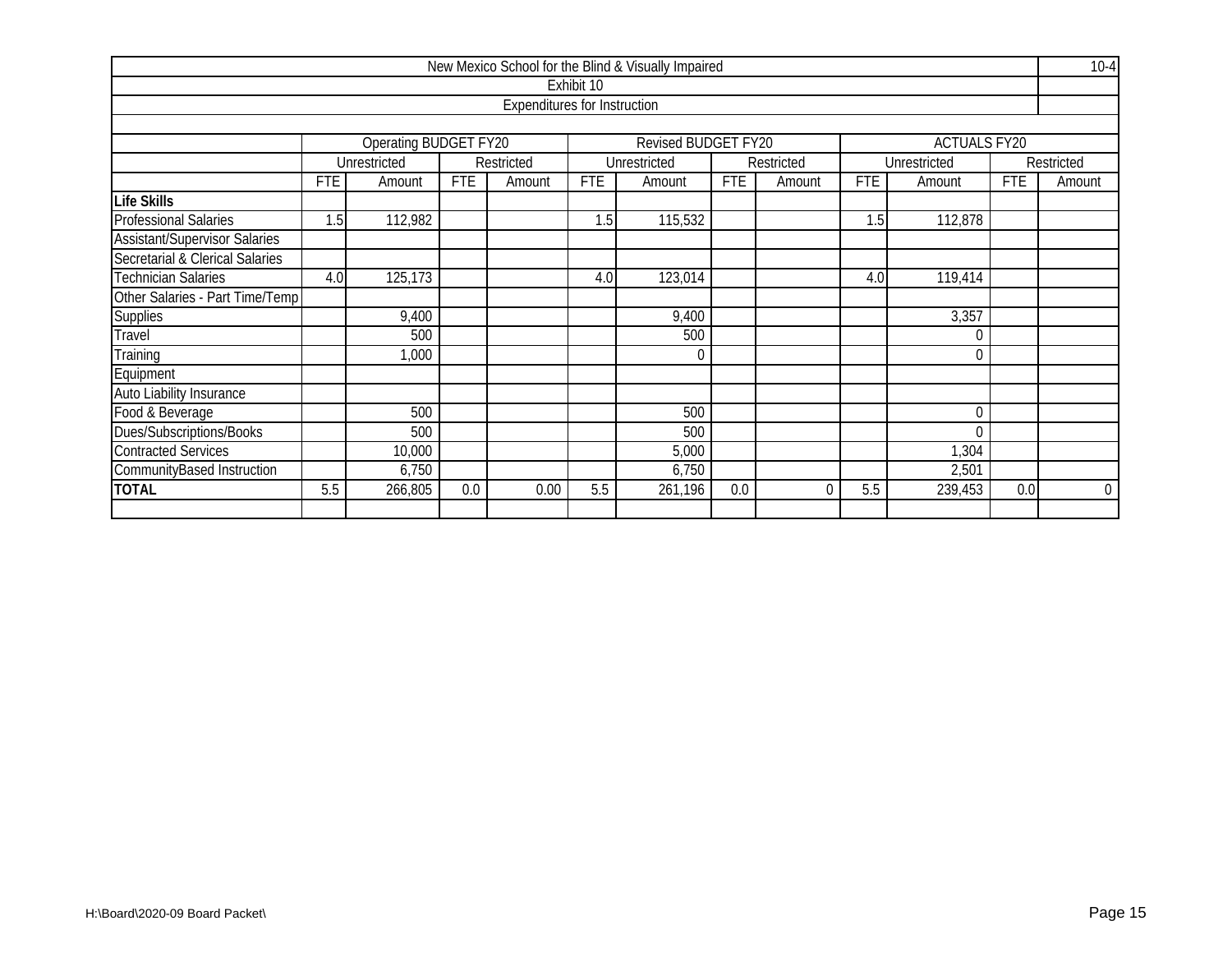| New Mexico School for the Blind & Visually Impaired | | | | | | | | | | | | | 10-4 |
|---|---|---|---|---|---|---|---|---|---|---|---|---|---|
| Exhibit 10 | | | | | | | | | | | | | |
| Expenditures for Instruction | | | | | | | | | | | | | |
| | Operating BUDGET FY20 | | | | Revised BUDGET FY20 | | | | ACTUALS FY20 | | | | |
| | Unrestricted | | Restricted | | Unrestricted | | Restricted | | Unrestricted | | Restricted | | |
| | FTE | Amount | FTE | Amount | FTE | Amount | FTE | Amount | FTE | Amount | FTE | Amount | |
| **Life Skills** | | | | | | | | | | | | | |
| Professional Salaries | 1.5 | 112,982 | | | 1.5 | 115,532 | | | 1.5 | 112,878 | | | |
| Assistant/Supervisor Salaries | | | | | | | | | | | | | |
| Secretarial & Clerical Salaries | | | | | | | | | | | | | |
| Technician Salaries | 4.0 | 125,173 | | | 4.0 | 123,014 | | | 4.0 | 119,414 | | | |
| Other Salaries - Part Time/Temp | | | | | | | | | | | | | |
| Supplies | | 9,400 | | | | 9,400 | | | | 3,357 | | | |
| Travel | | 500 | | | | 500 | | | | 0 | | | |
| Training | | 1,000 | | | | 0 | | | | 0 | | | |
| Equipment | | | | | | | | | | | | | |
| Auto Liability Insurance | | | | | | | | | | | | | |
| Food & Beverage | | 500 | | | | 500 | | | | 0 | | | |
| Dues/Subscriptions/Books | | 500 | | | | 500 | | | | 0 | | | |
| Contracted Services | | 10,000 | | | | 5,000 | | | | 1,304 | | | |
| CommunityBased Instruction | | 6,750 | | | | 6,750 | | | | 2,501 | | | |
| **TOTAL** | 5.5 | 266,805 | 0.0 | 0.00 | 5.5 | 261,196 | 0.0 | 0 | 5.5 | 239,453 | 0.0 | 0 | |

H:\Board\2020-09 Board Packet\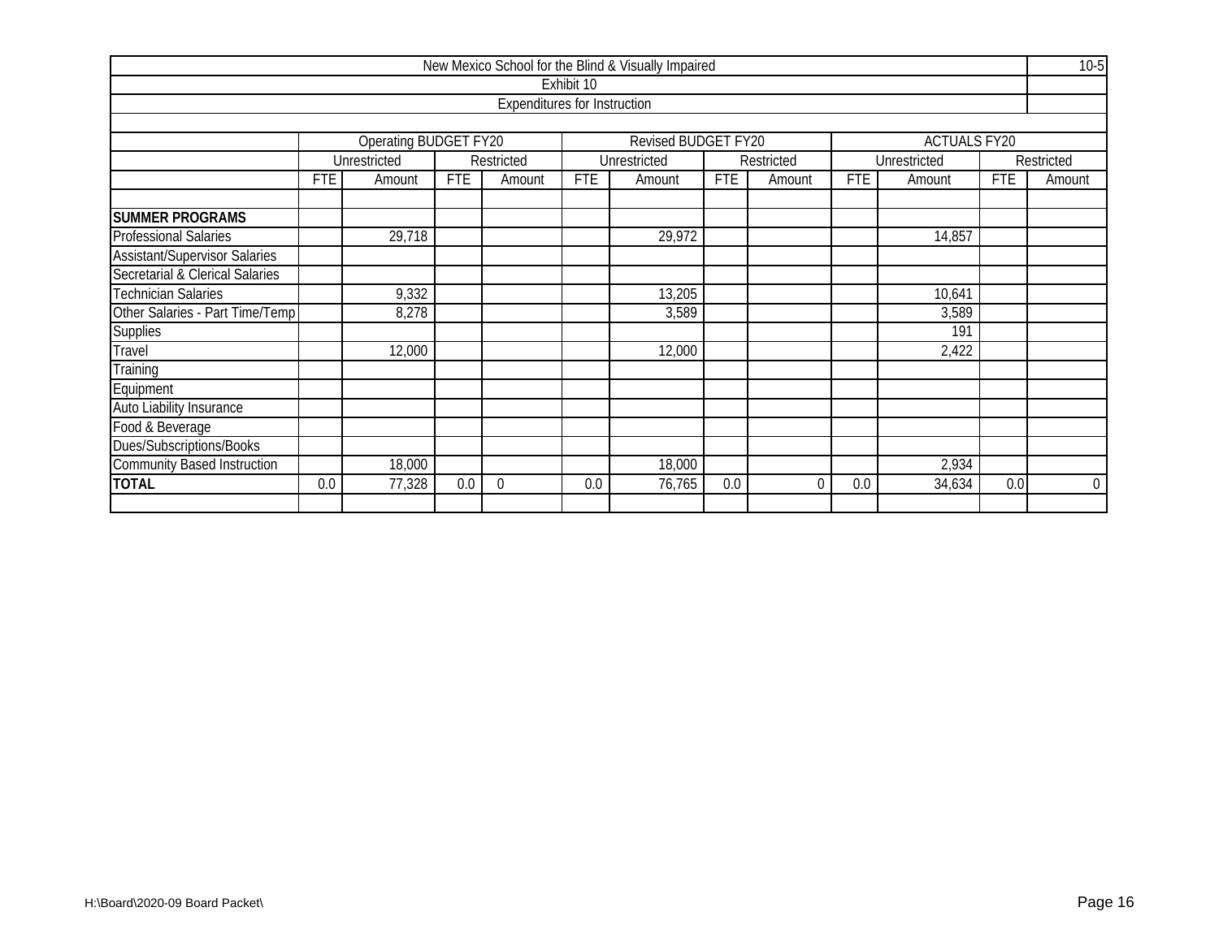| New Mexico School for the Blind & Visually Impaired | | | | | | | | | | | | |
|---|---|---|---|---|---|---|---|---|---|---|---|---|
| Exhibit 10 | | | | | | | | | | | | |
| Expenditures for Instruction | | | | | | | | | | | | |
| | Operating BUDGET FY20 | | | | Revised BUDGET FY20 | | | | ACTUALS FY20 | | | |
| | Unrestricted | | Restricted | | Unrestricted | | Restricted | | Unrestricted | | Restricted | |
| | FTE | Amount | FTE | Amount | FTE | Amount | FTE | Amount | FTE | Amount | FTE | Amount |
| **SUMMER PROGRAMS** | | | | | | | | | | | | |
| Professional Salaries | | 29,718 | | | | 29,972 | | | | 14,857 | | |
| Assistant/Supervisor Salaries | | | | | | | | | | | | |
| Secretarial & Clerical Salaries | | | | | | | | | | | | |
| Technician Salaries | | 9,332 | | | | 13,205 | | | | 10,641 | | |
| Other Salaries - Part Time/Temp | | 8,278 | | | | 3,589 | | | | 3,589 | | |
| Supplies | | | | | | | | | | 191 | | |
| Travel | | 12,000 | | | | 12,000 | | | | 2,422 | | |
| Training | | | | | | | | | | | | |
| Equipment | | | | | | | | | | | | |
| Auto Liability Insurance | | | | | | | | | | | | |
| Food & Beverage | | | | | | | | | | | | |
| Dues/Subscriptions/Books | | | | | | | | | | | | |
| Community Based Instruction | | 18,000 | | | | 18,000 | | | | 2,934 | | |
| **TOTAL** | 0.0 | 77,328 | 0.0 | 0 | 0.0 | 76,765 | 0.0 | 0 | 0.0 | 34,634 | 0.0 | 0 |

H:\Board\2020-09 Board Packet\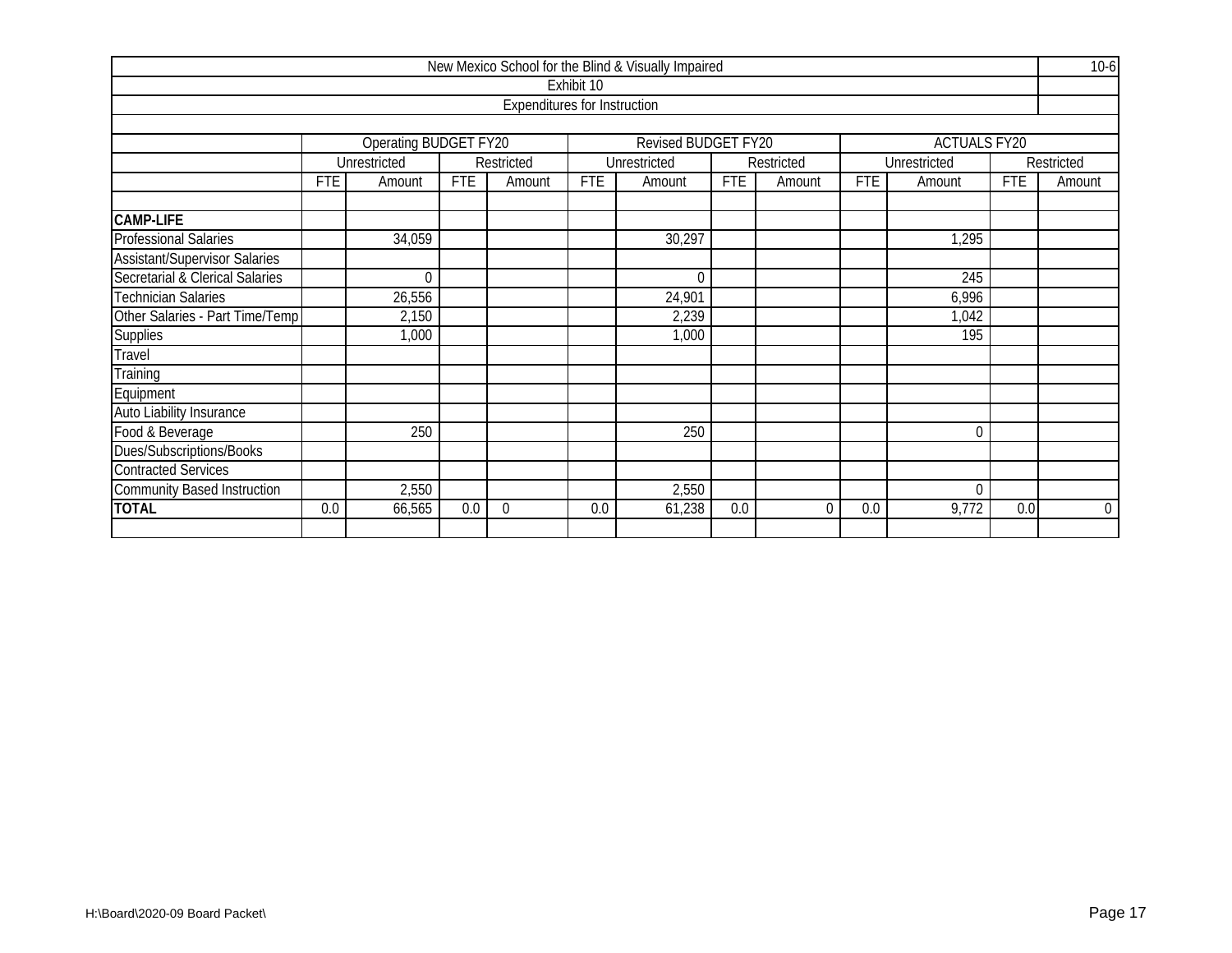| New Mexico School for the Blind & Visually Impaired | | | | | | | | | | | | | 10-6 |
|---|---|---|---|---|---|---|---|---|---|---|---|---|---|
| Exhibit 10 | | | | | | | | | | | | | |
| Expenditures for Instruction | | | | | | | | | | | | | |
| | Operating BUDGET FY20 | | | | Revised BUDGET FY20 | | | | ACTUALS FY20 | | | | |
| | Unrestricted | | Restricted | | Unrestricted | | Restricted | | Unrestricted | | Restricted | | |
| | FTE | Amount | FTE | Amount | FTE | Amount | FTE | Amount | FTE | Amount | FTE | Amount | |
| **CAMP-LIFE** | | | | | | | | | | | | | |
| Professional Salaries | | 34,059 | | | | 30,297 | | | | 1,295 | | | |
| Assistant/Supervisor Salaries | | | | | | | | | | | | | |
| Secretarial & Clerical Salaries | | 0 | | | | 0 | | | | 245 | | | |
| Technician Salaries | | 26,556 | | | | 24,901 | | | | 6,996 | | | |
| Other Salaries - Part Time/Temp | | 2,150 | | | | 2,239 | | | | 1,042 | | | |
| Supplies | | 1,000 | | | | 1,000 | | | | 195 | | | |
| Travel | | | | | | | | | | | | | |
| Training | | | | | | | | | | | | | |
| Equipment | | | | | | | | | | | | | |
| Auto Liability Insurance | | | | | | | | | | | | | |
| Food & Beverage | | 250 | | | | 250 | | | | 0 | | | |
| Dues/Subscriptions/Books | | | | | | | | | | | | | |
| Contracted Services | | | | | | | | | | | | | |
| Community Based Instruction | | 2,550 | | | | 2,550 | | | | 0 | | | |
| **TOTAL** | 0.0 | 66,565 | 0.0 | 0 | 0.0 | 61,238 | 0.0 | 0 | 0.0 | 9,772 | 0.0 | 0 | |

H:\Board\2020-09 Board Packet\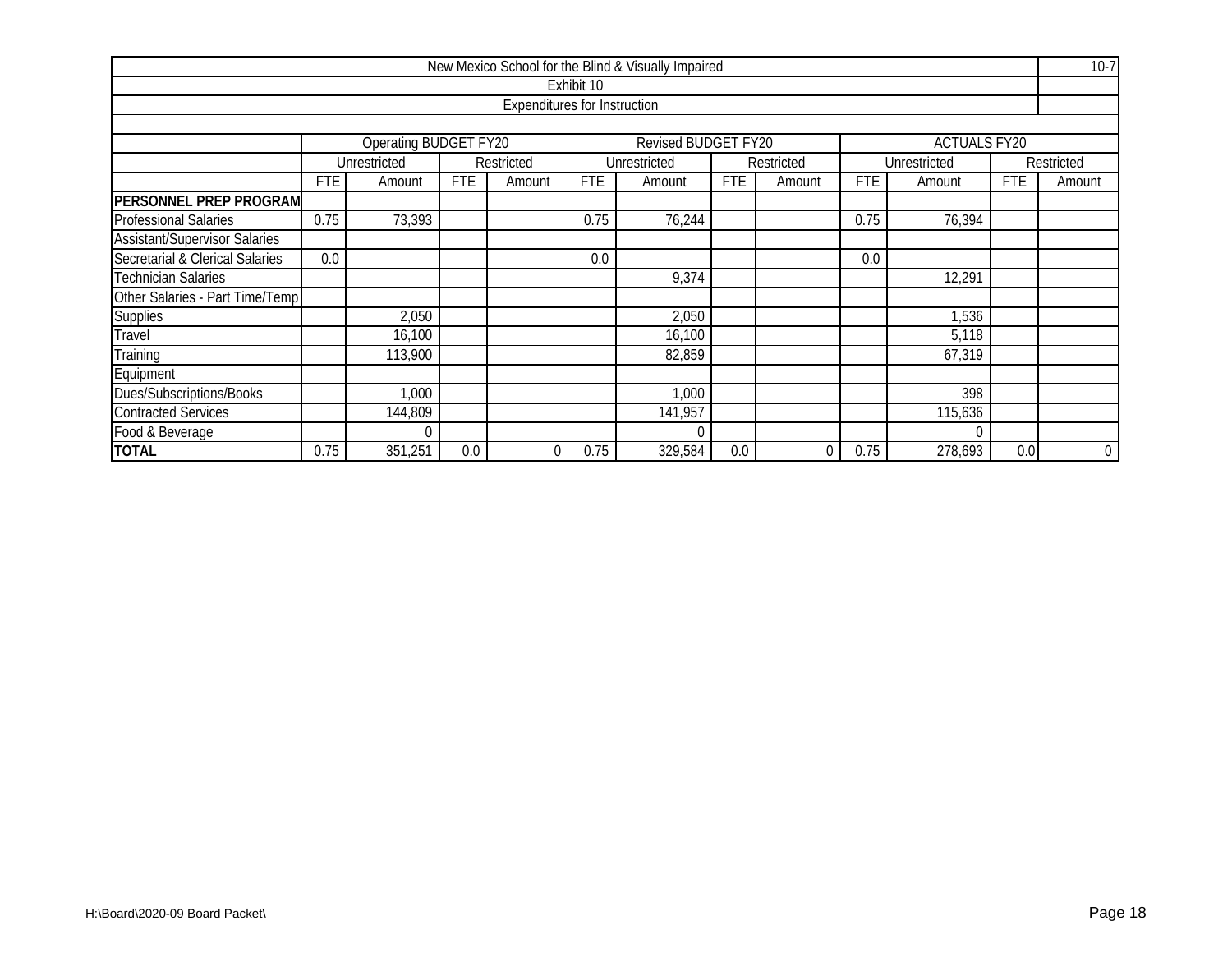New Mexico School for the Blind & Visually Impaired

Exhibit 10

Expenditures for Instruction

| | Operating BUDGET FY20 | | | | Revised BUDGET FY20 | | | | ACTUALS FY20 | | | |
|---|---|---|---|---|---|---|---|---|---|---|---|---|
| | Unrestricted | | Restricted | | Unrestricted | | Restricted | | Unrestricted | | Restricted | |
| | FTE | Amount | FTE | Amount | FTE | Amount | FTE | Amount | FTE | Amount | FTE | Amount |
| **PERSONNEL PREP PROGRAM** | | | | | | | | | | | | |
| Professional Salaries | 0.75 | 73,393 | | | 0.75 | 76,244 | | | 0.75 | 76,394 | | |
| Assistant/Supervisor Salaries | | | | | | | | | | | | |
| Secretarial & Clerical Salaries | 0.0 | | | | 0.0 | | | | 0.0 | | | |
| Technician Salaries | | | | | | 9,374 | | | | 12,291 | | |
| Other Salaries - Part Time/Temp | | | | | | | | | | | | |
| Supplies | | 2,050 | | | | 2,050 | | | | 1,536 | | |
| Travel | | 16,100 | | | | 16,100 | | | | 5,118 | | |
| Training | | 113,900 | | | | 82,859 | | | | 67,319 | | |
| Equipment | | | | | | | | | | | | |
| Dues/Subscriptions/Books | | 1,000 | | | | 1,000 | | | | 398 | | |
| Contracted Services | | 144,809 | | | | 141,957 | | | | 115,636 | | |
| Food & Beverage | | 0 | | | | 0 | | | | 0 | | |
| **TOTAL** | 0.75 | 351,251 | 0.0 | 0 | 0.75 | 329,584 | 0.0 | 0 | 0.75 | 278,693 | 0.0 | 0 |

H:\Board\2020-09 Board Packet\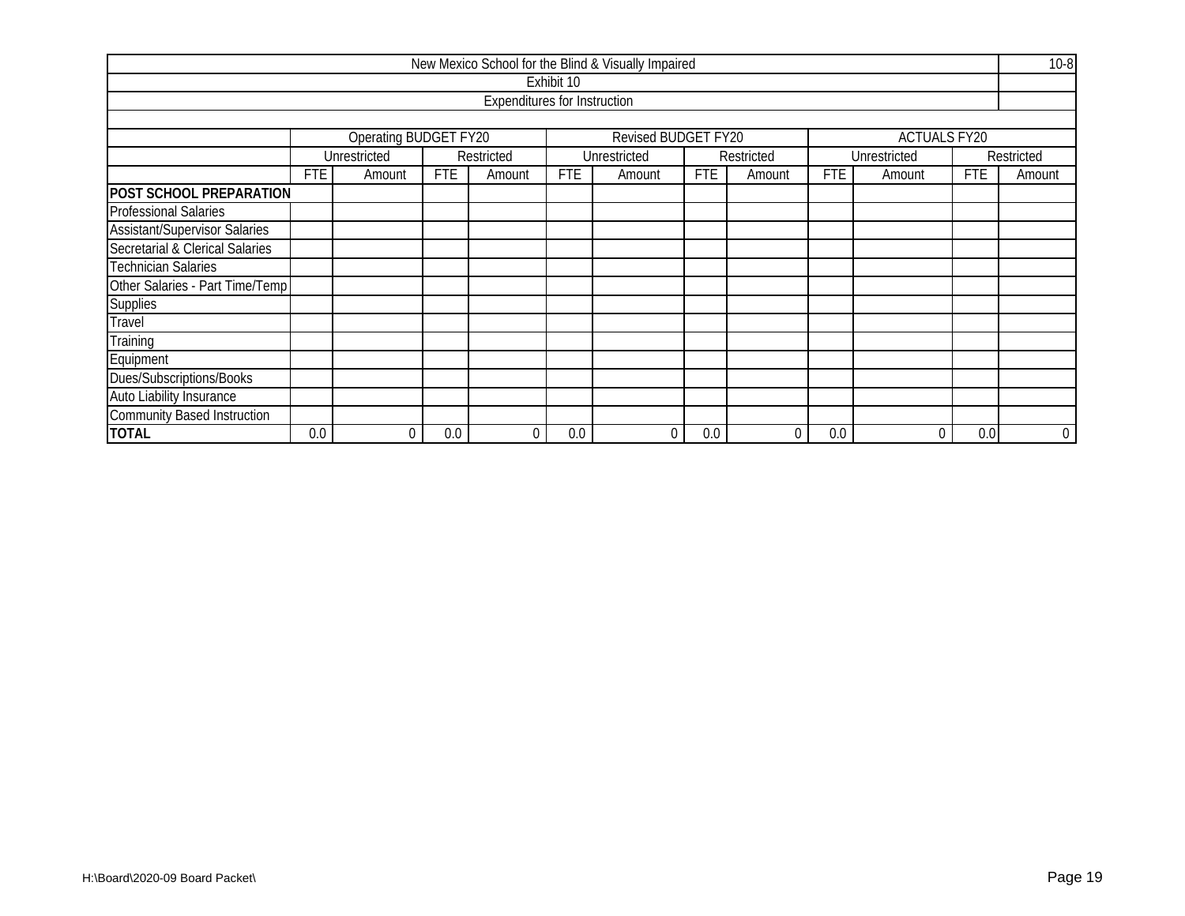| New Mexico School for the Blind & Visually Impaired | | | | | | | | | | | | | 10-8 |
|---|---|---|---|---|---|---|---|---|---|---|---|---|---|
| Exhibit 10 | | | | | | | | | | | | | |
| Expenditures for Instruction | | | | | | | | | | | | | |
| | Operating BUDGET FY20 | | | | Revised BUDGET FY20 | | | | ACTUALS FY20 | | | | |
| | Unrestricted | | Restricted | | Unrestricted | | Restricted | | Unrestricted | | Restricted | | |
| | FTE | Amount | FTE | Amount | FTE | Amount | FTE | Amount | FTE | Amount | FTE | Amount | |
| **POST SCHOOL PREPARATION** | | | | | | | | | | | | | |
| Professional Salaries | | | | | | | | | | | | | |
| Assistant/Supervisor Salaries | | | | | | | | | | | | | |
| Secretarial & Clerical Salaries | | | | | | | | | | | | | |
| Technician Salaries | | | | | | | | | | | | | |
| Other Salaries - Part Time/Temp | | | | | | | | | | | | | |
| Supplies | | | | | | | | | | | | | |
| Travel | | | | | | | | | | | | | |
| Training | | | | | | | | | | | | | |
| Equipment | | | | | | | | | | | | | |
| Dues/Subscriptions/Books | | | | | | | | | | | | | |
| Auto Liability Insurance | | | | | | | | | | | | | |
| Community Based Instruction | | | | | | | | | | | | | |
| **TOTAL** | 0.0 | 0 | 0.0 | 0 | 0.0 | 0 | 0.0 | 0 | 0.0 | 0 | 0.0 | 0 | |

H:\Board\2020-09 Board Packet\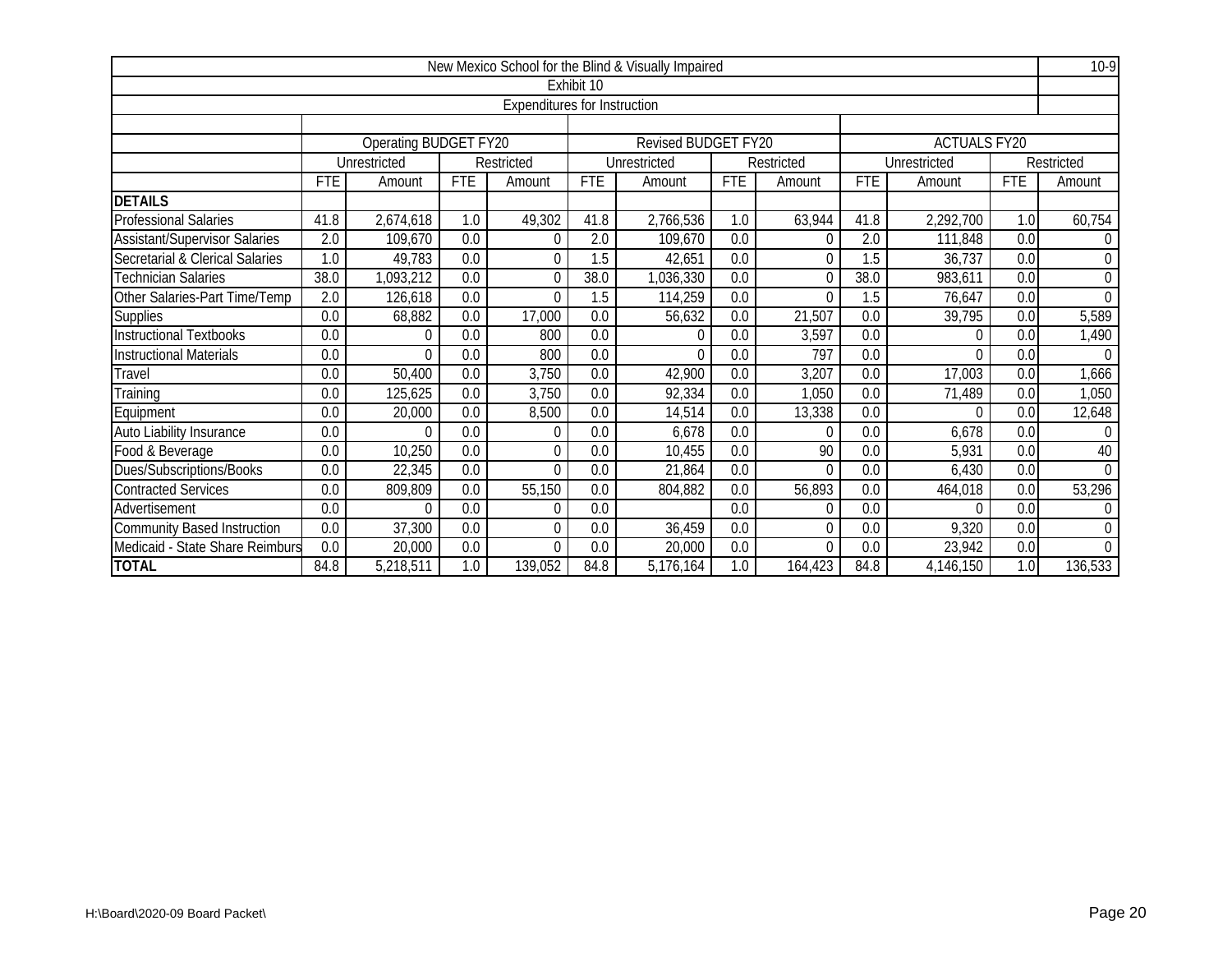New Mexico School for the Blind & Visually Impaired

10-9

Exhibit 10

Expenditures for Instruction

| | Operating BUDGET FY20 | | | | Revised BUDGET FY20 | | | | ACTUALS FY20 | | | |
|---|---|---|---|---|---|---|---|---|---|---|---|---|
| | Unrestricted | | Restricted | | Unrestricted | | Restricted | | Unrestricted | | Restricted | |
| | FTE | Amount | FTE | Amount | FTE | Amount | FTE | Amount | FTE | Amount | FTE | Amount |
| **DETAILS** | | | | | | | | | | | | |
| Professional Salaries | 41.8 | 2,674,618 | 1.0 | 49,302 | 41.8 | 2,766,536 | 1.0 | 63,944 | 41.8 | 2,292,700 | 1.0 | 60,754 |
| Assistant/Supervisor Salaries | 2.0 | 109,670 | 0.0 | 0 | 2.0 | 109,670 | 0.0 | 0 | 2.0 | 111,848 | 0.0 | 0 |
| Secretarial & Clerical Salaries | 1.0 | 49,783 | 0.0 | 0 | 1.5 | 42,651 | 0.0 | 0 | 1.5 | 36,737 | 0.0 | 0 |
| Technician Salaries | 38.0 | 1,093,212 | 0.0 | 0 | 38.0 | 1,036,330 | 0.0 | 0 | 38.0 | 983,611 | 0.0 | 0 |
| Other Salaries-Part Time/Temp | 2.0 | 126,618 | 0.0 | 0 | 1.5 | 114,259 | 0.0 | 0 | 1.5 | 76,647 | 0.0 | 0 |
| Supplies | 0.0 | 68,882 | 0.0 | 17,000 | 0.0 | 56,632 | 0.0 | 21,507 | 0.0 | 39,795 | 0.0 | 5,589 |
| Instructional Textbooks | 0.0 | 0 | 0.0 | 800 | 0.0 | 0 | 0.0 | 3,597 | 0.0 | 0 | 0.0 | 1,490 |
| Instructional Materials | 0.0 | 0 | 0.0 | 800 | 0.0 | 0 | 0.0 | 797 | 0.0 | 0 | 0.0 | 0 |
| Travel | 0.0 | 50,400 | 0.0 | 3,750 | 0.0 | 42,900 | 0.0 | 3,207 | 0.0 | 17,003 | 0.0 | 1,666 |
| Training | 0.0 | 125,625 | 0.0 | 3,750 | 0.0 | 92,334 | 0.0 | 1,050 | 0.0 | 71,489 | 0.0 | 1,050 |
| Equipment | 0.0 | 20,000 | 0.0 | 8,500 | 0.0 | 14,514 | 0.0 | 13,338 | 0.0 | 0 | 0.0 | 12,648 |
| Auto Liability Insurance | 0.0 | 0 | 0.0 | 0 | 0.0 | 6,678 | 0.0 | 0 | 0.0 | 6,678 | 0.0 | 0 |
| Food & Beverage | 0.0 | 10,250 | 0.0 | 0 | 0.0 | 10,455 | 0.0 | 90 | 0.0 | 5,931 | 0.0 | 40 |
| Dues/Subscriptions/Books | 0.0 | 22,345 | 0.0 | 0 | 0.0 | 21,864 | 0.0 | 0 | 0.0 | 6,430 | 0.0 | 0 |
| Contracted Services | 0.0 | 809,809 | 0.0 | 55,150 | 0.0 | 804,882 | 0.0 | 56,893 | 0.0 | 464,018 | 0.0 | 53,296 |
| Advertisement | 0.0 | 0 | 0.0 | 0 | 0.0 | | 0.0 | 0 | 0.0 | 0 | 0.0 | 0 |
| Community Based Instruction | 0.0 | 37,300 | 0.0 | 0 | 0.0 | 36,459 | 0.0 | 0 | 0.0 | 9,320 | 0.0 | 0 |
| Medicaid - State Share Reimburs | 0.0 | 20,000 | 0.0 | 0 | 0.0 | 20,000 | 0.0 | 0 | 0.0 | 23,942 | 0.0 | 0 |
| **TOTAL** | 84.8 | 5,218,511 | 1.0 | 139,052 | 84.8 | 5,176,164 | 1.0 | 164,423 | 84.8 | 4,146,150 | 1.0 | 136,533 |

H:\Board\2020-09 Board Packet\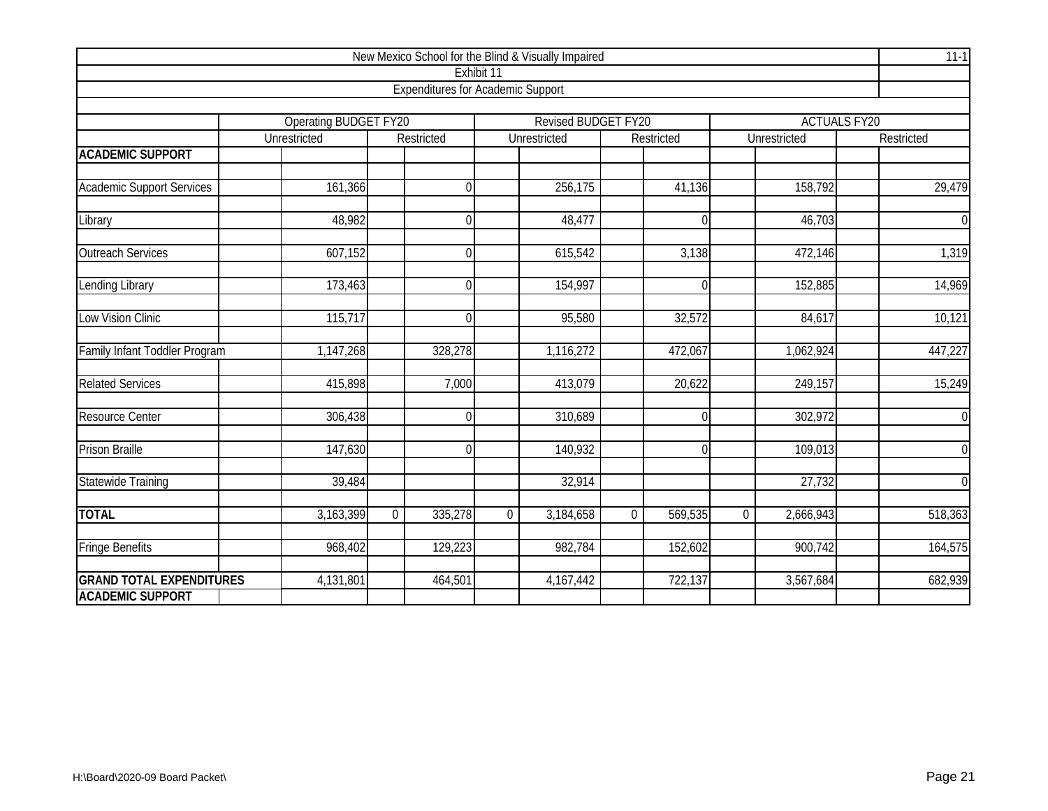New Mexico School for the Blind & Visually Impaired

11-1

Exhibit 11

Expenditures for Academic Support

| | Operating BUDGET FY20 | | Revised BUDGET FY20 | | ACTUALS FY20 | |
|---|---|---|---|---|---|---|
| | Unrestricted | Restricted | Unrestricted | Restricted | Unrestricted | Restricted |
| **ACADEMIC SUPPORT** | | | | | | |
| Academic Support Services | 161,366 | 0 | 256,175 | 41,136 | 158,792 | 29,479 |
| Library | 48,982 | 0 | 48,477 | 0 | 46,703 | 0 |
| Outreach Services | 607,152 | 0 | 615,542 | 3,138 | 472,146 | 1,319 |
| Lending Library | 173,463 | 0 | 154,997 | 0 | 152,885 | 14,969 |
| Low Vision Clinic | 115,717 | 0 | 95,580 | 32,572 | 84,617 | 10,121 |
| Family Infant Toddler Program | 1,147,268 | 328,278 | 1,116,272 | 472,067 | 1,062,924 | 447,227 |
| Related Services | 415,898 | 7,000 | 413,079 | 20,622 | 249,157 | 15,249 |
| Resource Center | 306,438 | 0 | 310,689 | 0 | 302,972 | 0 |
| Prison Braille | 147,630 | 0 | 140,932 | 0 | 109,013 | 0 |
| Statewide Training | 39,484 | | 32,914 | | 27,732 | 0 |
| **TOTAL** | 3,163,399 | 0 335,278 | 0 3,184,658 | 0 569,535 | 0 2,666,943 | 518,363 |
| Fringe Benefits | 968,402 | 129,223 | 982,784 | 152,602 | 900,742 | 164,575 |
| **GRAND TOTAL EXPENDITURES ACADEMIC SUPPORT** | 4,131,801 | 464,501 | 4,167,442 | 722,137 | 3,567,684 | 682,939 |

H:\Board\2020-09 Board Packet\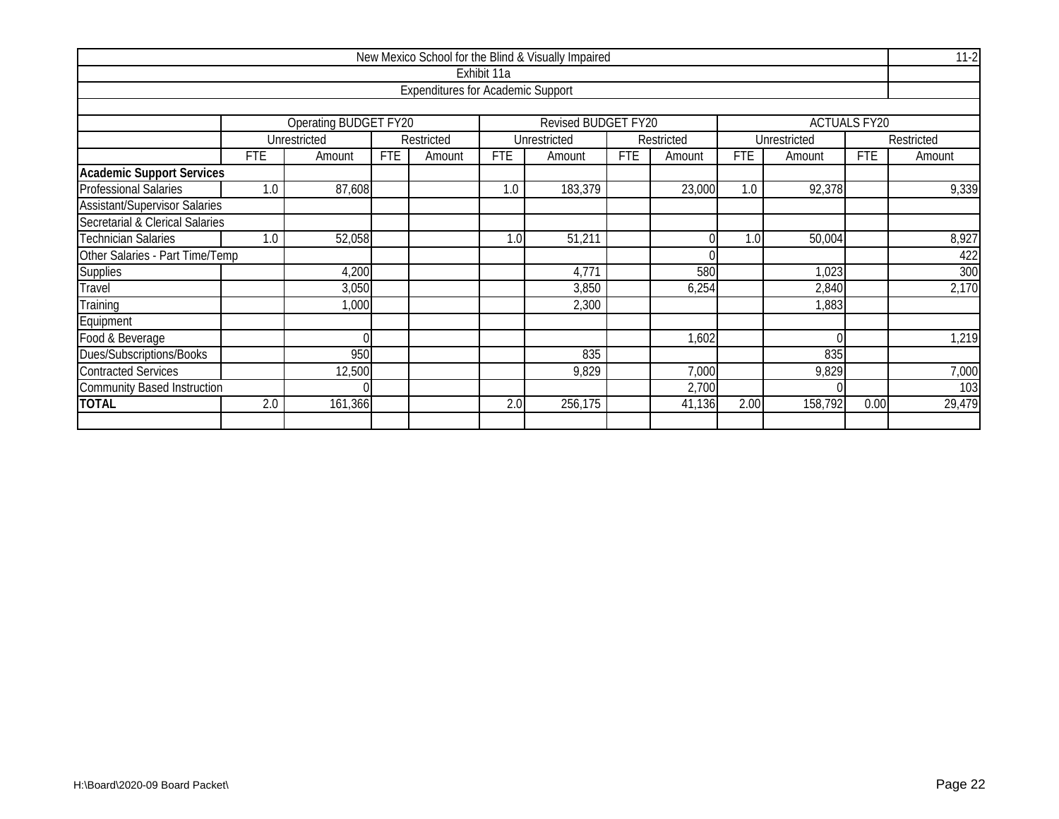New Mexico School for the Blind & Visually Impaired

11-2

Exhibit 11a

Expenditures for Academic Support

| | Operating BUDGET FY20 | | | | Revised BUDGET FY20 | | | | ACTUALS FY20 | | | |
|---|---|---|---|---|---|---|---|---|---|---|---|---|
| | Unrestricted | | Restricted | | Unrestricted | | Restricted | | Unrestricted | | Restricted | |
| | FTE | Amount | FTE | Amount | FTE | Amount | FTE | Amount | FTE | Amount | FTE | Amount |
| **Academic Support Services** | | | | | | | | | | | | |
| Professional Salaries | 1.0 | 87,608 | | | 1.0 | 183,379 | | 23,000 | 1.0 | 92,378 | | 9,339 |
| Assistant/Supervisor Salaries | | | | | | | | | | | | |
| Secretarial & Clerical Salaries | | | | | | | | | | | | |
| Technician Salaries | 1.0 | 52,058 | | | 1.0 | 51,211 | | 0 | 1.0 | 50,004 | | 8,927 |
| Other Salaries - Part Time/Temp | | | | | | | | 0 | | | | 422 |
| Supplies | | 4,200 | | | | 4,771 | | 580 | | 1,023 | | 300 |
| Travel | | 3,050 | | | | 3,850 | | 6,254 | | 2,840 | | 2,170 |
| Training | | 1,000 | | | | 2,300 | | | | 1,883 | | |
| Equipment | | | | | | | | | | | | |
| Food & Beverage | | 0 | | | | | | 1,602 | | 0 | | 1,219 |
| Dues/Subscriptions/Books | | 950 | | | | 835 | | | | 835 | | |
| Contracted Services | | 12,500 | | | | 9,829 | | 7,000 | | 9,829 | | 7,000 |
| Community Based Instruction | | 0 | | | | | | 2,700 | | 0 | | 103 |
| **TOTAL** | 2.0 | 161,366 | | | 2.0 | 256,175 | | 41,136 | 2.00 | 158,792 | 0.00 | 29,479 |

H:\Board\2020-09 Board Packet\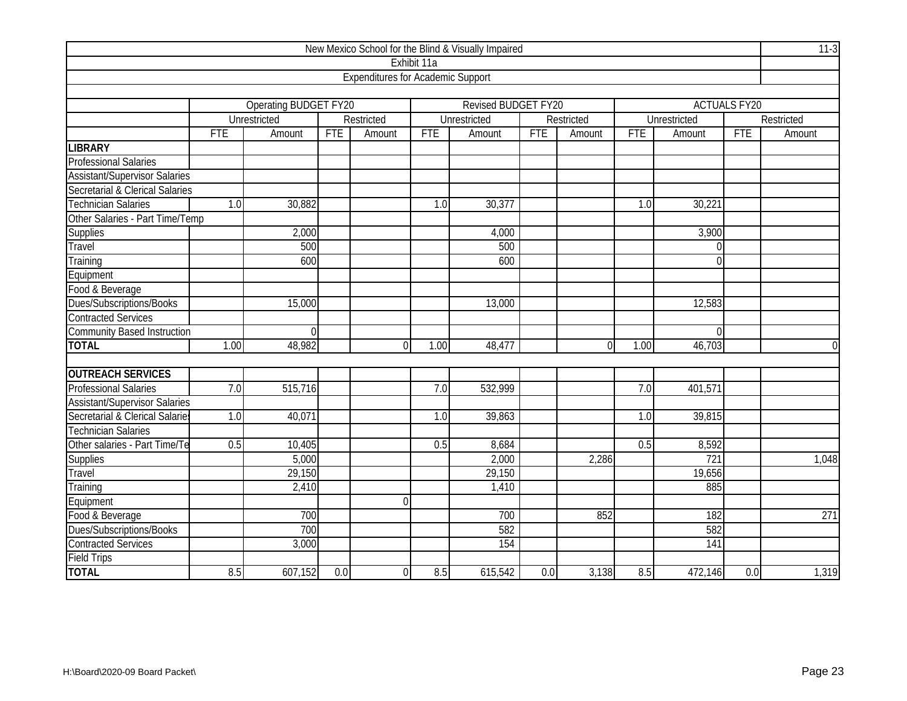| New Mexico School for the Blind & Visually Impaired | | | | | | | | | | | | | 11-3 |
|---|---|---|---|---|---|---|---|---|---|---|---|---|---|
| Exhibit 11a | | | | | | | | | | | | | |
| Expenditures for Academic Support | | | | | | | | | | | | | |
| | Operating BUDGET FY20 | | | | Revised BUDGET FY20 | | | | ACTUALS FY20 | | | | |
| | Unrestricted | | Restricted | | Unrestricted | | Restricted | | Unrestricted | | Restricted | | |
| | FTE | Amount | FTE | Amount | FTE | Amount | FTE | Amount | FTE | Amount | FTE | Amount | |
| **LIBRARY** | | | | | | | | | | | | | |
| Professional Salaries | | | | | | | | | | | | | |
| Assistant/Supervisor Salaries | | | | | | | | | | | | | |
| Secretarial & Clerical Salaries | | | | | | | | | | | | | |
| Technician Salaries | 1.0 | 30,882 | | | 1.0 | 30,377 | | | 1.0 | 30,221 | | | |
| Other Salaries - Part Time/Temp | | | | | | | | | | | | | |
| Supplies | | 2,000 | | | | 4,000 | | | | 3,900 | | | |
| Travel | | 500 | | | | 500 | | | | 0 | | | |
| Training | | 600 | | | | 600 | | | | 0 | | | |
| Equipment | | | | | | | | | | | | | |
| Food & Beverage | | | | | | | | | | | | | |
| Dues/Subscriptions/Books | | 15,000 | | | | 13,000 | | | | 12,583 | | | |
| Contracted Services | | | | | | | | | | | | | |
| Community Based Instruction | | 0 | | | | | | | | 0 | | | |
| **TOTAL** | 1.00 | 48,982 | | 0 | 1.00 | 48,477 | | 0 | 1.00 | 46,703 | | 0 | |
| | | | | | | | | | | | | | |
| **OUTREACH SERVICES** | | | | | | | | | | | | | |
| Professional Salaries | 7.0 | 515,716 | | | 7.0 | 532,999 | | | 7.0 | 401,571 | | | |
| Assistant/Supervisor Salaries | | | | | | | | | | | | | |
| Secretarial & Clerical Salaries | 1.0 | 40,071 | | | 1.0 | 39,863 | | | 1.0 | 39,815 | | | |
| Technician Salaries | | | | | | | | | | | | | |
| Other salaries - Part Time/Te | 0.5 | 10,405 | | | 0.5 | 8,684 | | | 0.5 | 8,592 | | | |
| Supplies | | 5,000 | | | | 2,000 | | 2,286 | | 721 | | 1,048 | |
| Travel | | 29,150 | | | | 29,150 | | | | 19,656 | | | |
| Training | | 2,410 | | | | 1,410 | | | | 885 | | | |
| Equipment | | | | 0 | | | | | | | | | |
| Food & Beverage | | 700 | | | | 700 | | 852 | | 182 | | 271 | |
| Dues/Subscriptions/Books | | 700 | | | | 582 | | | | 582 | | | |
| Contracted Services | | 3,000 | | | | 154 | | | | 141 | | | |
| Field Trips | | | | | | | | | | | | | |
| **TOTAL** | 8.5 | 607,152 | 0.0 | 0 | 8.5 | 615,542 | 0.0 | 3,138 | 8.5 | 472,146 | 0.0 | 1,319 | |

H:\Board\2020-09 Board Packet\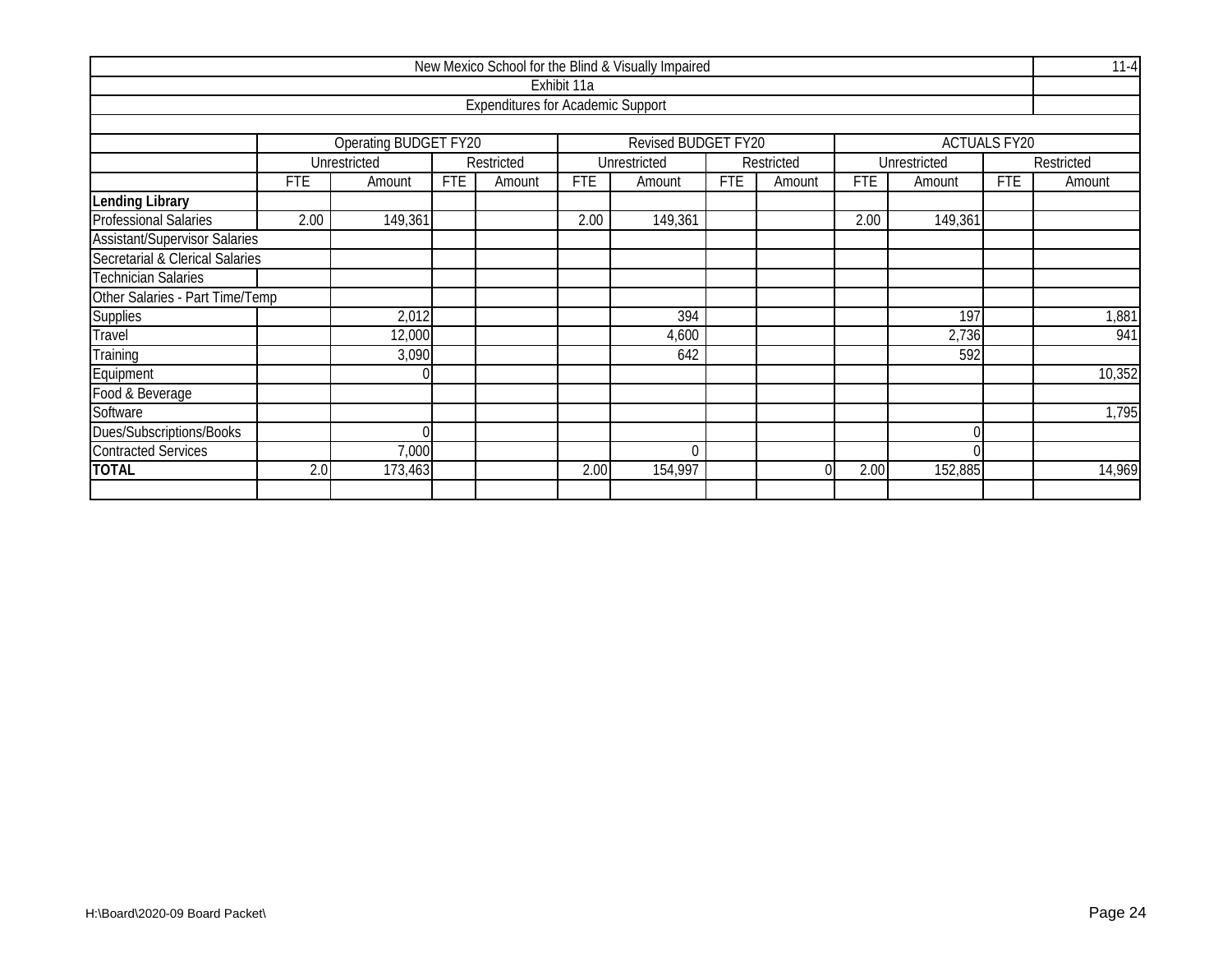New Mexico School for the Blind & Visually Impaired

11-4

Exhibit 11a

Expenditures for Academic Support

| | Operating BUDGET FY20 | | | | Revised BUDGET FY20 | | | | ACTUALS FY20 | | | |
|---|---|---|---|---|---|---|---|---|---|---|---|---|
| | Unrestricted | | Restricted | | Unrestricted | | Restricted | | Unrestricted | | Restricted | |
| | FTE | Amount | FTE | Amount | FTE | Amount | FTE | Amount | FTE | Amount | FTE | Amount |
| **Lending Library** | | | | | | | | | | | | |
| Professional Salaries | 2.00 | 149,361 | | | 2.00 | 149,361 | | | 2.00 | 149,361 | | |
| Assistant/Supervisor Salaries | | | | | | | | | | | | |
| Secretarial & Clerical Salaries | | | | | | | | | | | | |
| Technician Salaries | | | | | | | | | | | | |
| Other Salaries - Part Time/Temp | | | | | | | | | | | | |
| Supplies | | 2,012 | | | | 394 | | | | 197 | | 1,881 |
| Travel | | 12,000 | | | | 4,600 | | | | 2,736 | | 941 |
| Training | | 3,090 | | | | 642 | | | | 592 | | |
| Equipment | | 0 | | | | | | | | | | 10,352 |
| Food & Beverage | | | | | | | | | | | | |
| Software | | | | | | | | | | | | 1,795 |
| Dues/Subscriptions/Books | | 0 | | | | | | | | 0 | | |
| Contracted Services | | 7,000 | | | | 0 | | | | 0 | | |
| **TOTAL** | 2.0 | 173,463 | | | 2.00 | 154,997 | | 0 | 2.00 | 152,885 | | 14,969 |

H:\Board\2020-09 Board Packet\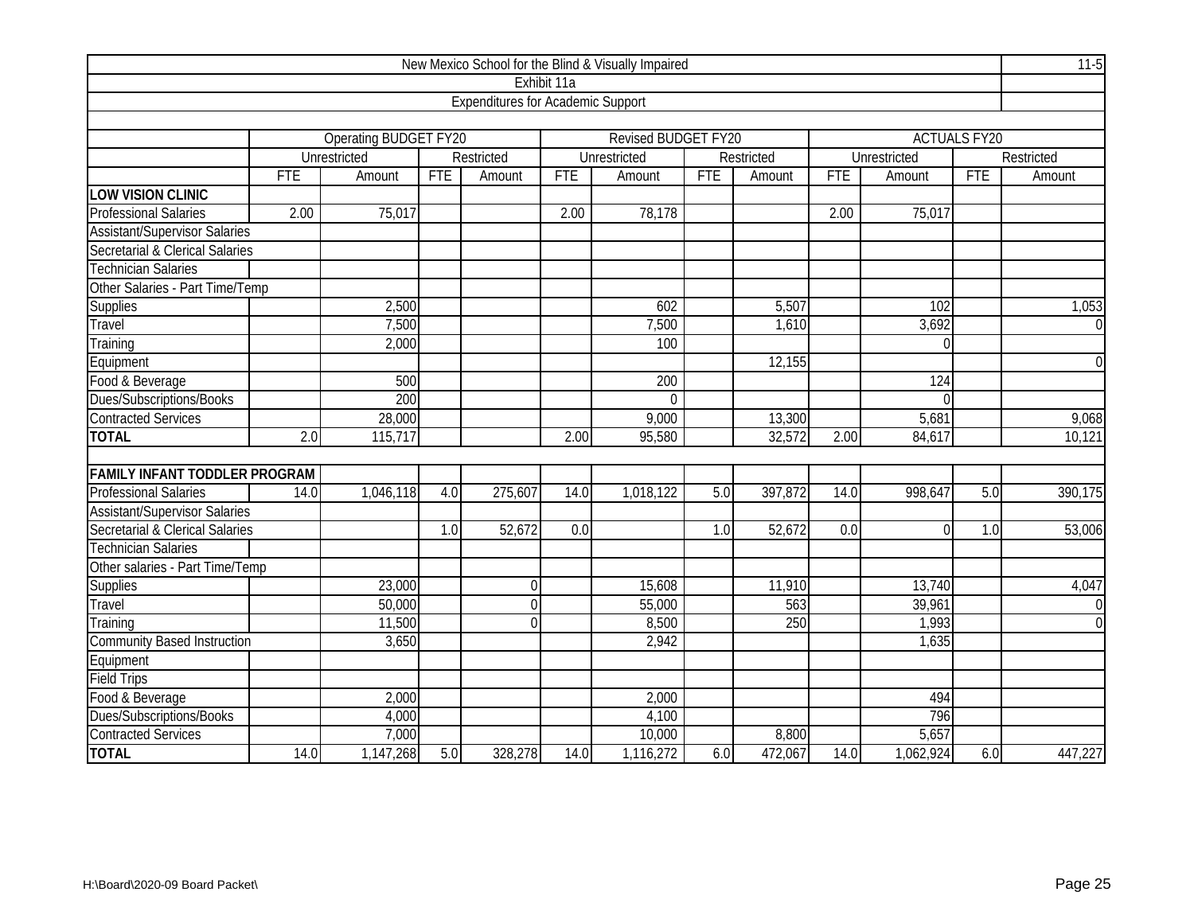| New Mexico School for the Blind & Visually Impaired | | | | | | | | | | | | | 11-5 |
|---|---|---|---|---|---|---|---|---|---|---|---|---|---|
| Exhibit 11a | | | | | | | | | | | | | |
| Expenditures for Academic Support | | | | | | | | | | | | | |
| | Operating BUDGET FY20 | | | | Revised BUDGET FY20 | | | | ACTUALS FY20 | | | | |
| | Unrestricted | | Restricted | | Unrestricted | | Restricted | | Unrestricted | | Restricted | | |
| | FTE | Amount | FTE | Amount | FTE | Amount | FTE | Amount | FTE | Amount | FTE | Amount | |
| **LOW VISION CLINIC** | | | | | | | | | | | | | |
| Professional Salaries | 2.00 | 75,017 | | | 2.00 | 78,178 | | | 2.00 | 75,017 | | | |
| Assistant/Supervisor Salaries | | | | | | | | | | | | | |
| Secretarial & Clerical Salaries | | | | | | | | | | | | | |
| Technician Salaries | | | | | | | | | | | | | |
| Other Salaries - Part Time/Temp | | | | | | | | | | | | | |
| Supplies | | 2,500 | | | | 602 | | 5,507 | | 102 | | 1,053 | |
| Travel | | 7,500 | | | | 7,500 | | 1,610 | | 3,692 | | 0 | |
| Training | | 2,000 | | | | 100 | | | | 0 | | | |
| Equipment | | | | | | | | 12,155 | | | | 0 | |
| Food & Beverage | | 500 | | | | 200 | | | | 124 | | | |
| Dues/Subscriptions/Books | | 200 | | | | 0 | | | | 0 | | | |
| Contracted Services | | 28,000 | | | | 9,000 | | 13,300 | | 5,681 | | 9,068 | |
| **TOTAL** | 2.0 | 115,717 | | | 2.00 | 95,580 | | 32,572 | 2.00 | 84,617 | | 10,121 | |
| | | | | | | | | | | | | | |
| **FAMILY INFANT TODDLER PROGRAM** | | | | | | | | | | | | | |
| Professional Salaries | 14.0 | 1,046,118 | 4.0 | 275,607 | 14.0 | 1,018,122 | 5.0 | 397,872 | 14.0 | 998,647 | 5.0 | 390,175 | |
| Assistant/Supervisor Salaries | | | | | | | | | | | | | |
| Secretarial & Clerical Salaries | | | 1.0 | 52,672 | 0.0 | | 1.0 | 52,672 | 0.0 | 0 | 1.0 | 53,006 | |
| Technician Salaries | | | | | | | | | | | | | |
| Other salaries - Part Time/Temp | | | | | | | | | | | | | |
| Supplies | | 23,000 | | 0 | | 15,608 | | 11,910 | | 13,740 | | 4,047 | |
| Travel | | 50,000 | | 0 | | 55,000 | | 563 | | 39,961 | | 0 | |
| Training | | 11,500 | | 0 | | 8,500 | | 250 | | 1,993 | | 0 | |
| Community Based Instruction | | 3,650 | | | | 2,942 | | | | 1,635 | | | |
| Equipment | | | | | | | | | | | | | |
| Field Trips | | | | | | | | | | | | | |
| Food & Beverage | | 2,000 | | | | 2,000 | | | | 494 | | | |
| Dues/Subscriptions/Books | | 4,000 | | | | 4,100 | | | | 796 | | | |
| Contracted Services | | 7,000 | | | | 10,000 | | 8,800 | | 5,657 | | | |
| **TOTAL** | 14.0 | 1,147,268 | 5.0 | 328,278 | 14.0 | 1,116,272 | 6.0 | 472,067 | 14.0 | 1,062,924 | 6.0 | 447,227 | |

H:\Board\2020-09 Board Packet\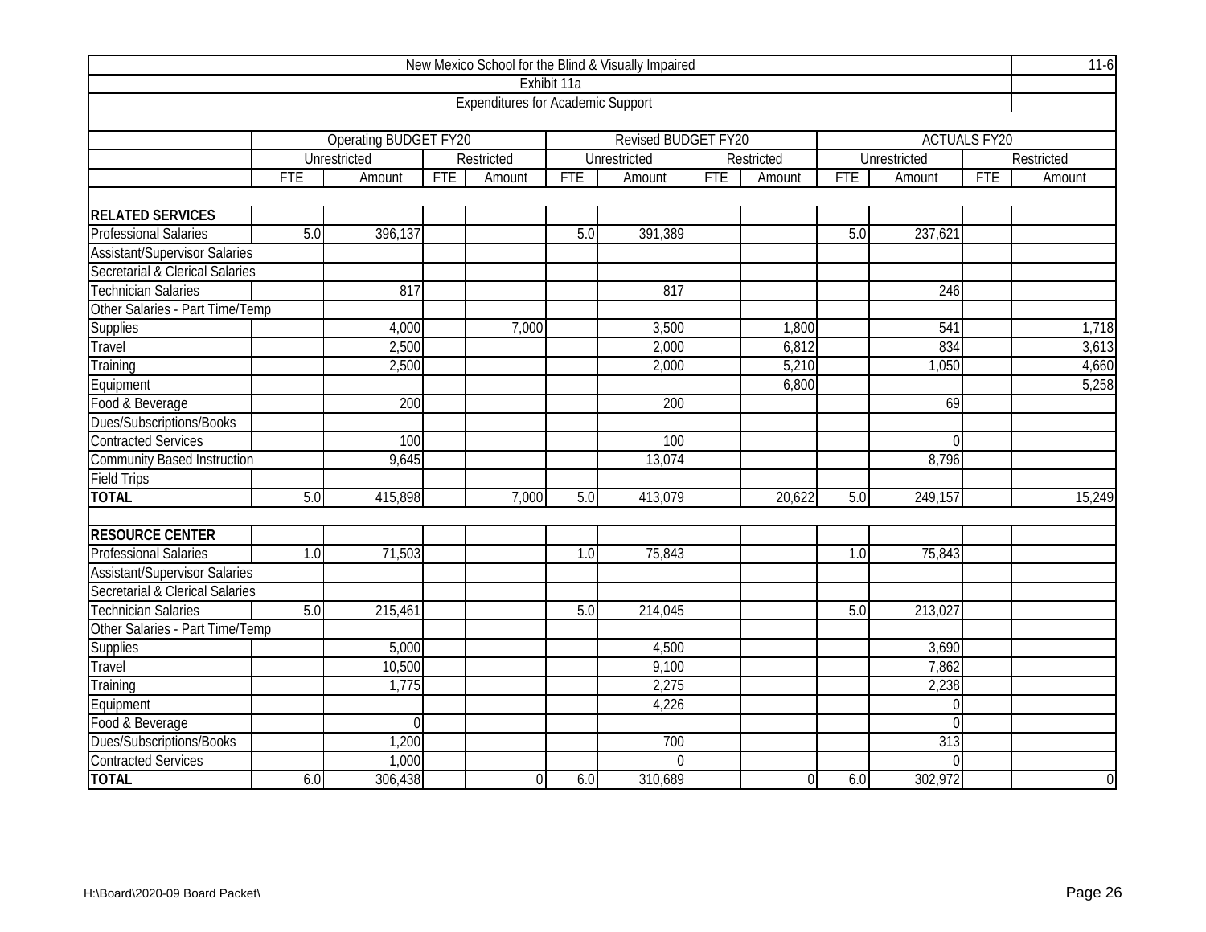New Mexico School for the Blind & Visually Impaired

11-6

Exhibit 11a

Expenditures for Academic Support

| | Operating BUDGET FY20 | | | | Revised BUDGET FY20 | | | | ACTUALS FY20 | | | |
|---|---|---|---|---|---|---|---|---|---|---|---|---|
| | Unrestricted | | Restricted | | Unrestricted | | Restricted | | Unrestricted | | Restricted | |
| | FTE | Amount | FTE | Amount | FTE | Amount | FTE | Amount | FTE | Amount | FTE | Amount |
| **RELATED SERVICES** | | | | | | | | | | | | |
| Professional Salaries | 5.0 | 396,137 | | | 5.0 | 391,389 | | | 5.0 | 237,621 | | |
| Assistant/Supervisor Salaries | | | | | | | | | | | | |
| Secretarial & Clerical Salaries | | | | | | | | | | | | |
| Technician Salaries | | 817 | | | | 817 | | | | 246 | | |
| Other Salaries - Part Time/Temp | | | | | | | | | | | | |
| Supplies | | 4,000 | | 7,000 | | 3,500 | | 1,800 | | 541 | | 1,718 |
| Travel | | 2,500 | | | | 2,000 | | 6,812 | | 834 | | 3,613 |
| Training | | 2,500 | | | | 2,000 | | 5,210 | | 1,050 | | 4,660 |
| Equipment | | | | | | | | 6,800 | | | | 5,258 |
| Food & Beverage | | 200 | | | | 200 | | | | 69 | | |
| Dues/Subscriptions/Books | | | | | | | | | | | | |
| Contracted Services | | 100 | | | | 100 | | | | 0 | | |
| Community Based Instruction | | 9,645 | | | | 13,074 | | | | 8,796 | | |
| Field Trips | | | | | | | | | | | | |
| **TOTAL** | 5.0 | 415,898 | | 7,000 | 5.0 | 413,079 | | 20,622 | 5.0 | 249,157 | | 15,249 |
| **RESOURCE CENTER** | | | | | | | | | | | | |
| Professional Salaries | 1.0 | 71,503 | | | 1.0 | 75,843 | | | 1.0 | 75,843 | | |
| Assistant/Supervisor Salaries | | | | | | | | | | | | |
| Secretarial & Clerical Salaries | | | | | | | | | | | | |
| Technician Salaries | 5.0 | 215,461 | | | 5.0 | 214,045 | | | 5.0 | 213,027 | | |
| Other Salaries - Part Time/Temp | | | | | | | | | | | | |
| Supplies | | 5,000 | | | | 4,500 | | | | 3,690 | | |
| Travel | | 10,500 | | | | 9,100 | | | | 7,862 | | |
| Training | | 1,775 | | | | 2,275 | | | | 2,238 | | |
| Equipment | | | | | | 4,226 | | | | 0 | | |
| Food & Beverage | | 0 | | | | | | | | 0 | | |
| Dues/Subscriptions/Books | | 1,200 | | | | 700 | | | | 313 | | |
| Contracted Services | | 1,000 | | | | 0 | | | | 0 | | |
| **TOTAL** | 6.0 | 306,438 | | 0 | 6.0 | 310,689 | | 0 | 6.0 | 302,972 | | 0 |

H:\Board\2020-09 Board Packet\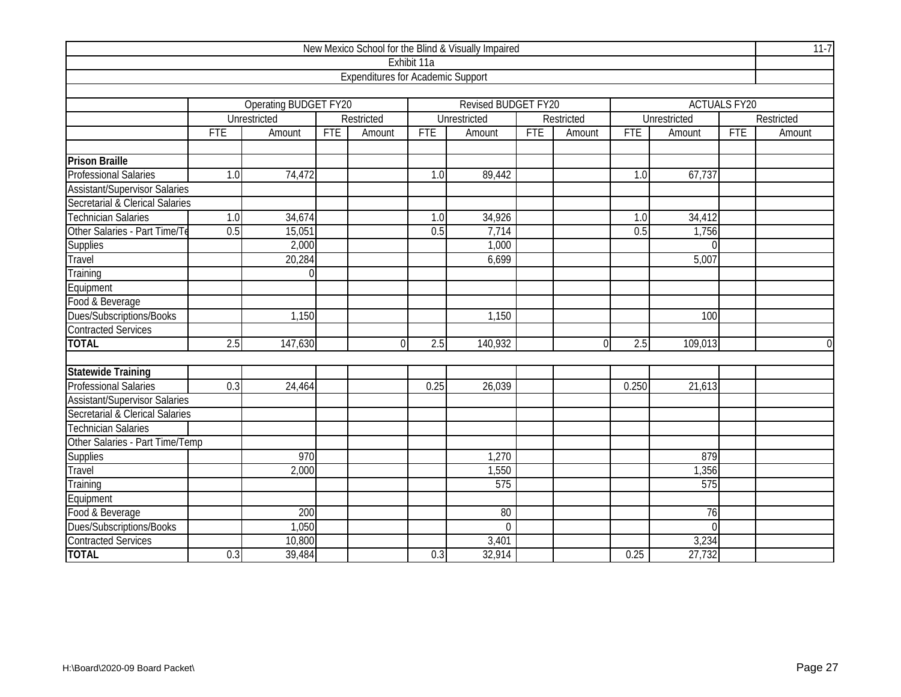| New Mexico School for the Blind & Visually Impaired | | | | | | | | | | | | |
|---|---|---|---|---|---|---|---|---|---|---|---|---|
| Exhibit 11a | | | | | | | | | | | | |
| Expenditures for Academic Support | | | | | | | | | | | | |
| | Operating BUDGET FY20 | | | | Revised BUDGET FY20 | | | | ACTUALS FY20 | | | |
| | Unrestricted | | Restricted | | Unrestricted | | Restricted | | Unrestricted | | Restricted | |
| | FTE | Amount | FTE | Amount | FTE | Amount | FTE | Amount | FTE | Amount | FTE | Amount |
| | | | | | | | | | | | | |
| **Prison Braille** | | | | | | | | | | | | |
| Professional Salaries | 1.0 | 74,472 | | | 1.0 | 89,442 | | | 1.0 | 67,737 | | |
| Assistant/Supervisor Salaries | | | | | | | | | | | | |
| Secretarial & Clerical Salaries | | | | | | | | | | | | |
| Technician Salaries | 1.0 | 34,674 | | | 1.0 | 34,926 | | | 1.0 | 34,412 | | |
| Other Salaries - Part Time/Te | 0.5 | 15,051 | | | 0.5 | 7,714 | | | 0.5 | 1,756 | | |
| Supplies | | 2,000 | | | | 1,000 | | | | 0 | | |
| Travel | | 20,284 | | | | 6,699 | | | | 5,007 | | |
| Training | | 0 | | | | | | | | | | |
| Equipment | | | | | | | | | | | | |
| Food & Beverage | | | | | | | | | | | | |
| Dues/Subscriptions/Books | | 1,150 | | | | 1,150 | | | | 100 | | |
| Contracted Services | | | | | | | | | | | | |
| **TOTAL** | 2.5 | 147,630 | | 0 | 2.5 | 140,932 | | 0 | 2.5 | 109,013 | | 0 |
| | | | | | | | | | | | | |
| **Statewide Training** | | | | | | | | | | | | |
| Professional Salaries | 0.3 | 24,464 | | | 0.25 | 26,039 | | | 0.250 | 21,613 | | |
| Assistant/Supervisor Salaries | | | | | | | | | | | | |
| Secretarial & Clerical Salaries | | | | | | | | | | | | |
| Technician Salaries | | | | | | | | | | | | |
| Other Salaries - Part Time/Temp | | | | | | | | | | | | |
| Supplies | | 970 | | | | 1,270 | | | | 879 | | |
| Travel | | 2,000 | | | | 1,550 | | | | 1,356 | | |
| Training | | | | | | 575 | | | | 575 | | |
| Equipment | | | | | | | | | | | | |
| Food & Beverage | | 200 | | | | 80 | | | | 76 | | |
| Dues/Subscriptions/Books | | 1,050 | | | | 0 | | | | 0 | | |
| Contracted Services | | 10,800 | | | | 3,401 | | | | 3,234 | | |
| **TOTAL** | 0.3 | 39,484 | | | 0.3 | 32,914 | | | 0.25 | 27,732 | | |

H:\Board\2020-09 Board Packet\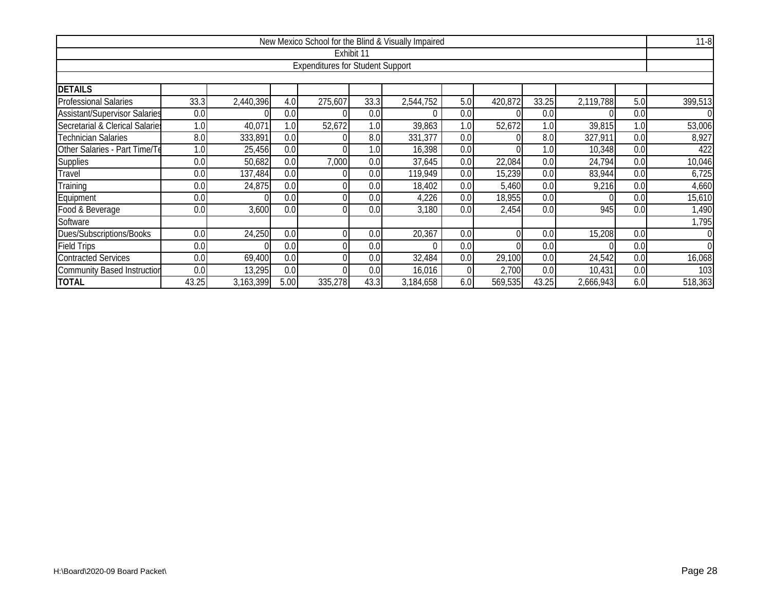| New Mexico School for the Blind & Visually Impaired | | | | | | | | | | | | | 11-8 |
|---|---|---|---|---|---|---|---|---|---|---|---|---|---|
| Exhibit 11 | | | | | | | | | | | | | |
| Expenditures for Student Support | | | | | | | | | | | | | |
| **DETAILS** | | | | | | | | | | | | | |
| Professional Salaries | 33.3 | 2,440,396 | 4.0 | 275,607 | 33.3 | 2,544,752 | 5.0 | 420,872 | 33.25 | 2,119,788 | 5.0 | 399,513 |
| Assistant/Supervisor Salaries | 0.0 | 0 | 0.0 | 0 | 0.0 | 0 | 0.0 | 0 | 0.0 | 0 | 0.0 | 0 |
| Secretarial & Clerical Salaries | 1.0 | 40,071 | 1.0 | 52,672 | 1.0 | 39,863 | 1.0 | 52,672 | 1.0 | 39,815 | 1.0 | 53,006 |
| Technician Salaries | 8.0 | 333,891 | 0.0 | 0 | 8.0 | 331,377 | 0.0 | 0 | 8.0 | 327,911 | 0.0 | 8,927 |
| Other Salaries - Part Time/Te | 1.0 | 25,456 | 0.0 | 0 | 1.0 | 16,398 | 0.0 | 0 | 1.0 | 10,348 | 0.0 | 422 |
| Supplies | 0.0 | 50,682 | 0.0 | 7,000 | 0.0 | 37,645 | 0.0 | 22,084 | 0.0 | 24,794 | 0.0 | 10,046 |
| Travel | 0.0 | 137,484 | 0.0 | 0 | 0.0 | 119,949 | 0.0 | 15,239 | 0.0 | 83,944 | 0.0 | 6,725 |
| Training | 0.0 | 24,875 | 0.0 | 0 | 0.0 | 18,402 | 0.0 | 5,460 | 0.0 | 9,216 | 0.0 | 4,660 |
| Equipment | 0.0 | 0 | 0.0 | 0 | 0.0 | 4,226 | 0.0 | 18,955 | 0.0 | 0 | 0.0 | 15,610 |
| Food & Beverage | 0.0 | 3,600 | 0.0 | 0 | 0.0 | 3,180 | 0.0 | 2,454 | 0.0 | 945 | 0.0 | 1,490 |
| Software | | | | | | | | | | | | 1,795 |
| Dues/Subscriptions/Books | 0.0 | 24,250 | 0.0 | 0 | 0.0 | 20,367 | 0.0 | 0 | 0.0 | 15,208 | 0.0 | 0 |
| Field Trips | 0.0 | 0 | 0.0 | 0 | 0.0 | 0 | 0.0 | 0 | 0.0 | 0 | 0.0 | 0 |
| Contracted Services | 0.0 | 69,400 | 0.0 | 0 | 0.0 | 32,484 | 0.0 | 29,100 | 0.0 | 24,542 | 0.0 | 16,068 |
| Community Based Instruction | 0.0 | 13,295 | 0.0 | 0 | 0.0 | 16,016 | 0 | 2,700 | 0.0 | 10,431 | 0.0 | 103 |
| **TOTAL** | 43.25 | 3,163,399 | 5.00 | 335,278 | 43.3 | 3,184,658 | 6.0 | 569,535 | 43.25 | 2,666,943 | 6.0 | 518,363 |

H:\Board\2020-09 Board Packet\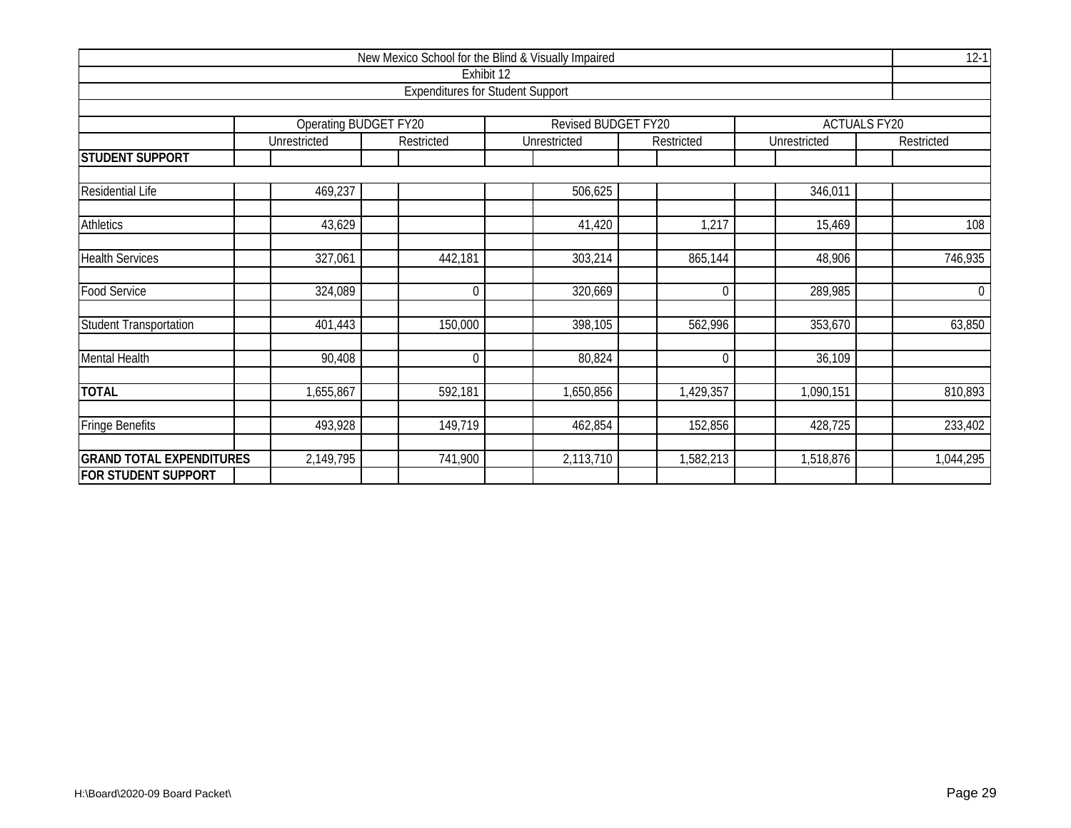New Mexico School for the Blind & Visually Impaired

Exhibit 12

Expenditures for Student Support

12-1

| | Operating BUDGET FY20 | | Revised BUDGET FY20 | | ACTUALS FY20 | |
|---|---|---|---|---|---|---|
| | Unrestricted | Restricted | Unrestricted | Restricted | Unrestricted | Restricted |
| **STUDENT SUPPORT** | | | | | | |
| Residential Life | 469,237 | | 506,625 | | 346,011 | |
| Athletics | 43,629 | | 41,420 | 1,217 | 15,469 | 108 |
| Health Services | 327,061 | 442,181 | 303,214 | 865,144 | 48,906 | 746,935 |
| Food Service | 324,089 | 0 | 320,669 | 0 | 289,985 | 0 |
| Student Transportation | 401,443 | 150,000 | 398,105 | 562,996 | 353,670 | 63,850 |
| Mental Health | 90,408 | 0 | 80,824 | 0 | 36,109 | |
| **TOTAL** | 1,655,867 | 592,181 | 1,650,856 | 1,429,357 | 1,090,151 | 810,893 |
| Fringe Benefits | 493,928 | 149,719 | 462,854 | 152,856 | 428,725 | 233,402 |
| **GRAND TOTAL EXPENDITURES FOR STUDENT SUPPORT** | 2,149,795 | 741,900 | 2,113,710 | 1,582,213 | 1,518,876 | 1,044,295 |

H:\Board\2020-09 Board Packet\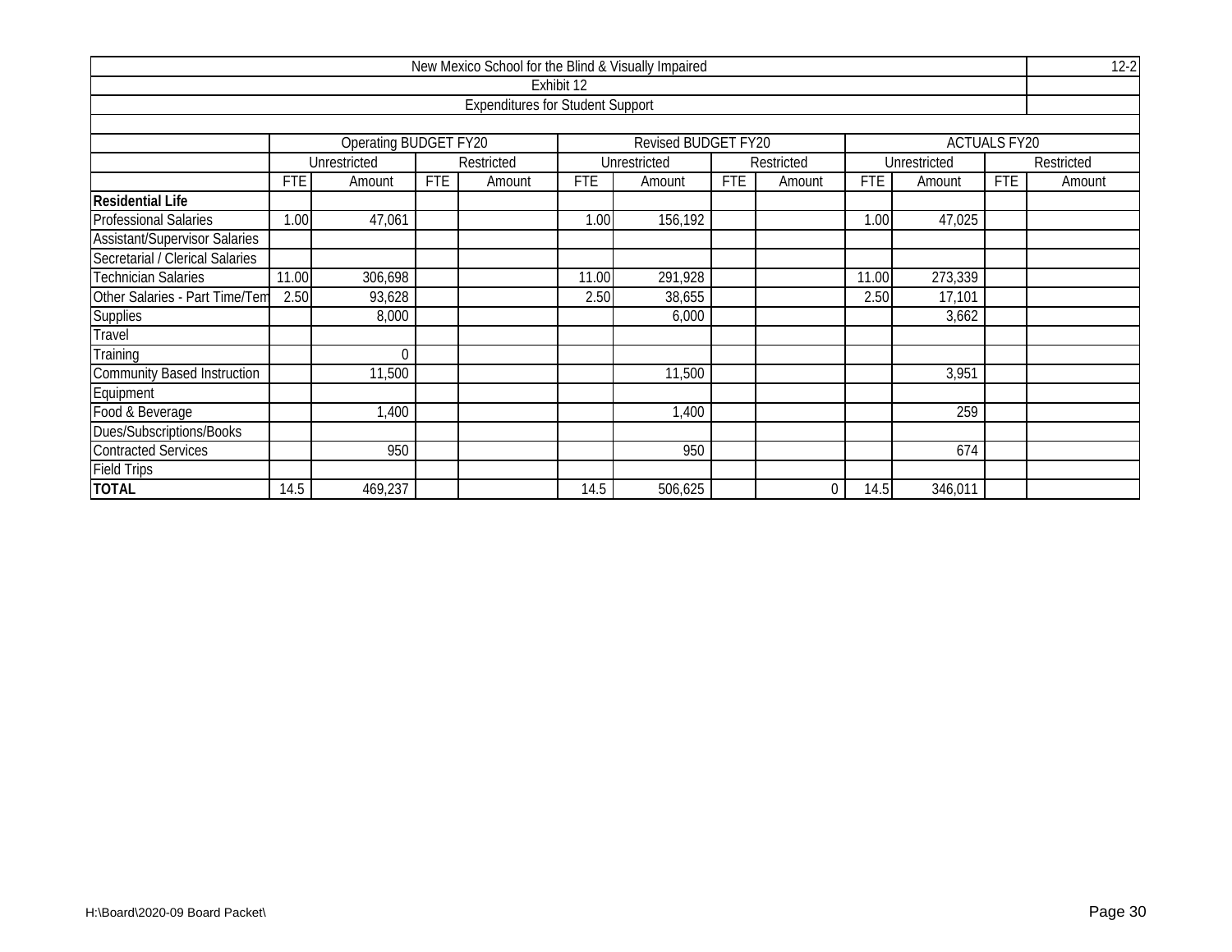| New Mexico School for the Blind & Visually Impaired | | | | | | | | | | | | |
|---|---|---|---|---|---|---|---|---|---|---|---|---|
| Exhibit 12 | | | | | | | | | | | | |
| Expenditures for Student Support | | | | | | | | | | | | |
| | Operating BUDGET FY20 | | | | Revised BUDGET FY20 | | | | ACTUALS FY20 | | | |
| | Unrestricted | | Restricted | | Unrestricted | | Restricted | | Unrestricted | | Restricted | |
| | FTE | Amount | FTE | Amount | FTE | Amount | FTE | Amount | FTE | Amount | FTE | Amount |
| **Residential Life** | | | | | | | | | | | | |
| Professional Salaries | 1.00 | 47,061 | | | 1.00 | 156,192 | | | 1.00 | 47,025 | | |
| Assistant/Supervisor Salaries | | | | | | | | | | | | |
| Secretarial / Clerical Salaries | | | | | | | | | | | | |
| Technician Salaries | 11.00 | 306,698 | | | 11.00 | 291,928 | | | 11.00 | 273,339 | | |
| Other Salaries - Part Time/Tem | 2.50 | 93,628 | | | 2.50 | 38,655 | | | 2.50 | 17,101 | | |
| Supplies | | 8,000 | | | | 6,000 | | | | 3,662 | | |
| Travel | | | | | | | | | | | | |
| Training | | 0 | | | | | | | | | | |
| Community Based Instruction | | 11,500 | | | | 11,500 | | | | 3,951 | | |
| Equipment | | | | | | | | | | | | |
| Food & Beverage | | 1,400 | | | | 1,400 | | | | 259 | | |
| Dues/Subscriptions/Books | | | | | | | | | | | | |
| Contracted Services | | 950 | | | | 950 | | | | 674 | | |
| Field Trips | | | | | | | | | | | | |
| **TOTAL** | 14.5 | 469,237 | | | 14.5 | 506,625 | | 0 | 14.5 | 346,011 | | |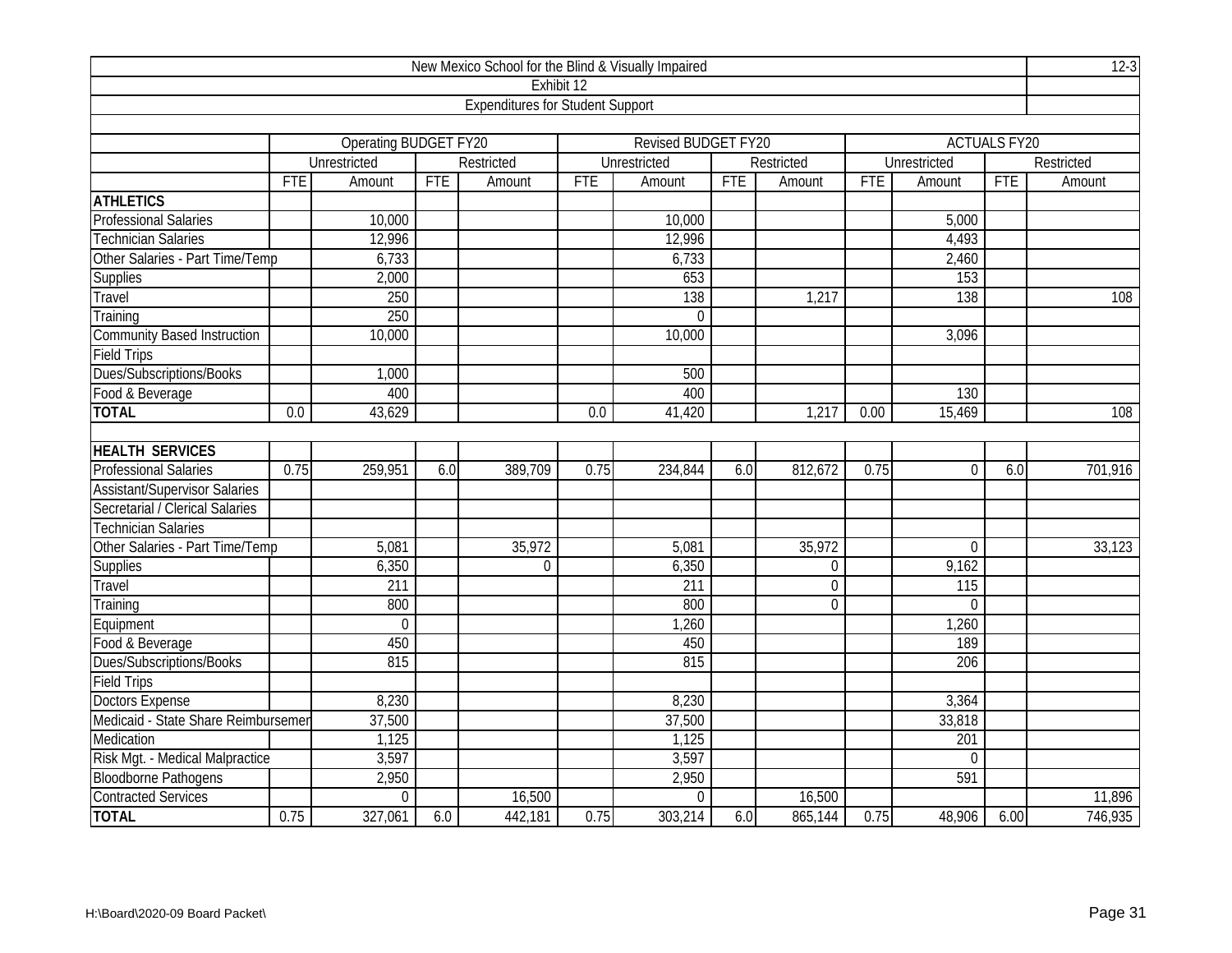| New Mexico School for the Blind & Visually Impaired | | | | | | | | | | | | | 12-3 |
|---|---|---|---|---|---|---|---|---|---|---|---|---|---|
| Exhibit 12 | | | | | | | | | | | | | |
| Expenditures for Student Support | | | | | | | | | | | | | |
| | Operating BUDGET FY20 | | | | Revised BUDGET FY20 | | | | ACTUALS FY20 | | | | |
| | Unrestricted | | Restricted | | Unrestricted | | Restricted | | Unrestricted | | Restricted | | |
| | FTE | Amount | FTE | Amount | FTE | Amount | FTE | Amount | FTE | Amount | FTE | Amount | |
| **ATHLETICS** | | | | | | | | | | | | | |
| Professional Salaries | | 10,000 | | | | 10,000 | | | | 5,000 | | | |
| Technician Salaries | | 12,996 | | | | 12,996 | | | | 4,493 | | | |
| Other Salaries - Part Time/Temp | | 6,733 | | | | 6,733 | | | | 2,460 | | | |
| Supplies | | 2,000 | | | | 653 | | | | 153 | | | |
| Travel | | 250 | | | | 138 | | 1,217 | | 138 | | 108 | |
| Training | | 250 | | | | 0 | | | | | | | |
| Community Based Instruction | | 10,000 | | | | 10,000 | | | | 3,096 | | | |
| Field Trips | | | | | | | | | | | | | |
| Dues/Subscriptions/Books | | 1,000 | | | | 500 | | | | | | | |
| Food & Beverage | | 400 | | | | 400 | | | | 130 | | | |
| **TOTAL** | 0.0 | 43,629 | | | 0.0 | 41,420 | | 1,217 | 0.00 | 15,469 | | 108 | |
| | | | | | | | | | | | | | |
| **HEALTH SERVICES** | | | | | | | | | | | | | |
| Professional Salaries | 0.75 | 259,951 | 6.0 | 389,709 | 0.75 | 234,844 | 6.0 | 812,672 | 0.75 | 0 | 6.0 | 701,916 | |
| Assistant/Supervisor Salaries | | | | | | | | | | | | | |
| Secretarial / Clerical Salaries | | | | | | | | | | | | | |
| Technician Salaries | | | | | | | | | | | | | |
| Other Salaries - Part Time/Temp | | 5,081 | | 35,972 | | 5,081 | | 35,972 | | 0 | | 33,123 | |
| Supplies | | 6,350 | | 0 | | 6,350 | | 0 | | 9,162 | | | |
| Travel | | 211 | | | | 211 | | 0 | | 115 | | | |
| Training | | 800 | | | | 800 | | 0 | | 0 | | | |
| Equipment | | 0 | | | | 1,260 | | | | 1,260 | | | |
| Food & Beverage | | 450 | | | | 450 | | | | 189 | | | |
| Dues/Subscriptions/Books | | 815 | | | | 815 | | | | 206 | | | |
| Field Trips | | | | | | | | | | | | | |
| Doctors Expense | | 8,230 | | | | 8,230 | | | | 3,364 | | | |
| Medicaid - State Share Reimbursemen | | 37,500 | | | | 37,500 | | | | 33,818 | | | |
| Medication | | 1,125 | | | | 1,125 | | | | 201 | | | |
| Risk Mgt. - Medical Malpractice | | 3,597 | | | | 3,597 | | | | 0 | | | |
| Bloodborne Pathogens | | 2,950 | | | | 2,950 | | | | 591 | | | |
| Contracted Services | | 0 | | 16,500 | | 0 | | 16,500 | | | | 11,896 | |
| **TOTAL** | 0.75 | 327,061 | 6.0 | 442,181 | 0.75 | 303,214 | 6.0 | 865,144 | 0.75 | 48,906 | 6.00 | 746,935 | |

H:\Board\2020-09 Board Packet\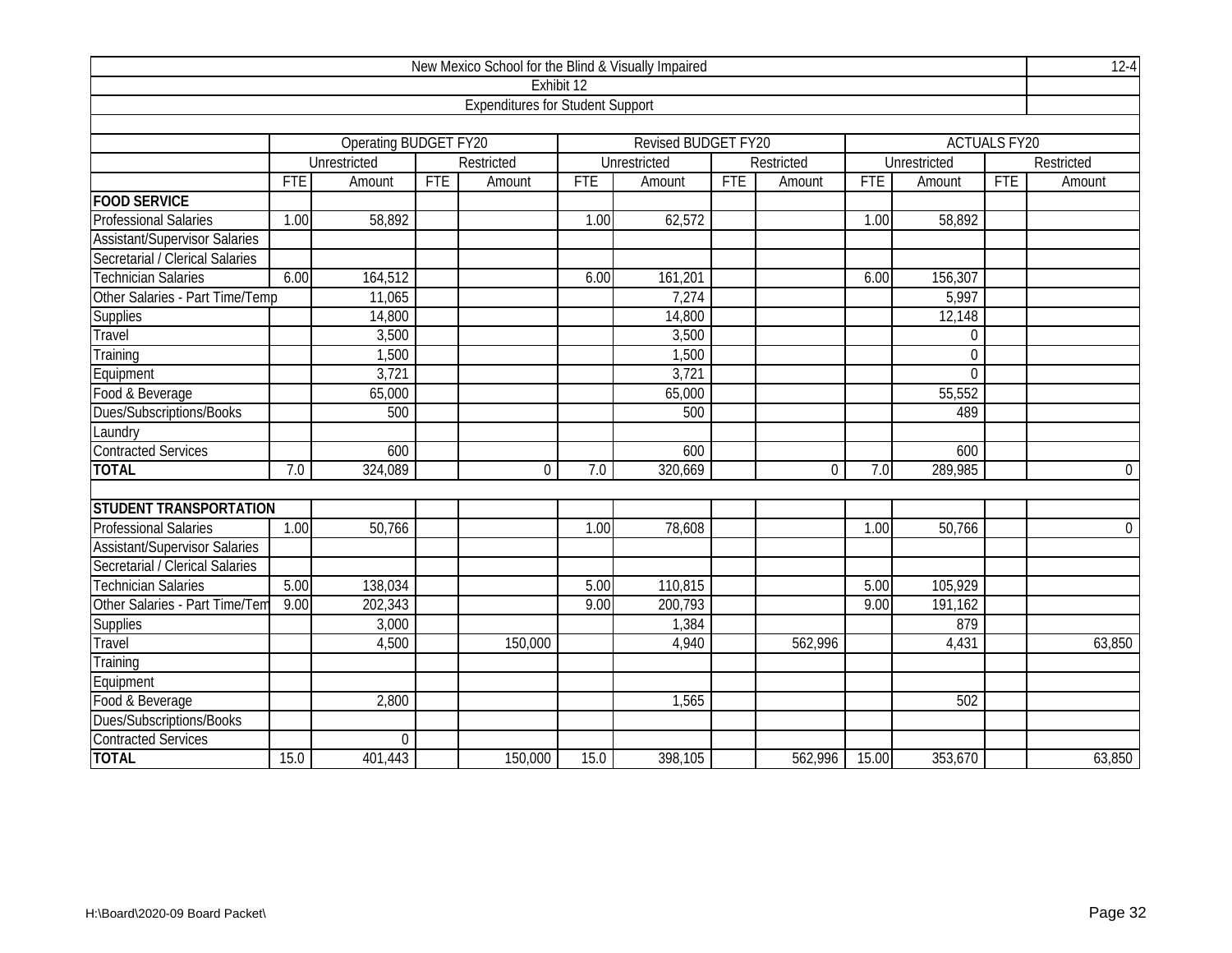| New Mexico School for the Blind & Visually Impaired | | | | | | | | | | | | | 12-4 |
|---|---|---|---|---|---|---|---|---|---|---|---|---|---|
| Exhibit 12 | | | | | | | | | | | | | |
| Expenditures for Student Support | | | | | | | | | | | | | |
| | Operating BUDGET FY20 | | | | Revised BUDGET FY20 | | | | ACTUALS FY20 | | | | |
| | Unrestricted | | Restricted | | Unrestricted | | Restricted | | Unrestricted | | Restricted | | |
| | FTE | Amount | FTE | Amount | FTE | Amount | FTE | Amount | FTE | Amount | FTE | Amount | |
| **FOOD SERVICE** | | | | | | | | | | | | | |
| Professional Salaries | 1.00 | 58,892 | | | 1.00 | 62,572 | | | 1.00 | 58,892 | | | |
| Assistant/Supervisor Salaries | | | | | | | | | | | | | |
| Secretarial / Clerical Salaries | | | | | | | | | | | | | |
| Technician Salaries | 6.00 | 164,512 | | | 6.00 | 161,201 | | | 6.00 | 156,307 | | | |
| Other Salaries - Part Time/Temp | | 11,065 | | | | 7,274 | | | | 5,997 | | | |
| Supplies | | 14,800 | | | | 14,800 | | | | 12,148 | | | |
| Travel | | 3,500 | | | | 3,500 | | | | 0 | | | |
| Training | | 1,500 | | | | 1,500 | | | | 0 | | | |
| Equipment | | 3,721 | | | | 3,721 | | | | 0 | | | |
| Food & Beverage | | 65,000 | | | | 65,000 | | | | 55,552 | | | |
| Dues/Subscriptions/Books | | 500 | | | | 500 | | | | 489 | | | |
| Laundry | | | | | | | | | | | | | |
| Contracted Services | | 600 | | | | 600 | | | | 600 | | | |
| **TOTAL** | 7.0 | 324,089 | | 0 | 7.0 | 320,669 | | 0 | 7.0 | 289,985 | | 0 | |
| | | | | | | | | | | | | | |
| **STUDENT TRANSPORTATION** | | | | | | | | | | | | | |
| Professional Salaries | 1.00 | 50,766 | | | 1.00 | 78,608 | | | 1.00 | 50,766 | | 0 | |
| Assistant/Supervisor Salaries | | | | | | | | | | | | | |
| Secretarial / Clerical Salaries | | | | | | | | | | | | | |
| Technician Salaries | 5.00 | 138,034 | | | 5.00 | 110,815 | | | 5.00 | 105,929 | | | |
| Other Salaries - Part Time/Tem | 9.00 | 202,343 | | | 9.00 | 200,793 | | | 9.00 | 191,162 | | | |
| Supplies | | 3,000 | | | | 1,384 | | | | 879 | | | |
| Travel | | 4,500 | | 150,000 | | 4,940 | | 562,996 | | 4,431 | | 63,850 | |
| Training | | | | | | | | | | | | | |
| Equipment | | | | | | | | | | | | | |
| Food & Beverage | | 2,800 | | | | 1,565 | | | | 502 | | | |
| Dues/Subscriptions/Books | | | | | | | | | | | | | |
| Contracted Services | | 0 | | | | | | | | | | | |
| **TOTAL** | 15.0 | 401,443 | | 150,000 | 15.0 | 398,105 | | 562,996 | 15.00 | 353,670 | | 63,850 | |

H:\Board\2020-09 Board Packet\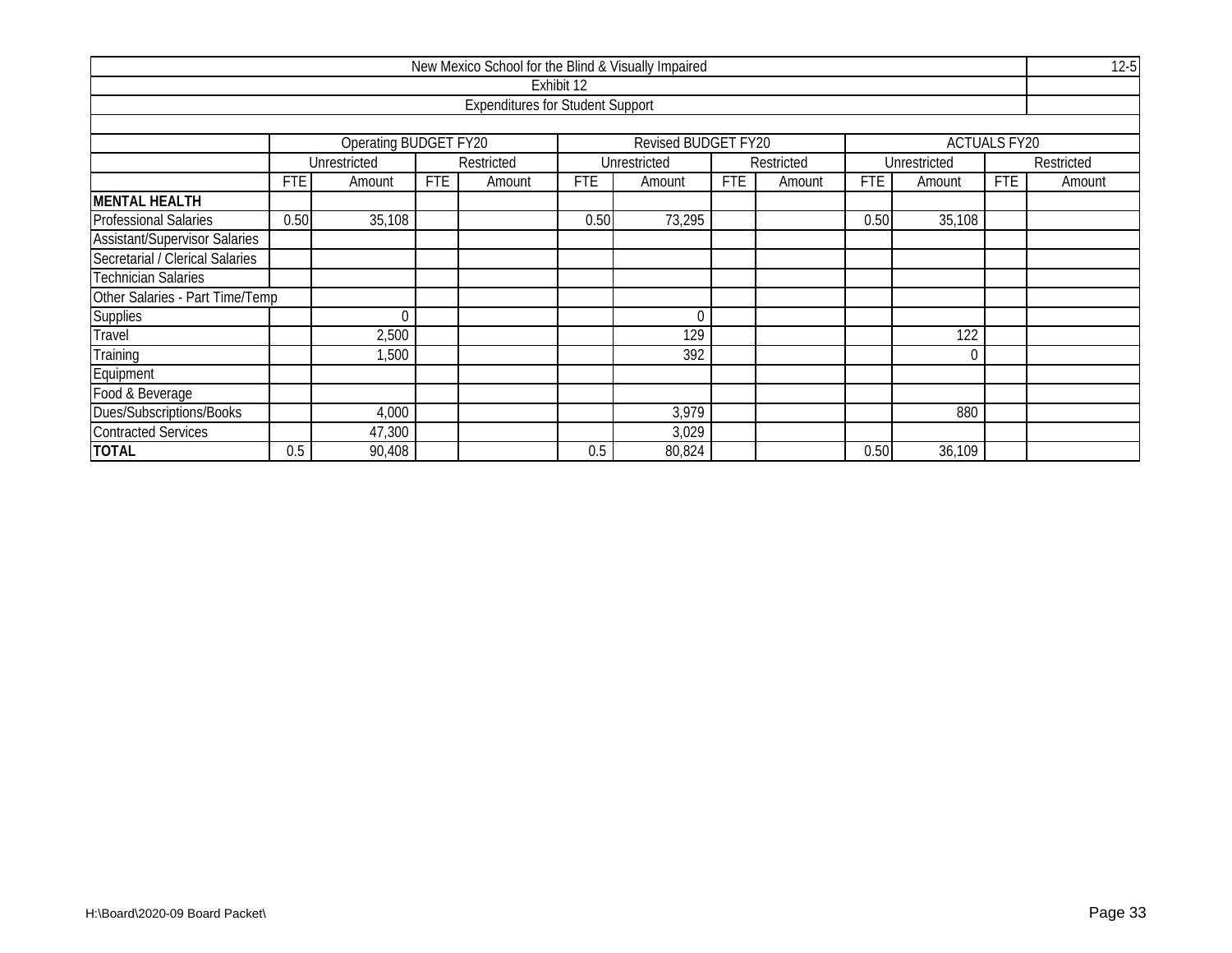| New Mexico School for the Blind & Visually Impaired | | | | | | | | | | | | | 12-5 |
|---|---|---|---|---|---|---|---|---|---|---|---|---|---|
| Exhibit 12 | | | | | | | | | | | | | |
| Expenditures for Student Support | | | | | | | | | | | | | |
| | Operating BUDGET FY20 | | | | Revised BUDGET FY20 | | | | ACTUALS FY20 | | | | |
| | Unrestricted | | Restricted | | Unrestricted | | Restricted | | Unrestricted | | Restricted | | |
| | FTE | Amount | FTE | Amount | FTE | Amount | FTE | Amount | FTE | Amount | FTE | Amount | |
| **MENTAL HEALTH** | | | | | | | | | | | | | |
| Professional Salaries | 0.50 | 35,108 | | | 0.50 | 73,295 | | | 0.50 | 35,108 | | | |
| Assistant/Supervisor Salaries | | | | | | | | | | | | | |
| Secretarial / Clerical Salaries | | | | | | | | | | | | | |
| Technician Salaries | | | | | | | | | | | | | |
| Other Salaries - Part Time/Temp | | | | | | | | | | | | | |
| Supplies | | 0 | | | | 0 | | | | | | | |
| Travel | | 2,500 | | | | 129 | | | | 122 | | | |
| Training | | 1,500 | | | | 392 | | | | 0 | | | |
| Equipment | | | | | | | | | | | | | |
| Food & Beverage | | | | | | | | | | | | | |
| Dues/Subscriptions/Books | | 4,000 | | | | 3,979 | | | | 880 | | | |
| Contracted Services | | 47,300 | | | | 3,029 | | | | | | | |
| **TOTAL** | 0.5 | 90,408 | | | 0.5 | 80,824 | | | 0.50 | 36,109 | | | |

H:\Board\2020-09 Board Packet\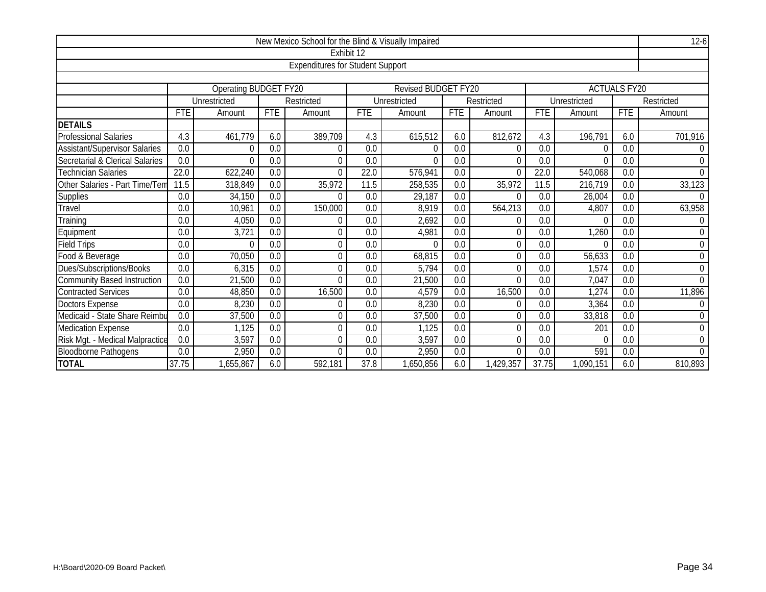| New Mexico School for the Blind & Visually Impaired | | | | | | | | | | | | | 12-6 |
|---|---|---|---|---|---|---|---|---|---|---|---|---|---|
| Exhibit 12 | | | | | | | | | | | | | |
| Expenditures for Student Support | | | | | | | | | | | | | |
| | Operating BUDGET FY20 | | | | Revised BUDGET FY20 | | | | ACTUALS FY20 | | | | |
| | Unrestricted | | Restricted | | Unrestricted | | Restricted | | Unrestricted | | Restricted | | |
| | FTE | Amount | FTE | Amount | FTE | Amount | FTE | Amount | FTE | Amount | FTE | Amount | |
| **DETAILS** | | | | | | | | | | | | | |
| Professional Salaries | 4.3 | 461,779 | 6.0 | 389,709 | 4.3 | 615,512 | 6.0 | 812,672 | 4.3 | 196,791 | 6.0 | 701,916 | |
| Assistant/Supervisor Salaries | 0.0 | 0 | 0.0 | 0 | 0.0 | 0 | 0.0 | 0 | 0.0 | 0 | 0.0 | 0 | |
| Secretarial & Clerical Salaries | 0.0 | 0 | 0.0 | 0 | 0.0 | 0 | 0.0 | 0 | 0.0 | 0 | 0.0 | 0 | |
| Technician Salaries | 22.0 | 622,240 | 0.0 | 0 | 22.0 | 576,941 | 0.0 | 0 | 22.0 | 540,068 | 0.0 | 0 | |
| Other Salaries - Part Time/Tem | 11.5 | 318,849 | 0.0 | 35,972 | 11.5 | 258,535 | 0.0 | 35,972 | 11.5 | 216,719 | 0.0 | 33,123 | |
| Supplies | 0.0 | 34,150 | 0.0 | 0 | 0.0 | 29,187 | 0.0 | 0 | 0.0 | 26,004 | 0.0 | 0 | |
| Travel | 0.0 | 10,961 | 0.0 | 150,000 | 0.0 | 8,919 | 0.0 | 564,213 | 0.0 | 4,807 | 0.0 | 63,958 | |
| Training | 0.0 | 4,050 | 0.0 | 0 | 0.0 | 2,692 | 0.0 | 0 | 0.0 | 0 | 0.0 | 0 | |
| Equipment | 0.0 | 3,721 | 0.0 | 0 | 0.0 | 4,981 | 0.0 | 0 | 0.0 | 1,260 | 0.0 | 0 | |
| Field Trips | 0.0 | 0 | 0.0 | 0 | 0.0 | 0 | 0.0 | 0 | 0.0 | 0 | 0.0 | 0 | |
| Food & Beverage | 0.0 | 70,050 | 0.0 | 0 | 0.0 | 68,815 | 0.0 | 0 | 0.0 | 56,633 | 0.0 | 0 | |
| Dues/Subscriptions/Books | 0.0 | 6,315 | 0.0 | 0 | 0.0 | 5,794 | 0.0 | 0 | 0.0 | 1,574 | 0.0 | 0 | |
| Community Based Instruction | 0.0 | 21,500 | 0.0 | 0 | 0.0 | 21,500 | 0.0 | 0 | 0.0 | 7,047 | 0.0 | 0 | |
| Contracted Services | 0.0 | 48,850 | 0.0 | 16,500 | 0.0 | 4,579 | 0.0 | 16,500 | 0.0 | 1,274 | 0.0 | 11,896 | |
| Doctors Expense | 0.0 | 8,230 | 0.0 | 0 | 0.0 | 8,230 | 0.0 | 0 | 0.0 | 3,364 | 0.0 | 0 | |
| Medicaid - State Share Reimbu | 0.0 | 37,500 | 0.0 | 0 | 0.0 | 37,500 | 0.0 | 0 | 0.0 | 33,818 | 0.0 | 0 | |
| Medication Expense | 0.0 | 1,125 | 0.0 | 0 | 0.0 | 1,125 | 0.0 | 0 | 0.0 | 201 | 0.0 | 0 | |
| Risk Mgt. - Medical Malpractice | 0.0 | 3,597 | 0.0 | 0 | 0.0 | 3,597 | 0.0 | 0 | 0.0 | 0 | 0.0 | 0 | |
| Bloodborne Pathogens | 0.0 | 2,950 | 0.0 | 0 | 0.0 | 2,950 | 0.0 | 0 | 0.0 | 591 | 0.0 | 0 | |
| **TOTAL** | 37.75 | 1,655,867 | 6.0 | 592,181 | 37.8 | 1,650,856 | 6.0 | 1,429,357 | 37.75 | 1,090,151 | 6.0 | 810,893 | |

H:\Board\2020-09 Board Packet\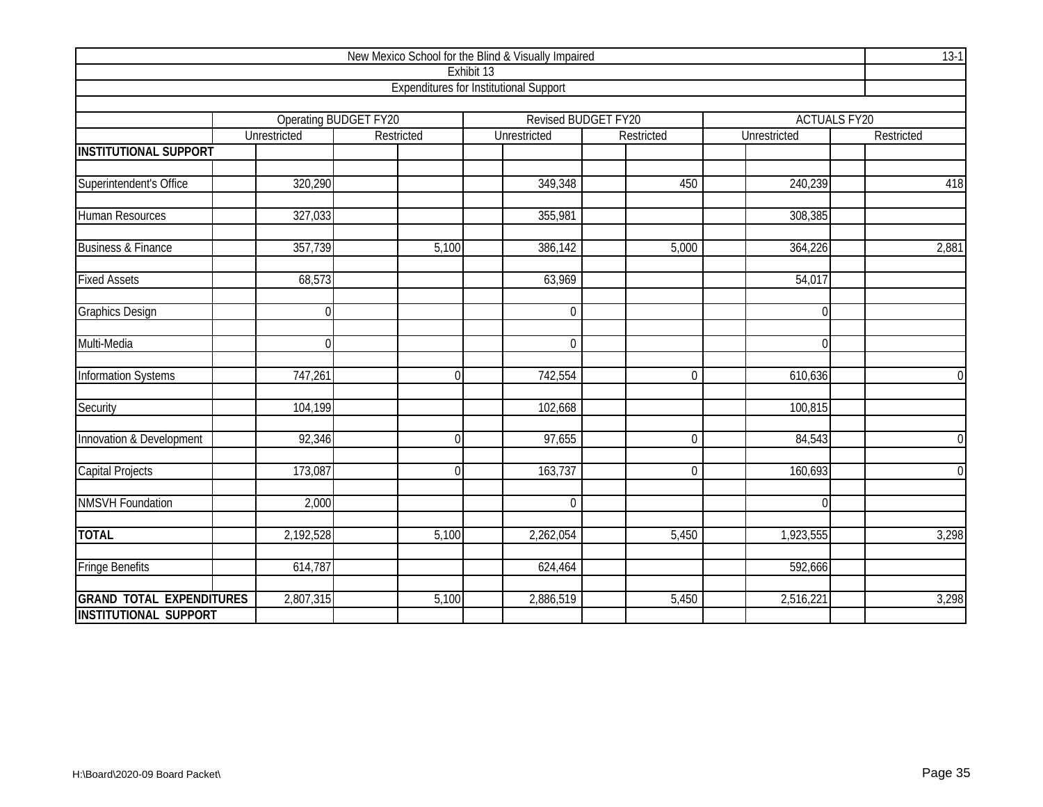New Mexico School for the Blind & Visually Impaired

Exhibit 13

Expenditures for Institutional Support

| | Operating BUDGET FY20 | | Revised BUDGET FY20 | | ACTUALS FY20 | |
|---|---|---|---|---|---|---|
| | Unrestricted | Restricted | Unrestricted | Restricted | Unrestricted | Restricted |
| **INSTITUTIONAL SUPPORT** | | | | | | |
| Superintendent's Office | 320,290 | | 349,348 | 450 | 240,239 | 418 |
| Human Resources | 327,033 | | 355,981 | | 308,385 | |
| Business & Finance | 357,739 | 5,100 | 386,142 | 5,000 | 364,226 | 2,881 |
| Fixed Assets | 68,573 | | 63,969 | | 54,017 | |
| Graphics Design | 0 | | 0 | | 0 | |
| Multi-Media | 0 | | 0 | | 0 | |
| Information Systems | 747,261 | 0 | 742,554 | 0 | 610,636 | 0 |
| Security | 104,199 | | 102,668 | | 100,815 | |
| Innovation & Development | 92,346 | 0 | 97,655 | 0 | 84,543 | 0 |
| Capital Projects | 173,087 | 0 | 163,737 | 0 | 160,693 | 0 |
| NMSVH Foundation | 2,000 | | 0 | | 0 | |
| **TOTAL** | 2,192,528 | 5,100 | 2,262,054 | 5,450 | 1,923,555 | 3,298 |
| Fringe Benefits | 614,787 | | 624,464 | | 592,666 | |
| **GRAND TOTAL EXPENDITURES INSTITUTIONAL SUPPORT** | 2,807,315 | 5,100 | 2,886,519 | 5,450 | 2,516,221 | 3,298 |

H:\Board\2020-09 Board Packet\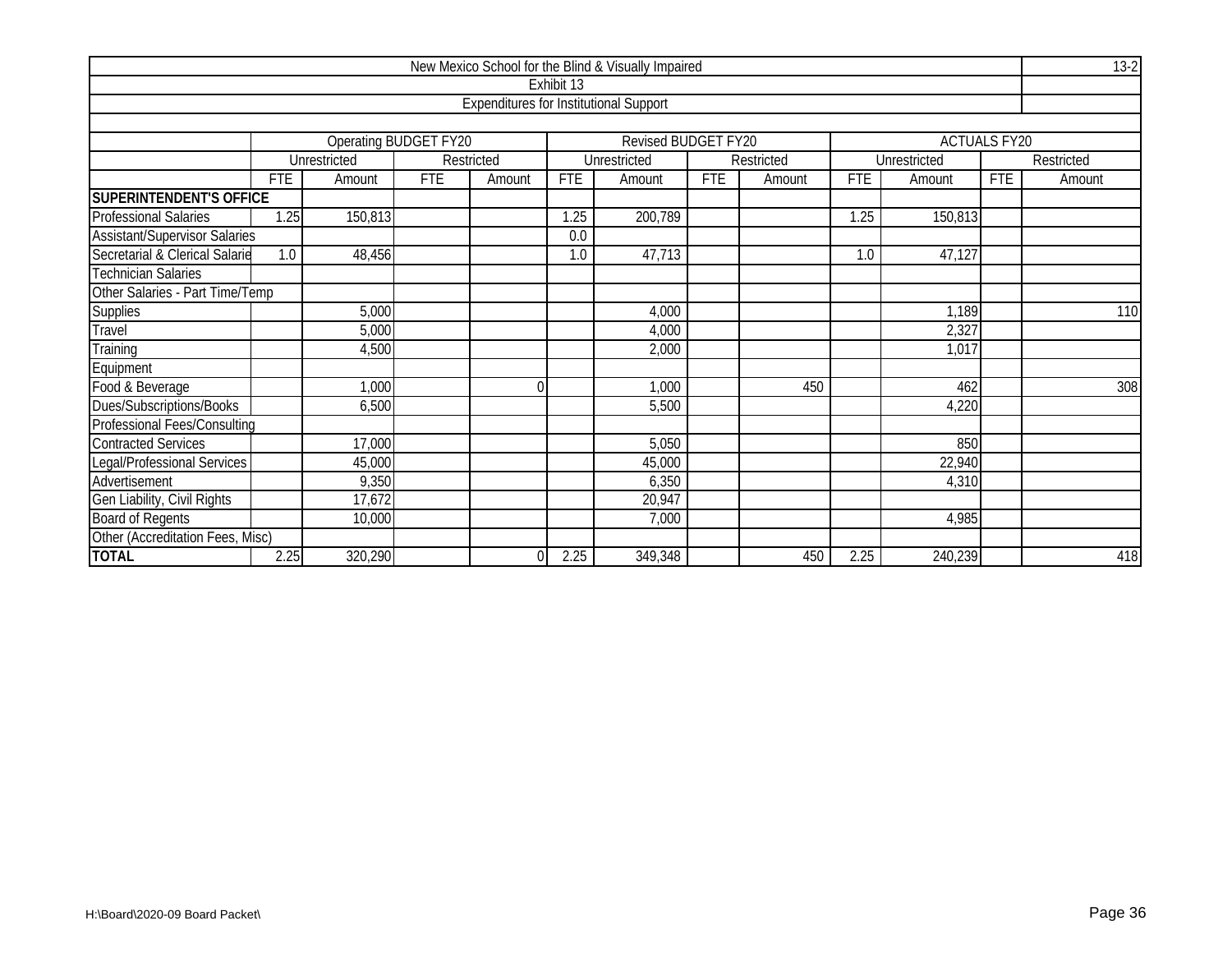| New Mexico School for the Blind & Visually Impaired | | | | | | | | | | | | 13-2 |
|---|---|---|---|---|---|---|---|---|---|---|---|---|
| Exhibit 13 | | | | | | | | | | | | |
| Expenditures for Institutional Support | | | | | | | | | | | | |
| | Operating BUDGET FY20 | | | | Revised BUDGET FY20 | | | | ACTUALS FY20 | | | |
| | Unrestricted | | Restricted | | Unrestricted | | Restricted | | Unrestricted | | Restricted | |
| | FTE | Amount | FTE | Amount | FTE | Amount | FTE | Amount | FTE | Amount | FTE | Amount |
| **SUPERINTENDENT'S OFFICE** | | | | | | | | | | | | |
| Professional Salaries | 1.25 | 150,813 | | | 1.25 | 200,789 | | | 1.25 | 150,813 | | |
| Assistant/Supervisor Salaries | | | | | 0.0 | | | | | | | |
| Secretarial & Clerical Salarie | 1.0 | 48,456 | | | 1.0 | 47,713 | | | 1.0 | 47,127 | | |
| Technician Salaries | | | | | | | | | | | | |
| Other Salaries - Part Time/Temp | | | | | | | | | | | | |
| Supplies | | 5,000 | | | | 4,000 | | | | 1,189 | | 110 |
| Travel | | 5,000 | | | | 4,000 | | | | 2,327 | | |
| Training | | 4,500 | | | | 2,000 | | | | 1,017 | | |
| Equipment | | | | | | | | | | | | |
| Food & Beverage | | 1,000 | | 0 | | 1,000 | | 450 | | 462 | | 308 |
| Dues/Subscriptions/Books | | 6,500 | | | | 5,500 | | | | 4,220 | | |
| Professional Fees/Consulting | | | | | | | | | | | | |
| Contracted Services | | 17,000 | | | | 5,050 | | | | 850 | | |
| Legal/Professional Services | | 45,000 | | | | 45,000 | | | | 22,940 | | |
| Advertisement | | 9,350 | | | | 6,350 | | | | 4,310 | | |
| Gen Liability, Civil Rights | | 17,672 | | | | 20,947 | | | | | | |
| Board of Regents | | 10,000 | | | | 7,000 | | | | 4,985 | | |
| Other (Accreditation Fees, Misc) | | | | | | | | | | | | |
| **TOTAL** | 2.25 | 320,290 | | 0 | 2.25 | 349,348 | | 450 | 2.25 | 240,239 | | 418 |

H:\Board\2020-09 Board Packet\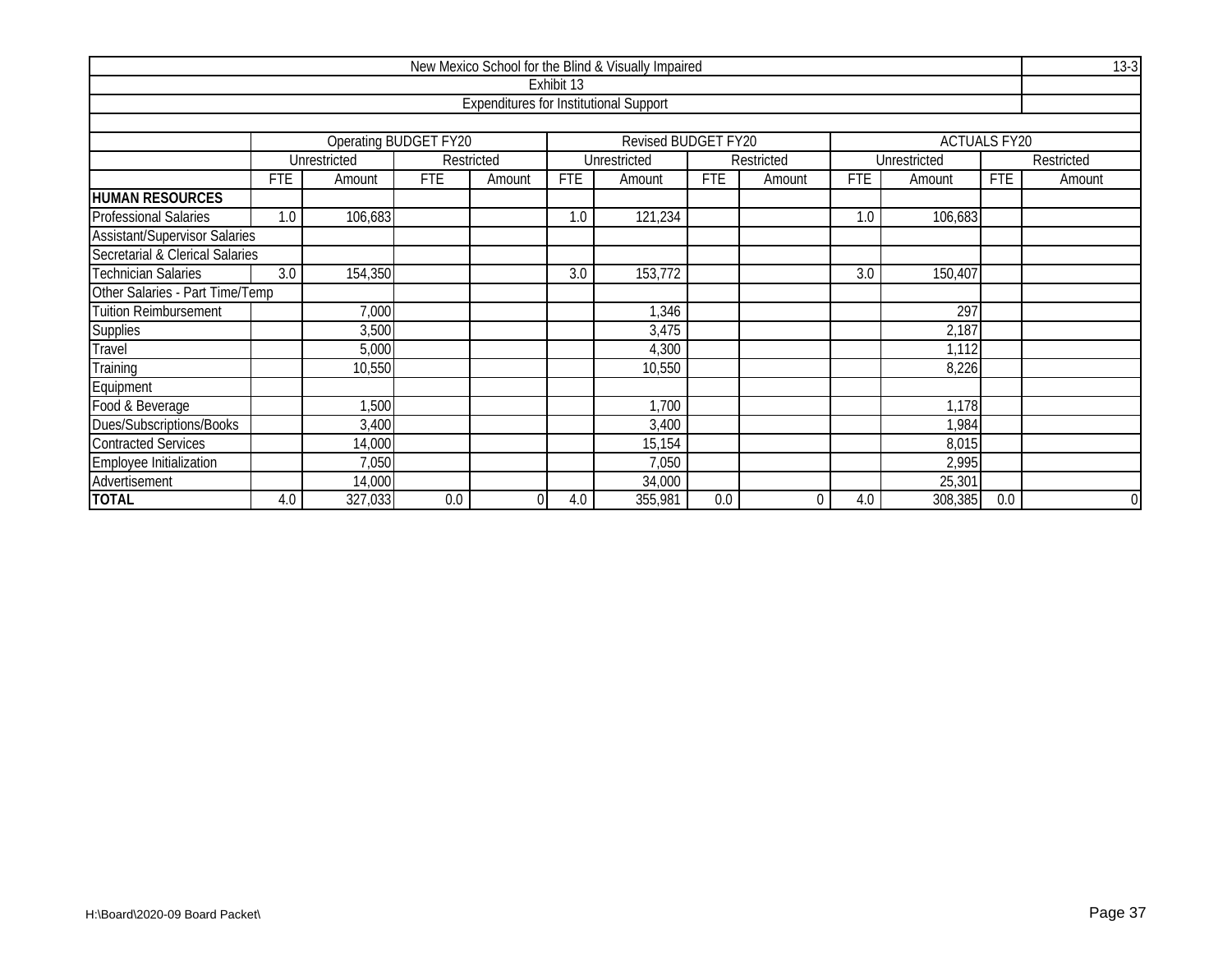# New Mexico School for the Blind & Visually Impaired

## Exhibit 13

### Expenditures for Institutional Support

| | Operating BUDGET FY20 | | | | Revised BUDGET FY20 | | | | ACTUALS FY20 | | | |
|---|---|---|---|---|---|---|---|---|---|---|---|---|
| | Unrestricted | | Restricted | | Unrestricted | | Restricted | | Unrestricted | | Restricted | |
| | FTE | Amount | FTE | Amount | FTE | Amount | FTE | Amount | FTE | Amount | FTE | Amount |
| **HUMAN RESOURCES** | | | | | | | | | | | | |
| Professional Salaries | 1.0 | 106,683 | | | 1.0 | 121,234 | | | 1.0 | 106,683 | | |
| Assistant/Supervisor Salaries | | | | | | | | | | | | |
| Secretarial & Clerical Salaries | | | | | | | | | | | | |
| Technician Salaries | 3.0 | 154,350 | | | 3.0 | 153,772 | | | 3.0 | 150,407 | | |
| Other Salaries - Part Time/Temp | | | | | | | | | | | | |
| Tuition Reimbursement | | 7,000 | | | | 1,346 | | | | 297 | | |
| Supplies | | 3,500 | | | | 3,475 | | | | 2,187 | | |
| Travel | | 5,000 | | | | 4,300 | | | | 1,112 | | |
| Training | | 10,550 | | | | 10,550 | | | | 8,226 | | |
| Equipment | | | | | | | | | | | | |
| Food & Beverage | | 1,500 | | | | 1,700 | | | | 1,178 | | |
| Dues/Subscriptions/Books | | 3,400 | | | | 3,400 | | | | 1,984 | | |
| Contracted Services | | 14,000 | | | | 15,154 | | | | 8,015 | | |
| Employee Initialization | | 7,050 | | | | 7,050 | | | | 2,995 | | |
| Advertisement | | 14,000 | | | | 34,000 | | | | 25,301 | | |
| **TOTAL** | 4.0 | 327,033 | 0.0 | 0 | 4.0 | 355,981 | 0.0 | 0 | 4.0 | 308,385 | 0.0 | 0 |

H:\Board\2020-09 Board Packet\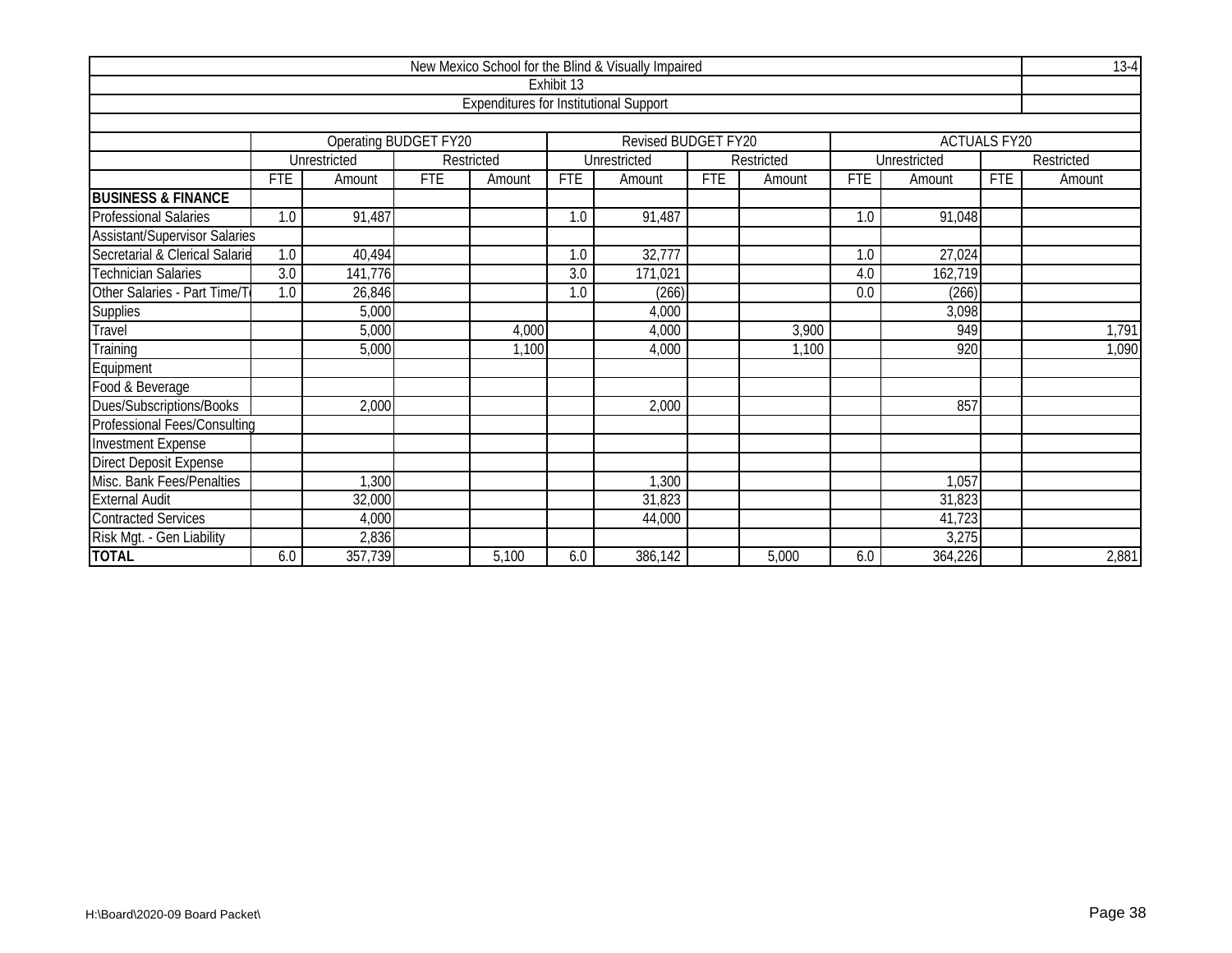# New Mexico School for the Blind & Visually Impaired

## Exhibit 13

### Expenditures for Institutional Support

13-4

| | Operating BUDGET FY20 | | | | Revised BUDGET FY20 | | | | ACTUALS FY20 | | | |
|---|---|---|---|---|---|---|---|---|---|---|---|---|
| | Unrestricted | | Restricted | | Unrestricted | | Restricted | | Unrestricted | | Restricted | |
| | FTE | Amount | FTE | Amount | FTE | Amount | FTE | Amount | FTE | Amount | FTE | Amount |
| **BUSINESS & FINANCE** | | | | | | | | | | | | |
| Professional Salaries | 1.0 | 91,487 | | | 1.0 | 91,487 | | | 1.0 | 91,048 | | |
| Assistant/Supervisor Salaries | | | | | | | | | | | | |
| Secretarial & Clerical Salarie | 1.0 | 40,494 | | | 1.0 | 32,777 | | | 1.0 | 27,024 | | |
| Technician Salaries | 3.0 | 141,776 | | | 3.0 | 171,021 | | | 4.0 | 162,719 | | |
| Other Salaries - Part Time/T | 1.0 | 26,846 | | | 1.0 | (266) | | | 0.0 | (266) | | |
| Supplies | | 5,000 | | | | 4,000 | | | | 3,098 | | |
| Travel | | 5,000 | | 4,000 | | 4,000 | | 3,900 | | 949 | | 1,791 |
| Training | | 5,000 | | 1,100 | | 4,000 | | 1,100 | | 920 | | 1,090 |
| Equipment | | | | | | | | | | | | |
| Food & Beverage | | | | | | | | | | | | |
| Dues/Subscriptions/Books | | 2,000 | | | | 2,000 | | | | 857 | | |
| Professional Fees/Consulting | | | | | | | | | | | | |
| Investment Expense | | | | | | | | | | | | |
| Direct Deposit Expense | | | | | | | | | | | | |
| Misc. Bank Fees/Penalties | | 1,300 | | | | 1,300 | | | | 1,057 | | |
| External Audit | | 32,000 | | | | 31,823 | | | | 31,823 | | |
| Contracted Services | | 4,000 | | | | 44,000 | | | | 41,723 | | |
| Risk Mgt. - Gen Liability | | 2,836 | | | | | | | | 3,275 | | |
| **TOTAL** | 6.0 | 357,739 | | 5,100 | 6.0 | 386,142 | | 5,000 | 6.0 | 364,226 | | 2,881 |

H:\Board\2020-09 Board Packet\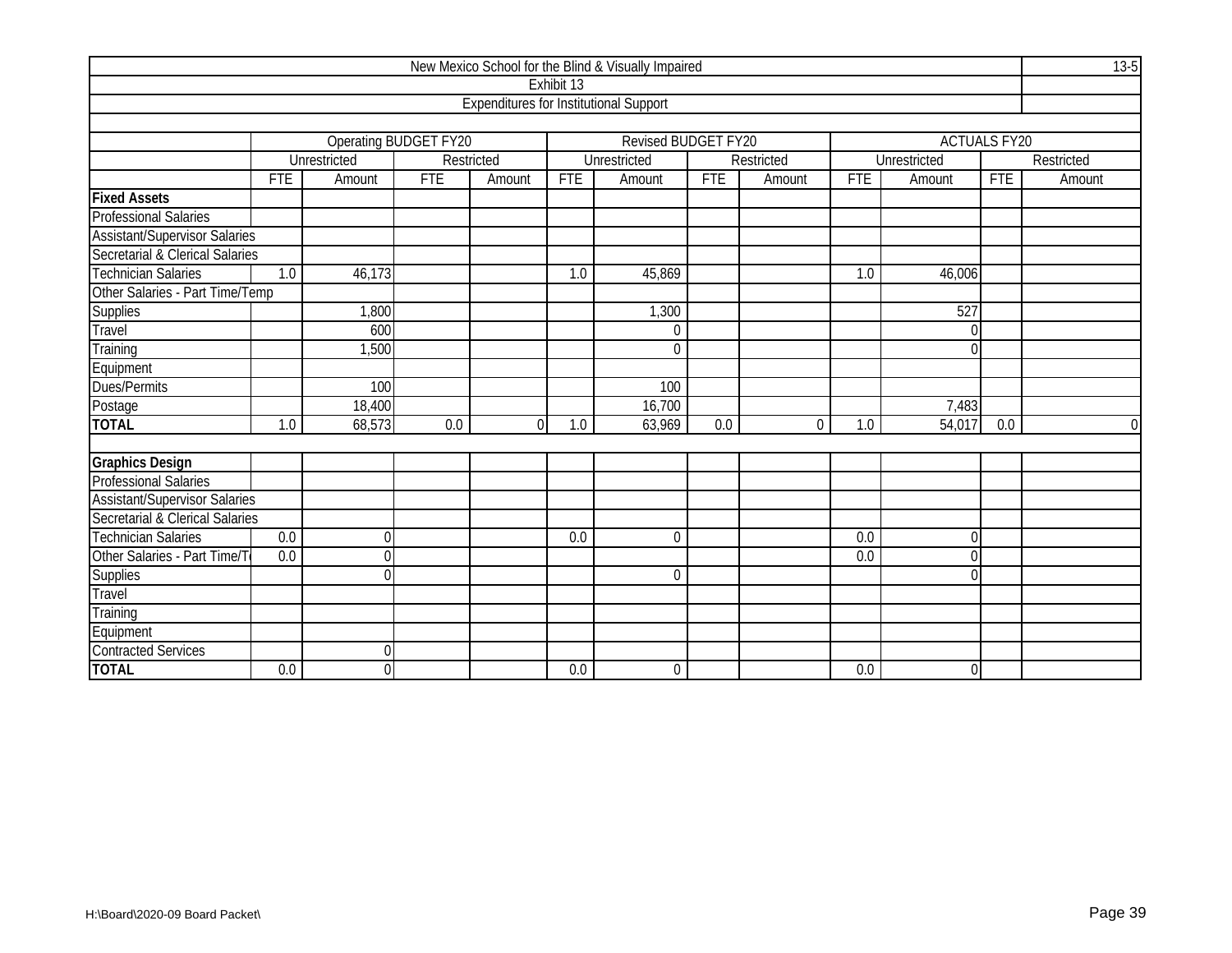New Mexico School for the Blind & Visually Impaired

Exhibit 13

Expenditures for Institutional Support

13-5

| | Operating BUDGET FY20 | | | | Revised BUDGET FY20 | | | | ACTUALS FY20 | | | |
|---|---|---|---|---|---|---|---|---|---|---|---|---|
| | Unrestricted | | Restricted | | Unrestricted | | Restricted | | Unrestricted | | Restricted | |
| | FTE | Amount | FTE | Amount | FTE | Amount | FTE | Amount | FTE | Amount | FTE | Amount |
| **Fixed Assets** | | | | | | | | | | | | |
| Professional Salaries | | | | | | | | | | | | |
| Assistant/Supervisor Salaries | | | | | | | | | | | | |
| Secretarial & Clerical Salaries | | | | | | | | | | | | |
| Technician Salaries | 1.0 | 46,173 | | | 1.0 | 45,869 | | | 1.0 | 46,006 | | |
| Other Salaries - Part Time/Temp | | | | | | | | | | | | |
| Supplies | | 1,800 | | | | 1,300 | | | | 527 | | |
| Travel | | 600 | | | | 0 | | | | 0 | | |
| Training | | 1,500 | | | | 0 | | | | 0 | | |
| Equipment | | | | | | | | | | | | |
| Dues/Permits | | 100 | | | | 100 | | | | | | |
| Postage | | 18,400 | | | | 16,700 | | | | 7,483 | | |
| **TOTAL** | 1.0 | 68,573 | 0.0 | 0 | 1.0 | 63,969 | 0.0 | 0 | 1.0 | 54,017 | 0.0 | 0 |
| | | | | | | | | | | | | |
| **Graphics Design** | | | | | | | | | | | | |
| Professional Salaries | | | | | | | | | | | | |
| Assistant/Supervisor Salaries | | | | | | | | | | | | |
| Secretarial & Clerical Salaries | | | | | | | | | | | | |
| Technician Salaries | 0.0 | 0 | | | 0.0 | 0 | | | 0.0 | 0 | | |
| Other Salaries - Part Time/T | 0.0 | 0 | | | | | | | 0.0 | 0 | | |
| Supplies | | 0 | | | | 0 | | | | 0 | | |
| Travel | | | | | | | | | | | | |
| Training | | | | | | | | | | | | |
| Equipment | | | | | | | | | | | | |
| Contracted Services | | 0 | | | | | | | | | | |
| **TOTAL** | 0.0 | 0 | | | 0.0 | 0 | | | 0.0 | 0 | | |

H:\Board\2020-09 Board Packet\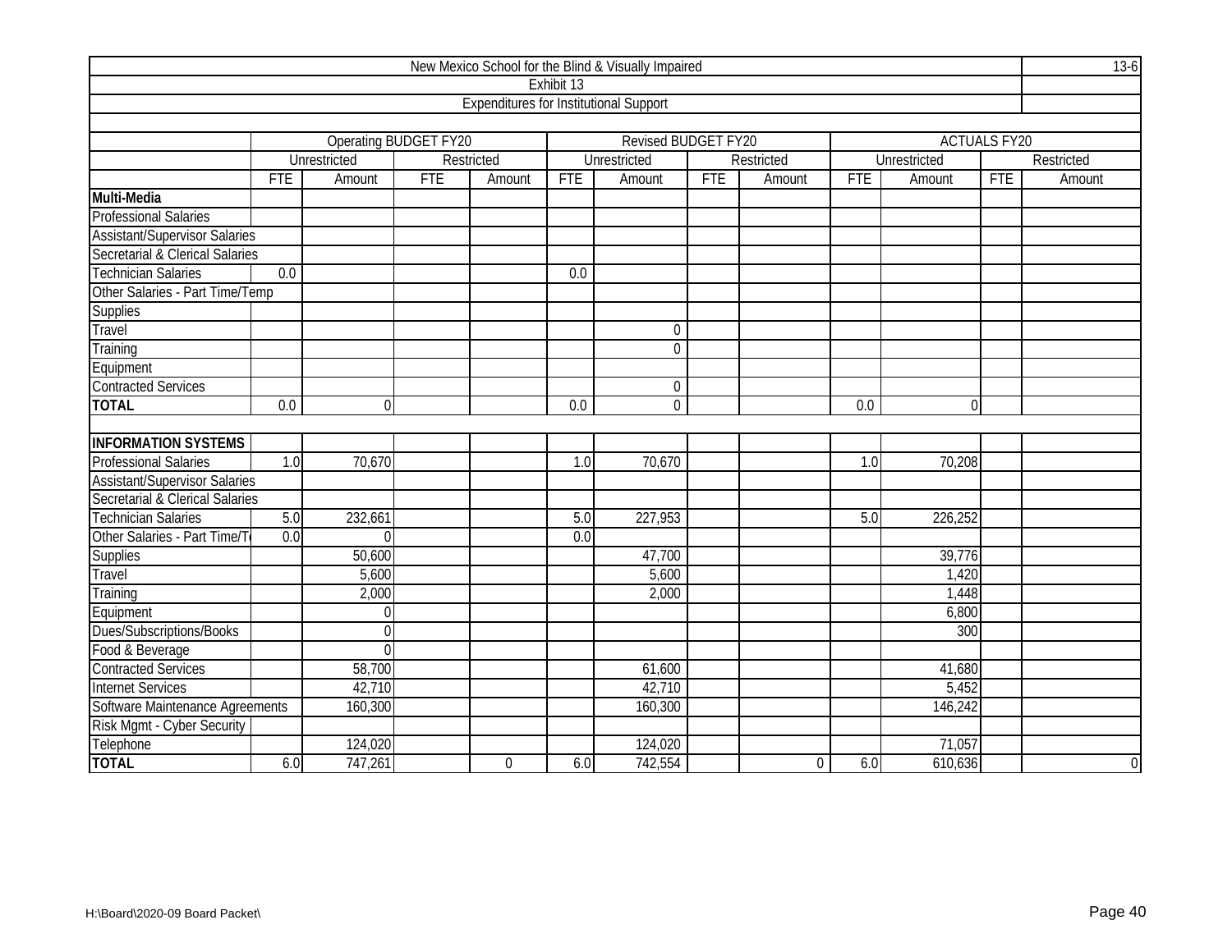| New Mexico School for the Blind & Visually Impaired | | | | | | | | | | | | | 13-6 |
|---|---|---|---|---|---|---|---|---|---|---|---|---|---|
| Exhibit 13 | | | | | | | | | | | | | |
| Expenditures for Institutional Support | | | | | | | | | | | | | |
| | Operating BUDGET FY20 | | | | Revised BUDGET FY20 | | | | ACTUALS FY20 | | | | |
| | Unrestricted | | Restricted | | Unrestricted | | Restricted | | Unrestricted | | Restricted | | |
| | FTE | Amount | FTE | Amount | FTE | Amount | FTE | Amount | FTE | Amount | FTE | Amount | |
| **Multi-Media** | | | | | | | | | | | | | |
| Professional Salaries | | | | | | | | | | | | | |
| Assistant/Supervisor Salaries | | | | | | | | | | | | | |
| Secretarial & Clerical Salaries | | | | | | | | | | | | | |
| Technician Salaries | 0.0 | | | | 0.0 | | | | | | | | |
| Other Salaries - Part Time/Temp | | | | | | | | | | | | | |
| Supplies | | | | | | | | | | | | | |
| Travel | | | | | | 0 | | | | | | | |
| Training | | | | | | 0 | | | | | | | |
| Equipment | | | | | | | | | | | | | |
| Contracted Services | | | | | | 0 | | | | | | | |
| **TOTAL** | 0.0 | 0 | | | 0.0 | 0 | | | 0.0 | 0 | | | |
| | | | | | | | | | | | | | |
| **INFORMATION SYSTEMS** | | | | | | | | | | | | | |
| Professional Salaries | 1.0 | 70,670 | | | 1.0 | 70,670 | | | 1.0 | 70,208 | | | |
| Assistant/Supervisor Salaries | | | | | | | | | | | | | |
| Secretarial & Clerical Salaries | | | | | | | | | | | | | |
| Technician Salaries | 5.0 | 232,661 | | | 5.0 | 227,953 | | | 5.0 | 226,252 | | | |
| Other Salaries - Part Time/T | 0.0 | 0 | | | 0.0 | | | | | | | | |
| Supplies | | 50,600 | | | | 47,700 | | | | 39,776 | | | |
| Travel | | 5,600 | | | | 5,600 | | | | 1,420 | | | |
| Training | | 2,000 | | | | 2,000 | | | | 1,448 | | | |
| Equipment | | 0 | | | | | | | | 6,800 | | | |
| Dues/Subscriptions/Books | | 0 | | | | | | | | 300 | | | |
| Food & Beverage | | 0 | | | | | | | | | | | |
| Contracted Services | | 58,700 | | | | 61,600 | | | | 41,680 | | | |
| Internet Services | | 42,710 | | | | 42,710 | | | | 5,452 | | | |
| Software Maintenance Agreements | | 160,300 | | | | 160,300 | | | | 146,242 | | | |
| Risk Mgmt - Cyber Security | | | | | | | | | | | | | |
| Telephone | | 124,020 | | | | 124,020 | | | | 71,057 | | | |
| **TOTAL** | 6.0 | 747,261 | | 0 | 6.0 | 742,554 | | 0 | 6.0 | 610,636 | | 0 | |

H:\Board\2020-09 Board Packet\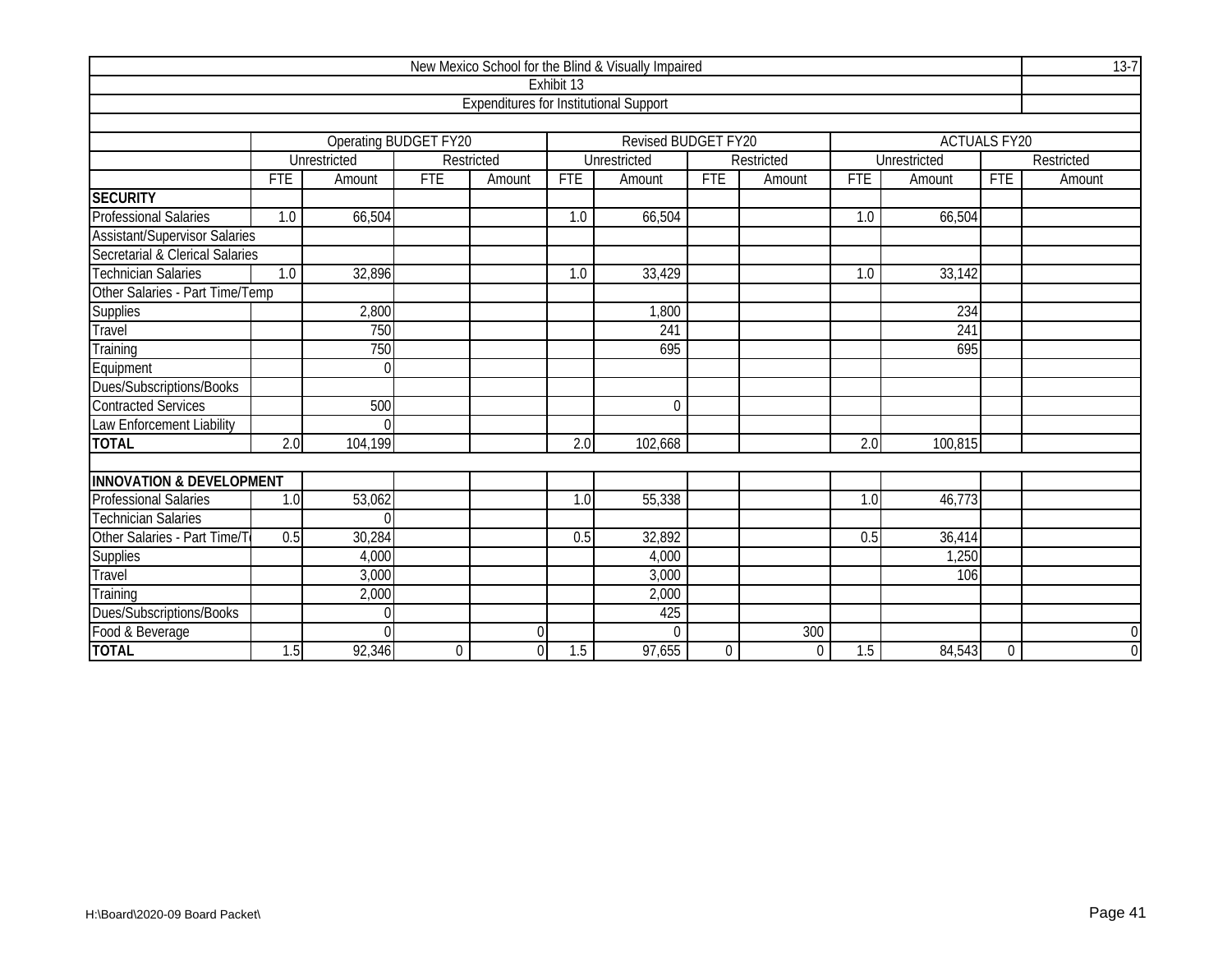# New Mexico School for the Blind & Visually Impaired

## Exhibit 13

## Expenditures for Institutional Support

| | Operating BUDGET FY20 | | | | Revised BUDGET FY20 | | | | ACTUALS FY20 | | | |
|---|---|---|---|---|---|---|---|---|---|---|---|---|
| | Unrestricted | | Restricted | | Unrestricted | | Restricted | | Unrestricted | | Restricted | |
| | FTE | Amount | FTE | Amount | FTE | Amount | FTE | Amount | FTE | Amount | FTE | Amount |
| **SECURITY** | | | | | | | | | | | | |
| Professional Salaries | 1.0 | 66,504 | | | 1.0 | 66,504 | | | 1.0 | 66,504 | | |
| Assistant/Supervisor Salaries | | | | | | | | | | | | |
| Secretarial & Clerical Salaries | | | | | | | | | | | | |
| Technician Salaries | 1.0 | 32,896 | | | 1.0 | 33,429 | | | 1.0 | 33,142 | | |
| Other Salaries - Part Time/Temp | | | | | | | | | | | | |
| Supplies | | 2,800 | | | | 1,800 | | | | 234 | | |
| Travel | | 750 | | | | 241 | | | | 241 | | |
| Training | | 750 | | | | 695 | | | | 695 | | |
| Equipment | | 0 | | | | | | | | | | |
| Dues/Subscriptions/Books | | | | | | | | | | | | |
| Contracted Services | | 500 | | | | 0 | | | | | | |
| Law Enforcement Liability | | 0 | | | | | | | | | | |
| **TOTAL** | 2.0 | 104,199 | | | 2.0 | 102,668 | | | 2.0 | 100,815 | | |
| | | | | | | | | | | | | |
| **INNOVATION & DEVELOPMENT** | | | | | | | | | | | | |
| Professional Salaries | 1.0 | 53,062 | | | 1.0 | 55,338 | | | 1.0 | 46,773 | | |
| Technician Salaries | | 0 | | | | | | | | | | |
| Other Salaries - Part Time/T | 0.5 | 30,284 | | | 0.5 | 32,892 | | | 0.5 | 36,414 | | |
| Supplies | | 4,000 | | | | 4,000 | | | | 1,250 | | |
| Travel | | 3,000 | | | | 3,000 | | | | 106 | | |
| Training | | 2,000 | | | | 2,000 | | | | | | |
| Dues/Subscriptions/Books | | 0 | | | | 425 | | | | | | |
| Food & Beverage | | 0 | | 0 | | 0 | | 300 | | | | 0 |
| **TOTAL** | 1.5 | 92,346 | 0 | 0 | 1.5 | 97,655 | 0 | 0 | 1.5 | 84,543 | 0 | 0 |

H:\Board\2020-09 Board Packet\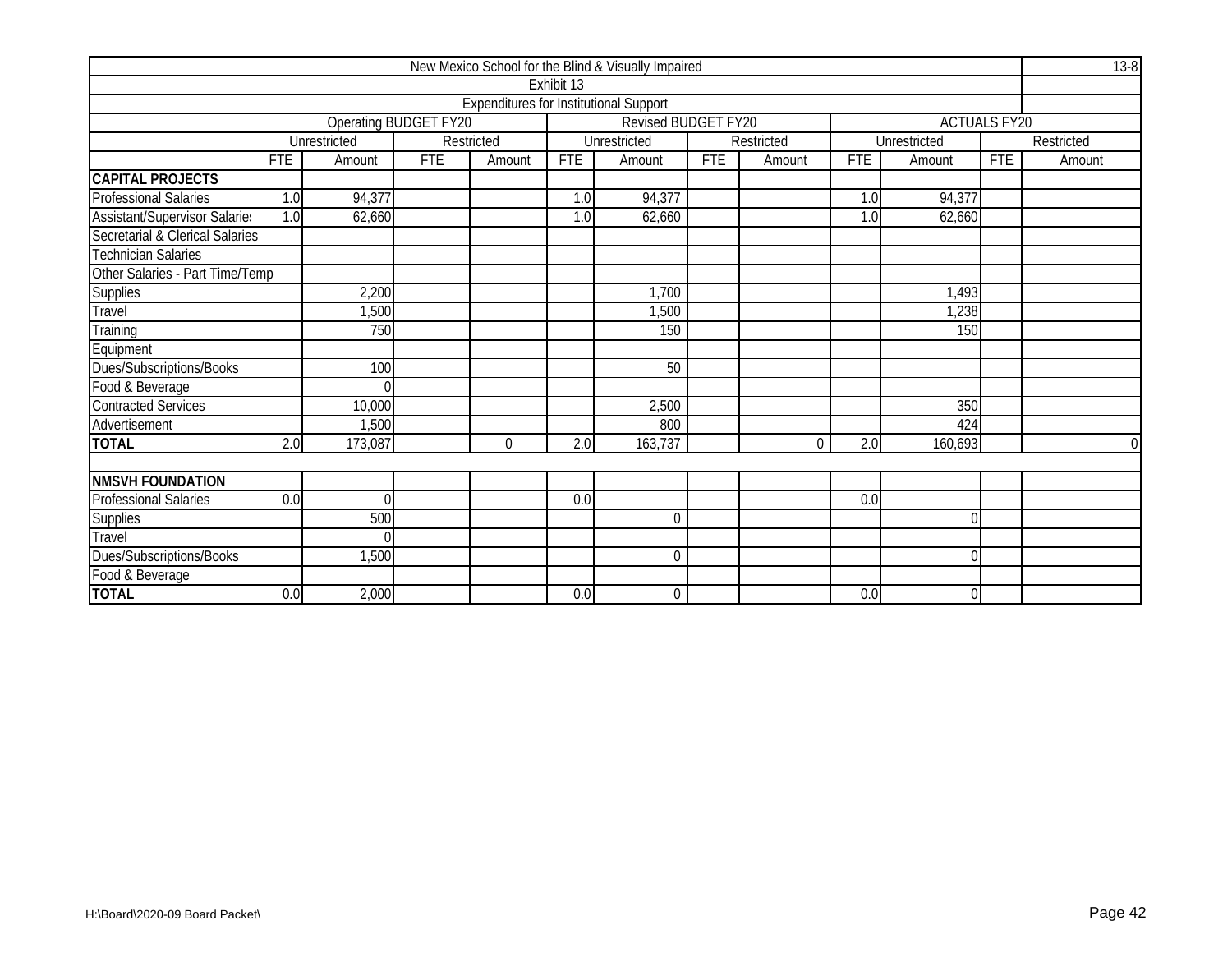| New Mexico School for the Blind & Visually Impaired | | | | | | | | | | | | |
|---|---|---|---|---|---|---|---|---|---|---|---|---|
| Exhibit 13 | | | | | | | | | | | | |
| Expenditures for Institutional Support | | | | | | | | | | | | |
| | Operating BUDGET FY20 | | | | Revised BUDGET FY20 | | | | ACTUALS FY20 | | | |
| | Unrestricted | | Restricted | | Unrestricted | | Restricted | | Unrestricted | | Restricted | |
| | FTE | Amount | FTE | Amount | FTE | Amount | FTE | Amount | FTE | Amount | FTE | Amount |
| **CAPITAL PROJECTS** | | | | | | | | | | | | |
| Professional Salaries | 1.0 | 94,377 | | | 1.0 | 94,377 | | | 1.0 | 94,377 | | |
| Assistant/Supervisor Salaries | 1.0 | 62,660 | | | 1.0 | 62,660 | | | 1.0 | 62,660 | | |
| Secretarial & Clerical Salaries | | | | | | | | | | | | |
| Technician Salaries | | | | | | | | | | | | |
| Other Salaries - Part Time/Temp | | | | | | | | | | | | |
| Supplies | | 2,200 | | | | 1,700 | | | | 1,493 | | |
| Travel | | 1,500 | | | | 1,500 | | | | 1,238 | | |
| Training | | 750 | | | | 150 | | | | 150 | | |
| Equipment | | | | | | | | | | | | |
| Dues/Subscriptions/Books | | 100 | | | | 50 | | | | | | |
| Food & Beverage | | 0 | | | | | | | | | | |
| Contracted Services | | 10,000 | | | | 2,500 | | | | 350 | | |
| Advertisement | | 1,500 | | | | 800 | | | | 424 | | |
| **TOTAL** | 2.0 | 173,087 | | 0 | 2.0 | 163,737 | | 0 | 2.0 | 160,693 | | 0 |
| | | | | | | | | | | | | |
| **NMSVH FOUNDATION** | | | | | | | | | | | | |
| Professional Salaries | 0.0 | 0 | | | 0.0 | | | | 0.0 | | | |
| Supplies | | 500 | | | | 0 | | | | 0 | | |
| Travel | | 0 | | | | | | | | | | |
| Dues/Subscriptions/Books | | 1,500 | | | | 0 | | | | 0 | | |
| Food & Beverage | | | | | | | | | | | | |
| **TOTAL** | 0.0 | 2,000 | | | 0.0 | 0 | | | 0.0 | 0 | | |

H:\Board\2020-09 Board Packet\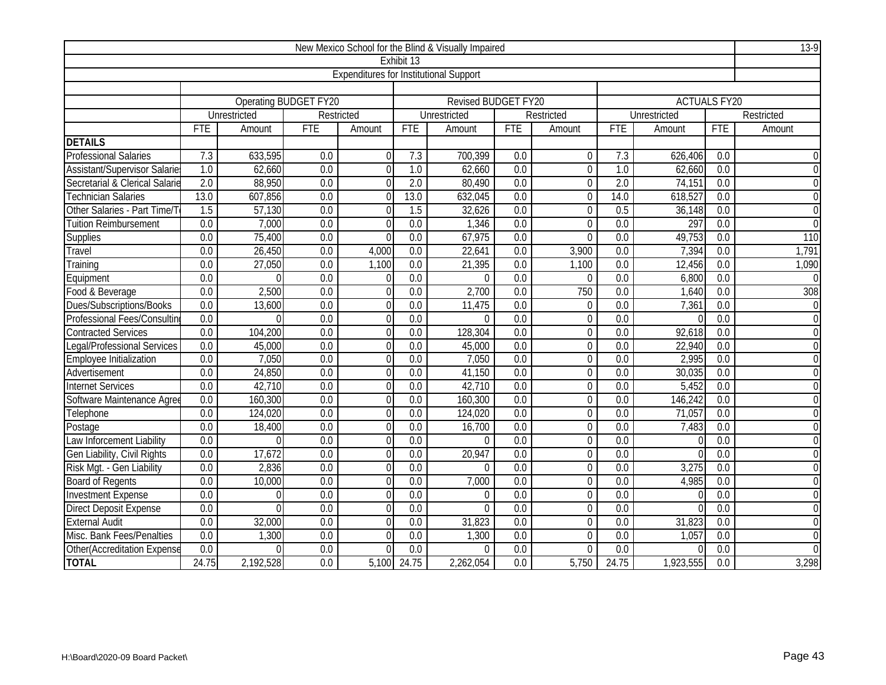# New Mexico School for the Blind & Visually Impaired

## Exhibit 13

### Expenditures for Institutional Support

13-9

| | Operating BUDGET FY20 | | | | Revised BUDGET FY20 | | | | ACTUALS FY20 | | | |
|---|---|---|---|---|---|---|---|---|---|---|---|---|
| | Unrestricted | | Restricted | | Unrestricted | | Restricted | | Unrestricted | | Restricted | |
| | FTE | Amount | FTE | Amount | FTE | Amount | FTE | Amount | FTE | Amount | FTE | Amount |
| **DETAILS** | | | | | | | | | | | | |
| Professional Salaries | 7.3 | 633,595 | 0.0 | 0 | 7.3 | 700,399 | 0.0 | 0 | 7.3 | 626,406 | 0.0 | 0 |
| Assistant/Supervisor Salaries | 1.0 | 62,660 | 0.0 | 0 | 1.0 | 62,660 | 0.0 | 0 | 1.0 | 62,660 | 0.0 | 0 |
| Secretarial & Clerical Salarie | 2.0 | 88,950 | 0.0 | 0 | 2.0 | 80,490 | 0.0 | 0 | 2.0 | 74,151 | 0.0 | 0 |
| Technician Salaries | 13.0 | 607,856 | 0.0 | 0 | 13.0 | 632,045 | 0.0 | 0 | 14.0 | 618,527 | 0.0 | 0 |
| Other Salaries - Part Time/T | 1.5 | 57,130 | 0.0 | 0 | 1.5 | 32,626 | 0.0 | 0 | 0.5 | 36,148 | 0.0 | 0 |
| Tuition Reimbursement | 0.0 | 7,000 | 0.0 | 0 | 0.0 | 1,346 | 0.0 | 0 | 0.0 | 297 | 0.0 | 0 |
| Supplies | 0.0 | 75,400 | 0.0 | 0 | 0.0 | 67,975 | 0.0 | 0 | 0.0 | 49,753 | 0.0 | 110 |
| Travel | 0.0 | 26,450 | 0.0 | 4,000 | 0.0 | 22,641 | 0.0 | 3,900 | 0.0 | 7,394 | 0.0 | 1,791 |
| Training | 0.0 | 27,050 | 0.0 | 1,100 | 0.0 | 21,395 | 0.0 | 1,100 | 0.0 | 12,456 | 0.0 | 1,090 |
| Equipment | 0.0 | 0 | 0.0 | 0 | 0.0 | 0 | 0.0 | 0 | 0.0 | 6,800 | 0.0 | 0 |
| Food & Beverage | 0.0 | 2,500 | 0.0 | 0 | 0.0 | 2,700 | 0.0 | 750 | 0.0 | 1,640 | 0.0 | 308 |
| Dues/Subscriptions/Books | 0.0 | 13,600 | 0.0 | 0 | 0.0 | 11,475 | 0.0 | 0 | 0.0 | 7,361 | 0.0 | 0 |
| Professional Fees/Consultin | 0.0 | 0 | 0.0 | 0 | 0.0 | 0 | 0.0 | 0 | 0.0 | 0 | 0.0 | 0 |
| Contracted Services | 0.0 | 104,200 | 0.0 | 0 | 0.0 | 128,304 | 0.0 | 0 | 0.0 | 92,618 | 0.0 | 0 |
| Legal/Professional Services | 0.0 | 45,000 | 0.0 | 0 | 0.0 | 45,000 | 0.0 | 0 | 0.0 | 22,940 | 0.0 | 0 |
| Employee Initialization | 0.0 | 7,050 | 0.0 | 0 | 0.0 | 7,050 | 0.0 | 0 | 0.0 | 2,995 | 0.0 | 0 |
| Advertisement | 0.0 | 24,850 | 0.0 | 0 | 0.0 | 41,150 | 0.0 | 0 | 0.0 | 30,035 | 0.0 | 0 |
| Internet Services | 0.0 | 42,710 | 0.0 | 0 | 0.0 | 42,710 | 0.0 | 0 | 0.0 | 5,452 | 0.0 | 0 |
| Software Maintenance Agree | 0.0 | 160,300 | 0.0 | 0 | 0.0 | 160,300 | 0.0 | 0 | 0.0 | 146,242 | 0.0 | 0 |
| Telephone | 0.0 | 124,020 | 0.0 | 0 | 0.0 | 124,020 | 0.0 | 0 | 0.0 | 71,057 | 0.0 | 0 |
| Postage | 0.0 | 18,400 | 0.0 | 0 | 0.0 | 16,700 | 0.0 | 0 | 0.0 | 7,483 | 0.0 | 0 |
| Law Inforcement Liability | 0.0 | 0 | 0.0 | 0 | 0.0 | 0 | 0.0 | 0 | 0.0 | 0 | 0.0 | 0 |
| Gen Liability, Civil Rights | 0.0 | 17,672 | 0.0 | 0 | 0.0 | 20,947 | 0.0 | 0 | 0.0 | 0 | 0.0 | 0 |
| Risk Mgt. - Gen Liability | 0.0 | 2,836 | 0.0 | 0 | 0.0 | 0 | 0.0 | 0 | 0.0 | 3,275 | 0.0 | 0 |
| Board of Regents | 0.0 | 10,000 | 0.0 | 0 | 0.0 | 7,000 | 0.0 | 0 | 0.0 | 4,985 | 0.0 | 0 |
| Investment Expense | 0.0 | 0 | 0.0 | 0 | 0.0 | 0 | 0.0 | 0 | 0.0 | 0 | 0.0 | 0 |
| Direct Deposit Expense | 0.0 | 0 | 0.0 | 0 | 0.0 | 0 | 0.0 | 0 | 0.0 | 0 | 0.0 | 0 |
| External Audit | 0.0 | 32,000 | 0.0 | 0 | 0.0 | 31,823 | 0.0 | 0 | 0.0 | 31,823 | 0.0 | 0 |
| Misc. Bank Fees/Penalties | 0.0 | 1,300 | 0.0 | 0 | 0.0 | 1,300 | 0.0 | 0 | 0.0 | 1,057 | 0.0 | 0 |
| Other(Accreditation Expense | 0.0 | 0 | 0.0 | 0 | 0.0 | 0 | 0.0 | 0 | 0.0 | 0 | 0.0 | 0 |
| **TOTAL** | 24.75 | 2,192,528 | 0.0 | 5,100 | 24.75 | 2,262,054 | 0.0 | 5,750 | 24.75 | 1,923,555 | 0.0 | 3,298 |

H:\Board\2020-09 Board Packet\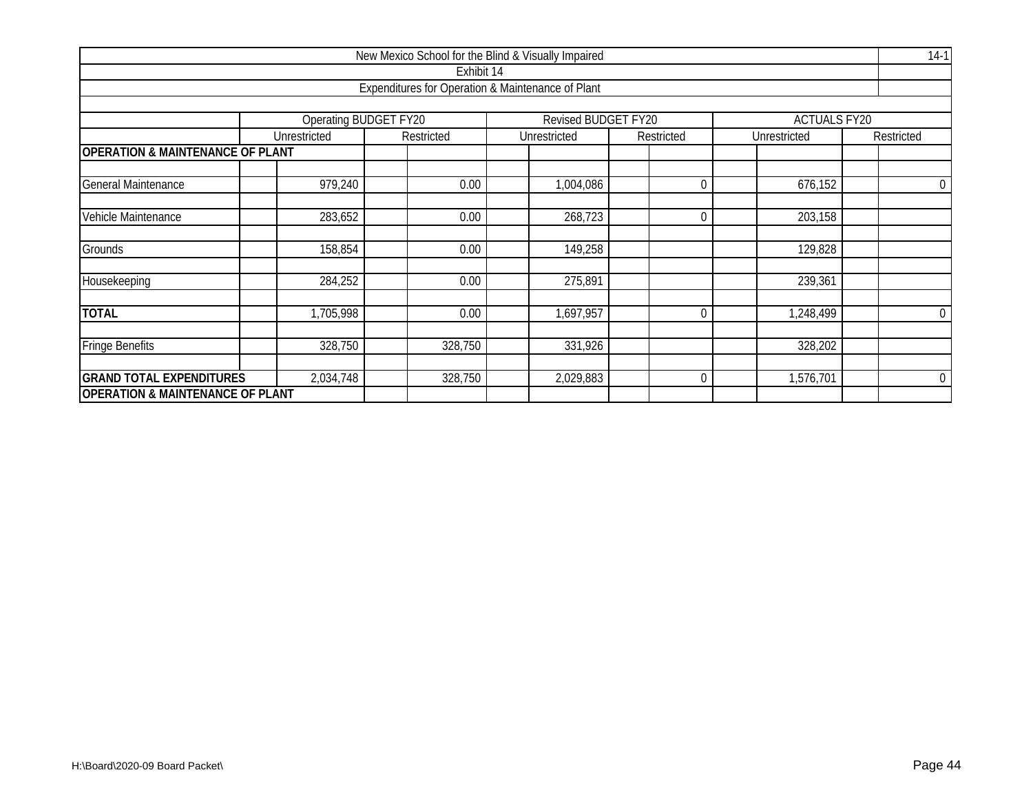| New Mexico School for the Blind & Visually Impaired | | | | | | | 14-1 |
|---|---|---|---|---|---|---|---|
| Exhibit 14 | | | | | | | |
| Expenditures for Operation & Maintenance of Plant | | | | | | | |
| | Operating BUDGET FY20 | | Revised BUDGET FY20 | | ACTUALS FY20 | | |
| | Unrestricted | Restricted | Unrestricted | Restricted | Unrestricted | Restricted | |
| **OPERATION & MAINTENANCE OF PLANT** | | | | | | | |
| General Maintenance | 979,240 | 0.00 | 1,004,086 | 0 | 676,152 | 0 | |
| Vehicle Maintenance | 283,652 | 0.00 | 268,723 | 0 | 203,158 | | |
| Grounds | 158,854 | 0.00 | 149,258 | | 129,828 | | |
| Housekeeping | 284,252 | 0.00 | 275,891 | | 239,361 | | |
| **TOTAL** | 1,705,998 | 0.00 | 1,697,957 | 0 | 1,248,499 | 0 | |
| Fringe Benefits | 328,750 | 328,750 | 331,926 | | 328,202 | | |
| **GRAND TOTAL EXPENDITURES** | 2,034,748 | 328,750 | 2,029,883 | 0 | 1,576,701 | 0 | |
| **OPERATION & MAINTENANCE OF PLANT** | | | | | | | |

H:\Board\2020-09 Board Packet\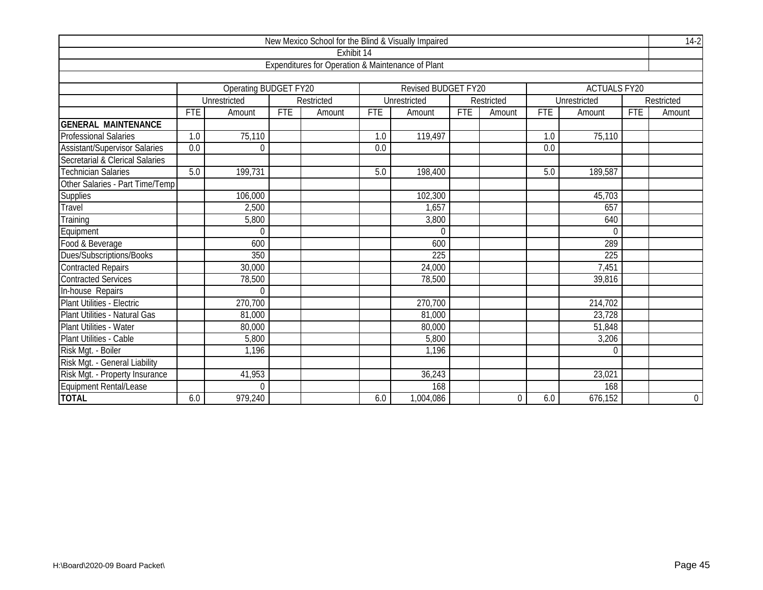| New Mexico School for the Blind & Visually Impaired | | | | | | | | | | | | |
|---|---|---|---|---|---|---|---|---|---|---|---|---|
| Exhibit 14 | | | | | | | | | | | | |
| Expenditures for Operation & Maintenance of Plant | | | | | | | | | | | | |
| | Operating BUDGET FY20 | | | | Revised BUDGET FY20 | | | | ACTUALS FY20 | | | |
| | Unrestricted | | Restricted | | Unrestricted | | Restricted | | Unrestricted | | Restricted | |
| | FTE | Amount | FTE | Amount | FTE | Amount | FTE | Amount | FTE | Amount | FTE | Amount |
| **GENERAL MAINTENANCE** | | | | | | | | | | | | |
| Professional Salaries | 1.0 | 75,110 | | | 1.0 | 119,497 | | | 1.0 | 75,110 | | |
| Assistant/Supervisor Salaries | 0.0 | 0 | | | 0.0 | | | | 0.0 | | | |
| Secretarial & Clerical Salaries | | | | | | | | | | | | |
| Technician Salaries | 5.0 | 199,731 | | | 5.0 | 198,400 | | | 5.0 | 189,587 | | |
| Other Salaries - Part Time/Temp | | | | | | | | | | | | |
| Supplies | | 106,000 | | | | 102,300 | | | | 45,703 | | |
| Travel | | 2,500 | | | | 1,657 | | | | 657 | | |
| Training | | 5,800 | | | | 3,800 | | | | 640 | | |
| Equipment | | 0 | | | | 0 | | | | 0 | | |
| Food & Beverage | | 600 | | | | 600 | | | | 289 | | |
| Dues/Subscriptions/Books | | 350 | | | | 225 | | | | 225 | | |
| Contracted Repairs | | 30,000 | | | | 24,000 | | | | 7,451 | | |
| Contracted Services | | 78,500 | | | | 78,500 | | | | 39,816 | | |
| In-house Repairs | | 0 | | | | | | | | | | |
| Plant Utilities - Electric | | 270,700 | | | | 270,700 | | | | 214,702 | | |
| Plant Utilities - Natural Gas | | 81,000 | | | | 81,000 | | | | 23,728 | | |
| Plant Utilities - Water | | 80,000 | | | | 80,000 | | | | 51,848 | | |
| Plant Utilities - Cable | | 5,800 | | | | 5,800 | | | | 3,206 | | |
| Risk Mgt. - Boiler | | 1,196 | | | | 1,196 | | | | 0 | | |
| Risk Mgt. - General Liability | | | | | | | | | | | | |
| Risk Mgt. - Property Insurance | | 41,953 | | | | 36,243 | | | | 23,021 | | |
| Equipment Rental/Lease | | 0 | | | | 168 | | | | 168 | | |
| **TOTAL** | 6.0 | 979,240 | | | 6.0 | 1,004,086 | | 0 | 6.0 | 676,152 | | 0 |

H:\Board\2020-09 Board Packet\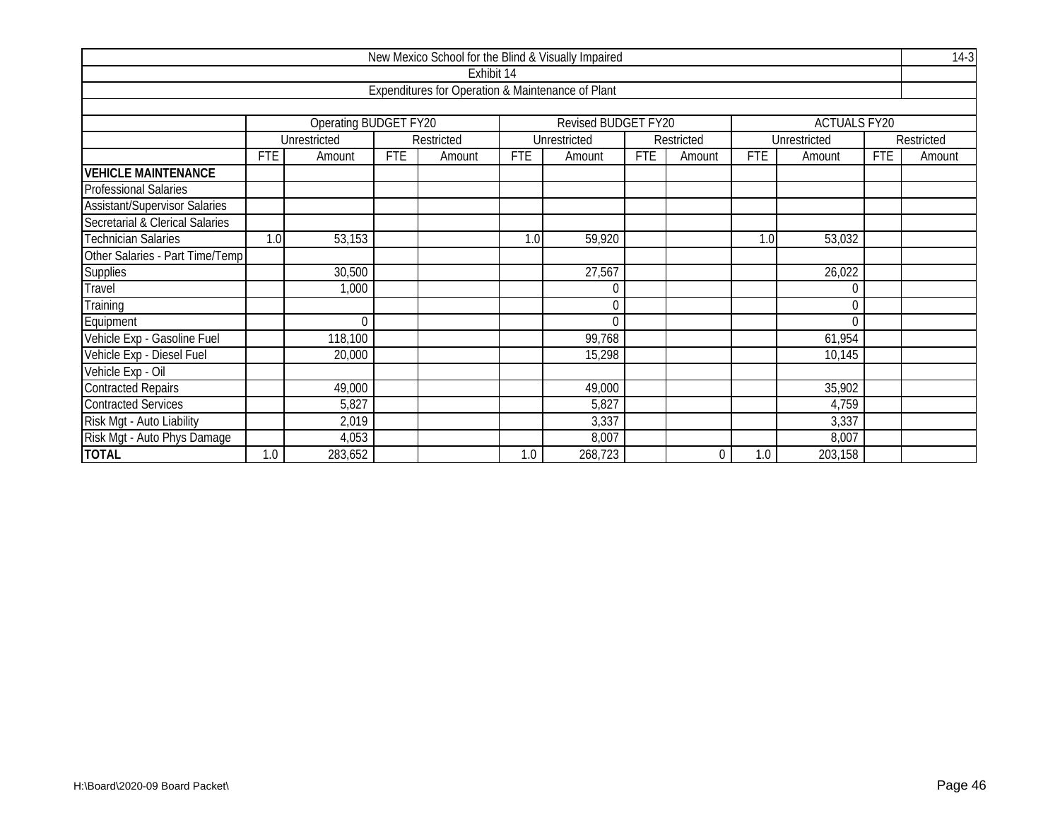| New Mexico School for the Blind & Visually Impaired | | | | | | | | | | | | | 14-3 |
|---|---|---|---|---|---|---|---|---|---|---|---|---|---|
| Exhibit 14 | | | | | | | | | | | | | |
| Expenditures for Operation & Maintenance of Plant | | | | | | | | | | | | | |
| | Operating BUDGET FY20 | | | | Revised BUDGET FY20 | | | | ACTUALS FY20 | | | | |
| | Unrestricted | | Restricted | | Unrestricted | | Restricted | | Unrestricted | | Restricted | | |
| | FTE | Amount | FTE | Amount | FTE | Amount | FTE | Amount | FTE | Amount | FTE | Amount | |
| **VEHICLE MAINTENANCE** | | | | | | | | | | | | | |
| Professional Salaries | | | | | | | | | | | | | |
| Assistant/Supervisor Salaries | | | | | | | | | | | | | |
| Secretarial & Clerical Salaries | | | | | | | | | | | | | |
| Technician Salaries | 1.0 | 53,153 | | | 1.0 | 59,920 | | | 1.0 | 53,032 | | | |
| Other Salaries - Part Time/Temp | | | | | | | | | | | | | |
| Supplies | | 30,500 | | | | 27,567 | | | | 26,022 | | | |
| Travel | | 1,000 | | | | 0 | | | | 0 | | | |
| Training | | | | | | 0 | | | | 0 | | | |
| Equipment | | 0 | | | | 0 | | | | 0 | | | |
| Vehicle Exp - Gasoline Fuel | | 118,100 | | | | 99,768 | | | | 61,954 | | | |
| Vehicle Exp - Diesel Fuel | | 20,000 | | | | 15,298 | | | | 10,145 | | | |
| Vehicle Exp - Oil | | | | | | | | | | | | | |
| Contracted Repairs | | 49,000 | | | | 49,000 | | | | 35,902 | | | |
| Contracted Services | | 5,827 | | | | 5,827 | | | | 4,759 | | | |
| Risk Mgt - Auto Liability | | 2,019 | | | | 3,337 | | | | 3,337 | | | |
| Risk Mgt - Auto Phys Damage | | 4,053 | | | | 8,007 | | | | 8,007 | | | |
| **TOTAL** | 1.0 | 283,652 | | | 1.0 | 268,723 | | 0 | 1.0 | 203,158 | | | |

H:\Board\2020-09 Board Packet\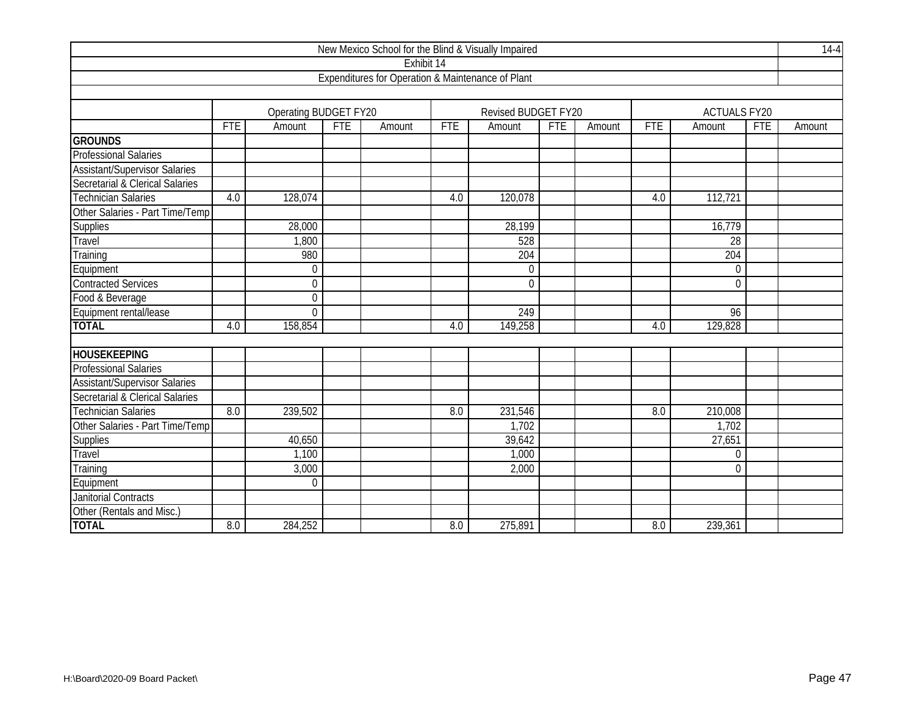New Mexico School for the Blind & Visually Impaired

Exhibit 14

Expenditures for Operation & Maintenance of Plant

14-4

| | Operating BUDGET FY20 | | | | Revised BUDGET FY20 | | | | ACTUALS FY20 | | | |
|---|---|---|---|---|---|---|---|---|---|---|---|---|
| | FTE | Amount | FTE | Amount | FTE | Amount | FTE | Amount | FTE | Amount | FTE | Amount |
| **GROUNDS** | | | | | | | | | | | | |
| Professional Salaries | | | | | | | | | | | | |
| Assistant/Supervisor Salaries | | | | | | | | | | | | |
| Secretarial & Clerical Salaries | | | | | | | | | | | | |
| Technician Salaries | 4.0 | 128,074 | | | 4.0 | 120,078 | | | 4.0 | 112,721 | | |
| Other Salaries - Part Time/Temp | | | | | | | | | | | | |
| Supplies | | 28,000 | | | | 28,199 | | | | 16,779 | | |
| Travel | | 1,800 | | | | 528 | | | | 28 | | |
| Training | | 980 | | | | 204 | | | | 204 | | |
| Equipment | | 0 | | | | 0 | | | | 0 | | |
| Contracted Services | | 0 | | | | 0 | | | | 0 | | |
| Food & Beverage | | 0 | | | | | | | | | | |
| Equipment rental/lease | | 0 | | | | 249 | | | | 96 | | |
| **TOTAL** | 4.0 | 158,854 | | | 4.0 | 149,258 | | | 4.0 | 129,828 | | |
| | | | | | | | | | | | | |
| **HOUSEKEEPING** | | | | | | | | | | | | |
| Professional Salaries | | | | | | | | | | | | |
| Assistant/Supervisor Salaries | | | | | | | | | | | | |
| Secretarial & Clerical Salaries | | | | | | | | | | | | |
| Technician Salaries | 8.0 | 239,502 | | | 8.0 | 231,546 | | | 8.0 | 210,008 | | |
| Other Salaries - Part Time/Temp | | | | | | 1,702 | | | | 1,702 | | |
| Supplies | | 40,650 | | | | 39,642 | | | | 27,651 | | |
| Travel | | 1,100 | | | | 1,000 | | | | 0 | | |
| Training | | 3,000 | | | | 2,000 | | | | 0 | | |
| Equipment | | 0 | | | | | | | | | | |
| Janitorial Contracts | | | | | | | | | | | | |
| Other (Rentals and Misc.) | | | | | | | | | | | | |
| **TOTAL** | 8.0 | 284,252 | | | 8.0 | 275,891 | | | 8.0 | 239,361 | | |

H:\Board\2020-09 Board Packet\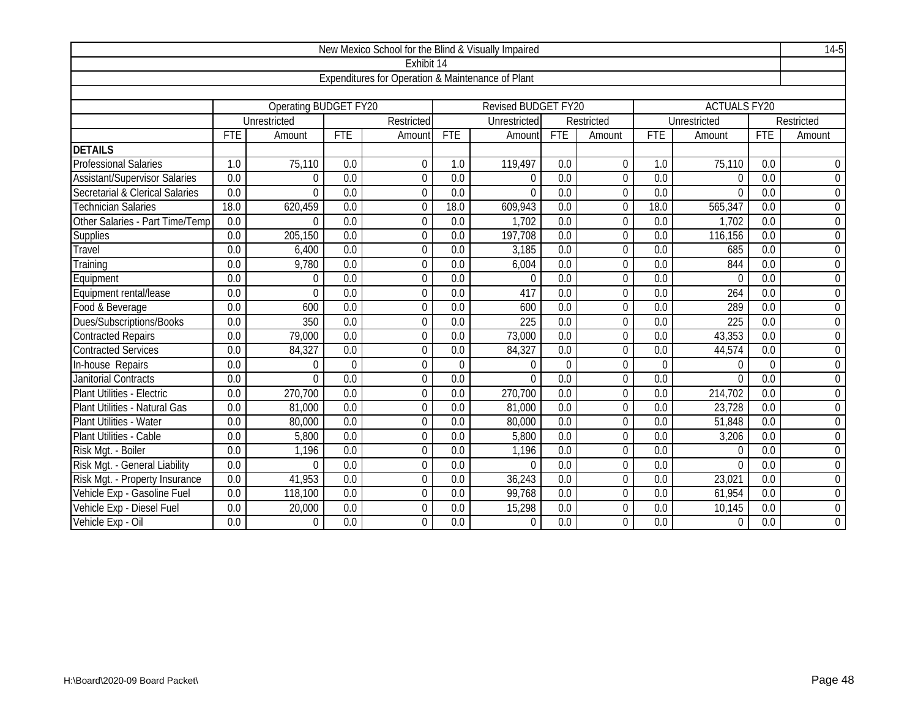| New Mexico School for the Blind & Visually Impaired | | | | | | | | | | | | | 14-5 |
|---|---|---|---|---|---|---|---|---|---|---|---|---|---|
| Exhibit 14 | | | | | | | | | | | | | |
| Expenditures for Operation & Maintenance of Plant | | | | | | | | | | | | | |
| | Operating BUDGET FY20 | | | | Revised BUDGET FY20 | | | | ACTUALS FY20 | | | | |
| | Unrestricted | | Restricted | | Unrestricted | | Restricted | | Unrestricted | | Restricted | | |
| | FTE | Amount | FTE | Amount | FTE | Amount | FTE | Amount | FTE | Amount | FTE | Amount | |
| **DETAILS** | | | | | | | | | | | | | |
| Professional Salaries | 1.0 | 75,110 | 0.0 | 0 | 1.0 | 119,497 | 0.0 | 0 | 1.0 | 75,110 | 0.0 | 0 | |
| Assistant/Supervisor Salaries | 0.0 | 0 | 0.0 | 0 | 0.0 | 0 | 0.0 | 0 | 0.0 | 0 | 0.0 | 0 | |
| Secretarial & Clerical Salaries | 0.0 | 0 | 0.0 | 0 | 0.0 | 0 | 0.0 | 0 | 0.0 | 0 | 0.0 | 0 | |
| Technician Salaries | 18.0 | 620,459 | 0.0 | 0 | 18.0 | 609,943 | 0.0 | 0 | 18.0 | 565,347 | 0.0 | 0 | |
| Other Salaries - Part Time/Temp | 0.0 | 0 | 0.0 | 0 | 0.0 | 1,702 | 0.0 | 0 | 0.0 | 1,702 | 0.0 | 0 | |
| Supplies | 0.0 | 205,150 | 0.0 | 0 | 0.0 | 197,708 | 0.0 | 0 | 0.0 | 116,156 | 0.0 | 0 | |
| Travel | 0.0 | 6,400 | 0.0 | 0 | 0.0 | 3,185 | 0.0 | 0 | 0.0 | 685 | 0.0 | 0 | |
| Training | 0.0 | 9,780 | 0.0 | 0 | 0.0 | 6,004 | 0.0 | 0 | 0.0 | 844 | 0.0 | 0 | |
| Equipment | 0.0 | 0 | 0.0 | 0 | 0.0 | 0 | 0.0 | 0 | 0.0 | 0 | 0.0 | 0 | |
| Equipment rental/lease | 0.0 | 0 | 0.0 | 0 | 0.0 | 417 | 0.0 | 0 | 0.0 | 264 | 0.0 | 0 | |
| Food & Beverage | 0.0 | 600 | 0.0 | 0 | 0.0 | 600 | 0.0 | 0 | 0.0 | 289 | 0.0 | 0 | |
| Dues/Subscriptions/Books | 0.0 | 350 | 0.0 | 0 | 0.0 | 225 | 0.0 | 0 | 0.0 | 225 | 0.0 | 0 | |
| Contracted Repairs | 0.0 | 79,000 | 0.0 | 0 | 0.0 | 73,000 | 0.0 | 0 | 0.0 | 43,353 | 0.0 | 0 | |
| Contracted Services | 0.0 | 84,327 | 0.0 | 0 | 0.0 | 84,327 | 0.0 | 0 | 0.0 | 44,574 | 0.0 | 0 | |
| In-house Repairs | 0.0 | 0 | 0 | 0 | 0 | 0 | 0 | 0 | 0 | 0 | 0 | 0 | |
| Janitorial Contracts | 0.0 | 0 | 0.0 | 0 | 0.0 | 0 | 0.0 | 0 | 0.0 | 0 | 0.0 | 0 | |
| Plant Utilities - Electric | 0.0 | 270,700 | 0.0 | 0 | 0.0 | 270,700 | 0.0 | 0 | 0.0 | 214,702 | 0.0 | 0 | |
| Plant Utilities - Natural Gas | 0.0 | 81,000 | 0.0 | 0 | 0.0 | 81,000 | 0.0 | 0 | 0.0 | 23,728 | 0.0 | 0 | |
| Plant Utilities - Water | 0.0 | 80,000 | 0.0 | 0 | 0.0 | 80,000 | 0.0 | 0 | 0.0 | 51,848 | 0.0 | 0 | |
| Plant Utilities - Cable | 0.0 | 5,800 | 0.0 | 0 | 0.0 | 5,800 | 0.0 | 0 | 0.0 | 3,206 | 0.0 | 0 | |
| Risk Mgt. - Boiler | 0.0 | 1,196 | 0.0 | 0 | 0.0 | 1,196 | 0.0 | 0 | 0.0 | 0 | 0.0 | 0 | |
| Risk Mgt. - General Liability | 0.0 | 0 | 0.0 | 0 | 0.0 | 0 | 0.0 | 0 | 0.0 | 0 | 0.0 | 0 | |
| Risk Mgt. - Property Insurance | 0.0 | 41,953 | 0.0 | 0 | 0.0 | 36,243 | 0.0 | 0 | 0.0 | 23,021 | 0.0 | 0 | |
| Vehicle Exp - Gasoline Fuel | 0.0 | 118,100 | 0.0 | 0 | 0.0 | 99,768 | 0.0 | 0 | 0.0 | 61,954 | 0.0 | 0 | |
| Vehicle Exp - Diesel Fuel | 0.0 | 20,000 | 0.0 | 0 | 0.0 | 15,298 | 0.0 | 0 | 0.0 | 10,145 | 0.0 | 0 | |
| Vehicle Exp - Oil | 0.0 | 0 | 0.0 | 0 | 0.0 | 0 | 0.0 | 0 | 0.0 | 0 | 0.0 | 0 | |

H:\Board\2020-09 Board Packet\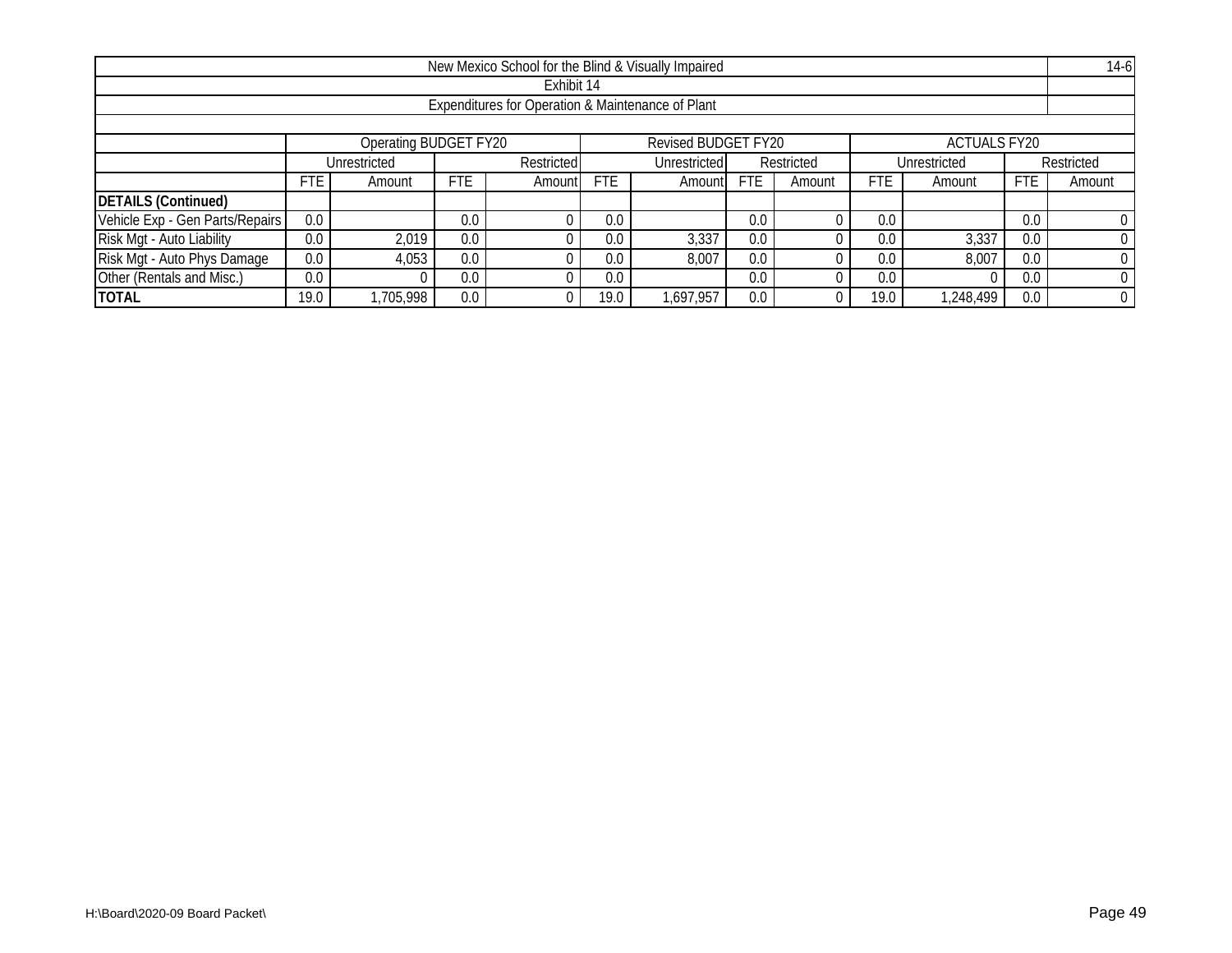| New Mexico School for the Blind & Visually Impaired | | | | | | | | | | | | | 14-6 |
|---|---|---|---|---|---|---|---|---|---|---|---|---|---|
| Exhibit 14 | | | | | | | | | | | | | |
| Expenditures for Operation & Maintenance of Plant | | | | | | | | | | | | | |
| | Operating BUDGET FY20 | | | | Revised BUDGET FY20 | | | | ACTUALS FY20 | | | | |
| | Unrestricted | | Restricted | | Unrestricted | | Restricted | | Unrestricted | | Restricted | | |
| | FTE | Amount | FTE | Amount | FTE | Amount | FTE | Amount | FTE | Amount | FTE | Amount | |
| **DETAILS (Continued)** | | | | | | | | | | | | | |
| Vehicle Exp - Gen Parts/Repairs | 0.0 | | 0.0 | 0 | 0.0 | | 0.0 | 0 | 0.0 | | 0.0 | 0 | |
| Risk Mgt - Auto Liability | 0.0 | 2,019 | 0.0 | 0 | 0.0 | 3,337 | 0.0 | 0 | 0.0 | 3,337 | 0.0 | 0 | |
| Risk Mgt - Auto Phys Damage | 0.0 | 4,053 | 0.0 | 0 | 0.0 | 8,007 | 0.0 | 0 | 0.0 | 8,007 | 0.0 | 0 | |
| Other (Rentals and Misc.) | 0.0 | 0 | 0.0 | 0 | 0.0 | | 0.0 | 0 | 0.0 | 0 | 0.0 | 0 | |
| **TOTAL** | 19.0 | 1,705,998 | 0.0 | 0 | 19.0 | 1,697,957 | 0.0 | 0 | 19.0 | 1,248,499 | 0.0 | 0 | |

H:\Board\2020-09 Board Packet\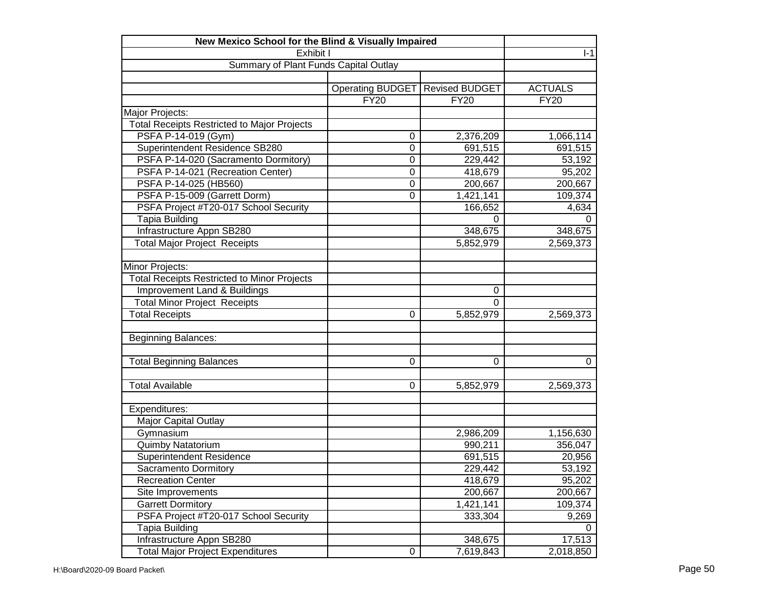| New Mexico School for the Blind & Visually Impaired | | | |
|---|---|---|---|
| Exhibit I | | | I-1 |
| Summary of Plant Funds Capital Outlay | | | |
| | | | |
| | Operating BUDGET | Revised BUDGET | ACTUALS |
| | FY20 | FY20 | FY20 |
| Major Projects: | | | |
| Total Receipts Restricted to Major Projects | | | |
| PSFA P-14-019 (Gym) | 0 | 2,376,209 | 1,066,114 |
| Superintendent Residence SB280 | 0 | 691,515 | 691,515 |
| PSFA P-14-020 (Sacramento Dormitory) | 0 | 229,442 | 53,192 |
| PSFA P-14-021 (Recreation Center) | 0 | 418,679 | 95,202 |
| PSFA P-14-025 (HB560) | 0 | 200,667 | 200,667 |
| PSFA P-15-009 (Garrett Dorm) | 0 | 1,421,141 | 109,374 |
| PSFA Project #T20-017 School Security | | 166,652 | 4,634 |
| Tapia Building | | 0 | 0 |
| Infrastructure Appn SB280 | | 348,675 | 348,675 |
| Total Major Project Receipts | | 5,852,979 | 2,569,373 |
| | | | |
| Minor Projects: | | | |
| Total Receipts Restricted to Minor Projects | | | |
| Improvement Land & Buildings | | 0 | |
| Total Minor Project Receipts | | 0 | |
| Total Receipts | 0 | 5,852,979 | 2,569,373 |
| | | | |
| Beginning Balances: | | | |
| | | | |
| Total Beginning Balances | 0 | 0 | 0 |
| | | | |
| Total Available | 0 | 5,852,979 | 2,569,373 |
| | | | |
| Expenditures: | | | |
| Major Capital Outlay | | | |
| Gymnasium | | 2,986,209 | 1,156,630 |
| Quimby Natatorium | | 990,211 | 356,047 |
| Superintendent Residence | | 691,515 | 20,956 |
| Sacramento Dormitory | | 229,442 | 53,192 |
| Recreation Center | | 418,679 | 95,202 |
| Site Improvements | | 200,667 | 200,667 |
| Garrett Dormitory | | 1,421,141 | 109,374 |
| PSFA Project #T20-017 School Security | | 333,304 | 9,269 |
| Tapia Building | | | 0 |
| Infrastructure Appn SB280 | | 348,675 | 17,513 |
| Total Major Project Expenditures | 0 | 7,619,843 | 2,018,850 |

H:\Board\2020-09 Board Packet\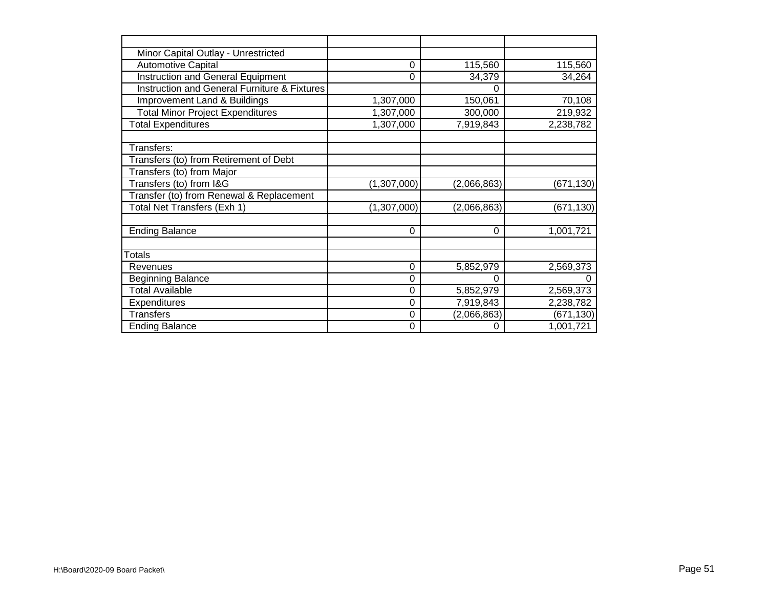| | | | |
|---|---|---|---|
| Minor Capital Outlay - Unrestricted | | | |
| Automotive Capital | 0 | 115,560 | 115,560 |
| Instruction and General Equipment | 0 | 34,379 | 34,264 |
| Instruction and General Furniture & Fixtures | | 0 | |
| Improvement Land & Buildings | 1,307,000 | 150,061 | 70,108 |
| Total Minor Project Expenditures | 1,307,000 | 300,000 | 219,932 |
| Total Expenditures | 1,307,000 | 7,919,843 | 2,238,782 |
| | | | |
| Transfers: | | | |
| Transfers (to) from Retirement of Debt | | | |
| Transfers (to) from Major | | | |
| Transfers (to) from I&G | (1,307,000) | (2,066,863) | (671,130) |
| Transfer (to) from Renewal & Replacement | | | |
| Total Net Transfers (Exh 1) | (1,307,000) | (2,066,863) | (671,130) |
| | | | |
| Ending Balance | 0 | 0 | 1,001,721 |
| | | | |
| Totals | | | |
| Revenues | 0 | 5,852,979 | 2,569,373 |
| Beginning Balance | 0 | 0 | 0 |
| Total Available | 0 | 5,852,979 | 2,569,373 |
| Expenditures | 0 | 7,919,843 | 2,238,782 |
| Transfers | 0 | (2,066,863) | (671,130) |
| Ending Balance | 0 | 0 | 1,001,721 |

H:\Board\2020-09 Board Packet\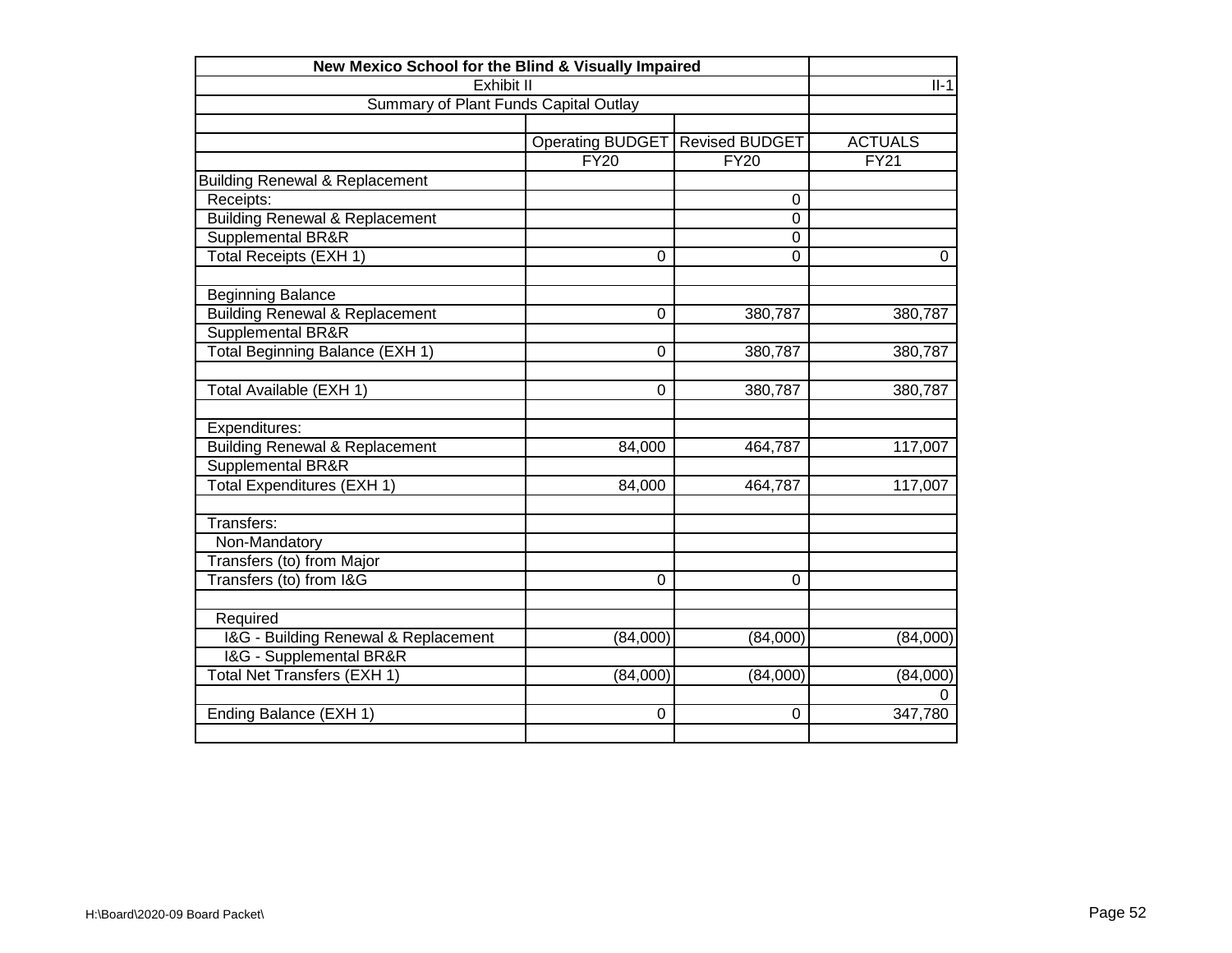| New Mexico School for the Blind & Visually Impaired | | | |
|---|---|---|---|
| Exhibit II | | | II-1 |
| Summary of Plant Funds Capital Outlay | | | |
| | | | |
| | Operating BUDGET | Revised BUDGET | ACTUALS |
| | FY20 | FY20 | FY21 |
| Building Renewal & Replacement | | | |
| Receipts: | | 0 | |
| Building Renewal & Replacement | | 0 | |
| Supplemental BR&R | | 0 | |
| Total Receipts (EXH 1) | 0 | 0 | 0 |
| | | | |
| Beginning Balance | | | |
| Building Renewal & Replacement | 0 | 380,787 | 380,787 |
| Supplemental BR&R | | | |
| Total Beginning Balance (EXH 1) | 0 | 380,787 | 380,787 |
| | | | |
| Total Available (EXH 1) | 0 | 380,787 | 380,787 |
| | | | |
| Expenditures: | | | |
| Building Renewal & Replacement | 84,000 | 464,787 | 117,007 |
| Supplemental BR&R | | | |
| Total Expenditures (EXH 1) | 84,000 | 464,787 | 117,007 |
| | | | |
| Transfers: | | | |
| Non-Mandatory | | | |
| Transfers (to) from Major | | | |
| Transfers (to) from I&G | 0 | 0 | |
| | | | |
| Required | | | |
| I&G - Building Renewal & Replacement | (84,000) | (84,000) | (84,000) |
| I&G - Supplemental BR&R | | | |
| Total Net Transfers (EXH 1) | (84,000) | (84,000) | (84,000) |
| | | | 0 |
| Ending Balance (EXH 1) | 0 | 0 | 347,780 |
| | | | |

H:\Board\2020-09 Board Packet\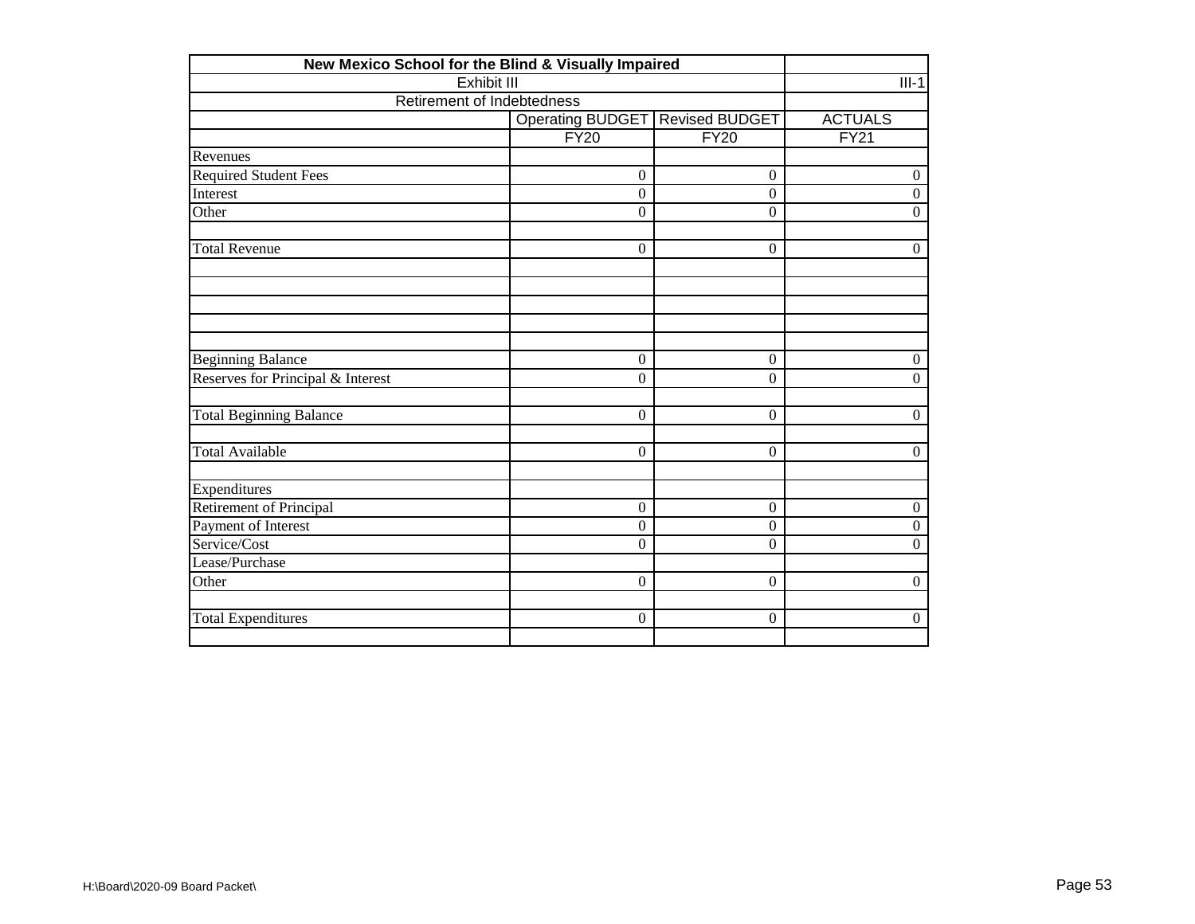| New Mexico School for the Blind & Visually Impaired | | | |
|---|---|---|---|
| Exhibit III | | | III-1 |
| Retirement of Indebtedness | | | |
| | Operating BUDGET | Revised BUDGET | ACTUALS |
| | FY20 | FY20 | FY21 |
| Revenues | | | |
| Required Student Fees | 0 | 0 | 0 |
| Interest | 0 | 0 | 0 |
| Other | 0 | 0 | 0 |
| | | | |
| Total Revenue | 0 | 0 | 0 |
| | | | |
| | | | |
| | | | |
| | | | |
| | | | |
| Beginning Balance | 0 | 0 | 0 |
| Reserves for Principal & Interest | 0 | 0 | 0 |
| | | | |
| Total Beginning Balance | 0 | 0 | 0 |
| | | | |
| Total Available | 0 | 0 | 0 |
| | | | |
| Expenditures | | | |
| Retirement of Principal | 0 | 0 | 0 |
| Payment of Interest | 0 | 0 | 0 |
| Service/Cost | 0 | 0 | 0 |
| Lease/Purchase | | | |
| Other | 0 | 0 | 0 |
| | | | |
| Total Expenditures | 0 | 0 | 0 |
| | | | |

H:\Board\2020-09 Board Packet\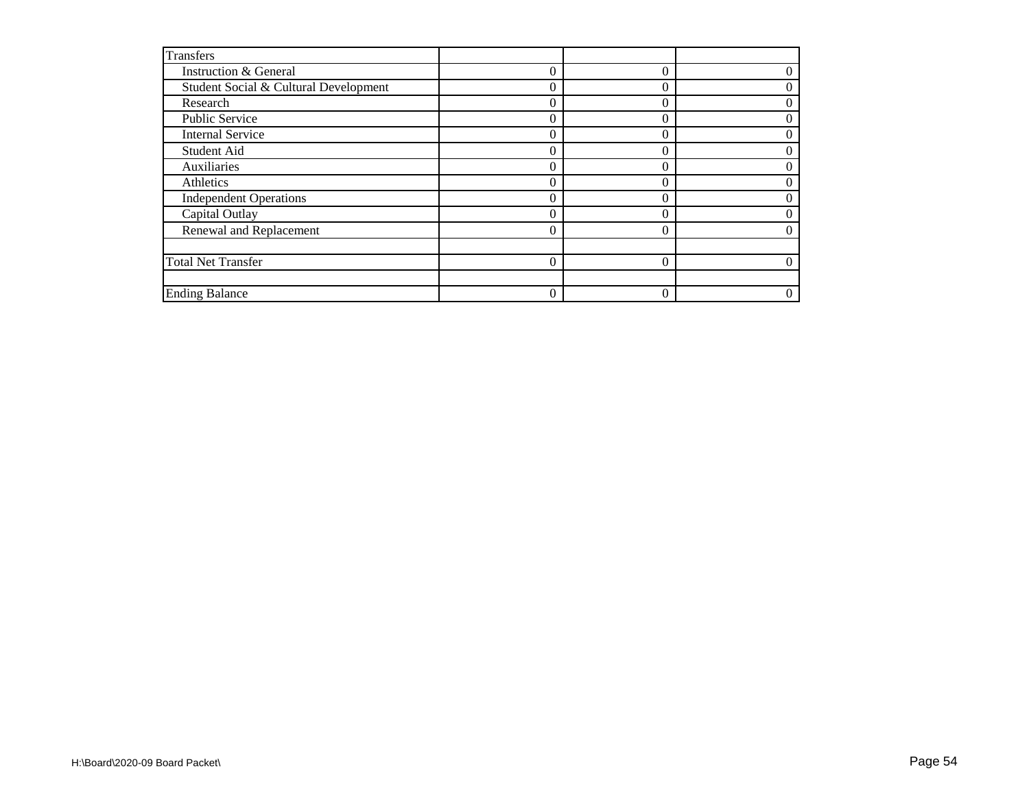| Transfers | | | |
|---|---|---|---|
| Instruction & General | 0 | 0 | 0 |
| Student Social & Cultural Development | 0 | 0 | 0 |
| Research | 0 | 0 | 0 |
| Public Service | 0 | 0 | 0 |
| Internal Service | 0 | 0 | 0 |
| Student Aid | 0 | 0 | 0 |
| Auxiliaries | 0 | 0 | 0 |
| Athletics | 0 | 0 | 0 |
| Independent Operations | 0 | 0 | 0 |
| Capital Outlay | 0 | 0 | 0 |
| Renewal and Replacement | 0 | 0 | 0 |
| | | | |
| Total Net Transfer | 0 | 0 | 0 |
| | | | |
| Ending Balance | 0 | 0 | 0 |

H:\Board\2020-09 Board Packet\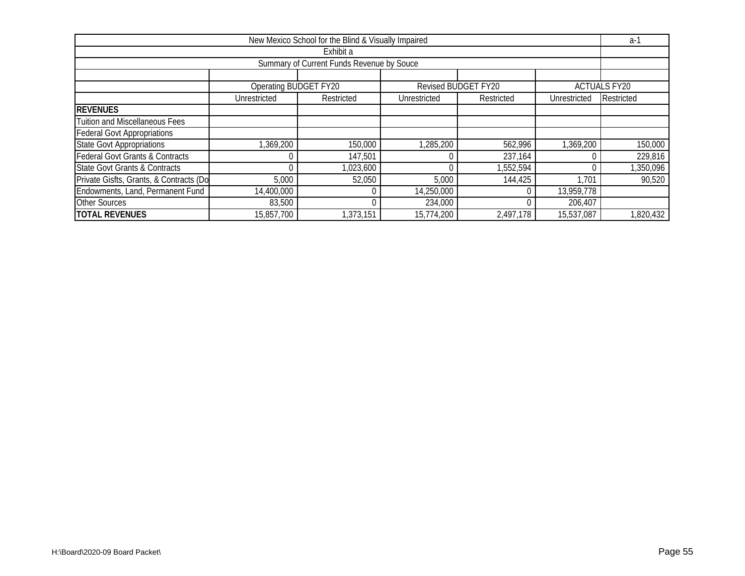| New Mexico School for the Blind & Visually Impaired | | | | | | a-1 |
|---|---|---|---|---|---|---|
| Exhibit a | | | | | | |
| Summary of Current Funds Revenue by Souce | | | | | | |
| | Operating BUDGET FY20 | | Revised BUDGET FY20 | | ACTUALS FY20 | |
| | Unrestricted | Restricted | Unrestricted | Restricted | Unrestricted | Restricted |
| **REVENUES** | | | | | | |
| Tuition and Miscellaneous Fees | | | | | | |
| Federal Govt Appropriations | | | | | | |
| State Govt Appropriations | 1,369,200 | 150,000 | 1,285,200 | 562,996 | 1,369,200 | 150,000 |
| Federal Govt Grants & Contracts | 0 | 147,501 | 0 | 237,164 | 0 | 229,816 |
| State Govt Grants & Contracts | 0 | 1,023,600 | 0 | 1,552,594 | 0 | 1,350,096 |
| Private Gisfts, Grants, & Contracts (Do | 5,000 | 52,050 | 5,000 | 144,425 | 1,701 | 90,520 |
| Endowments, Land, Permanent Fund | 14,400,000 | 0 | 14,250,000 | 0 | 13,959,778 | |
| Other Sources | 83,500 | 0 | 234,000 | 0 | 206,407 | |
| **TOTAL REVENUES** | 15,857,700 | 1,373,151 | 15,774,200 | 2,497,178 | 15,537,087 | 1,820,432 |

H:\Board\2020-09 Board Packet\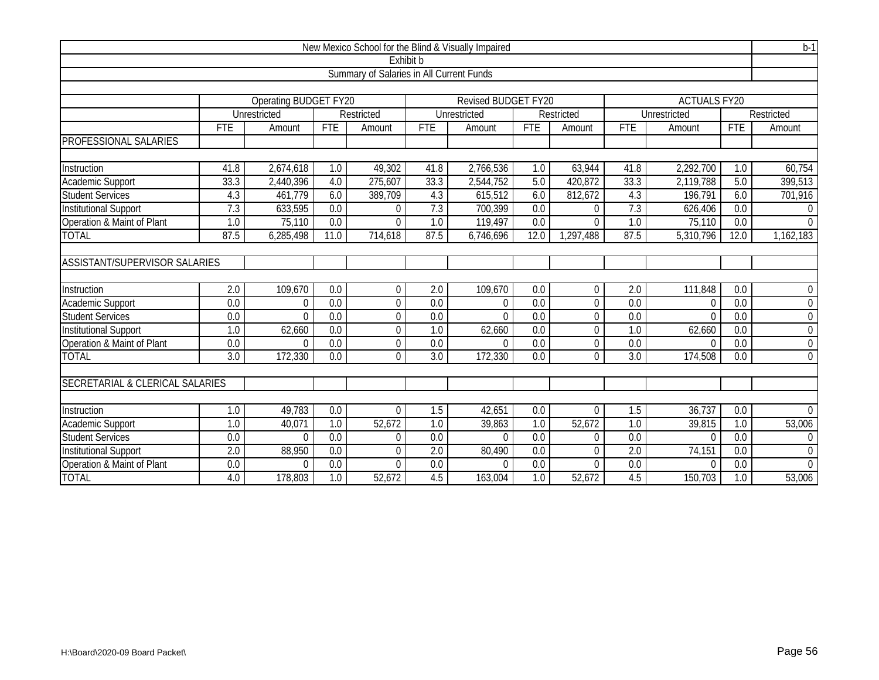# New Mexico School for the Blind & Visually Impaired

b-1

## Exhibit b

### Summary of Salaries in All Current Funds

| | Operating BUDGET FY20 | | | | Revised BUDGET FY20 | | | | ACTUALS FY20 | | | |
|---|---|---|---|---|---|---|---|---|---|---|---|---|
| | Unrestricted | | Restricted | | Unrestricted | | Restricted | | Unrestricted | | Restricted | |
| | FTE | Amount | FTE | Amount | FTE | Amount | FTE | Amount | FTE | Amount | FTE | Amount |
| PROFESSIONAL SALARIES | | | | | | | | | | | | |
| Instruction | 41.8 | 2,674,618 | 1.0 | 49,302 | 41.8 | 2,766,536 | 1.0 | 63,944 | 41.8 | 2,292,700 | 1.0 | 60,754 |
| Academic Support | 33.3 | 2,440,396 | 4.0 | 275,607 | 33.3 | 2,544,752 | 5.0 | 420,872 | 33.3 | 2,119,788 | 5.0 | 399,513 |
| Student Services | 4.3 | 461,779 | 6.0 | 389,709 | 4.3 | 615,512 | 6.0 | 812,672 | 4.3 | 196,791 | 6.0 | 701,916 |
| Institutional Support | 7.3 | 633,595 | 0.0 | 0 | 7.3 | 700,399 | 0.0 | 0 | 7.3 | 626,406 | 0.0 | 0 |
| Operation & Maint of Plant | 1.0 | 75,110 | 0.0 | 0 | 1.0 | 119,497 | 0.0 | 0 | 1.0 | 75,110 | 0.0 | 0 |
| TOTAL | 87.5 | 6,285,498 | 11.0 | 714,618 | 87.5 | 6,746,696 | 12.0 | 1,297,488 | 87.5 | 5,310,796 | 12.0 | 1,162,183 |
| ASSISTANT/SUPERVISOR SALARIES | | | | | | | | | | | | |
| Instruction | 2.0 | 109,670 | 0.0 | 0 | 2.0 | 109,670 | 0.0 | 0 | 2.0 | 111,848 | 0.0 | 0 |
| Academic Support | 0.0 | 0 | 0.0 | 0 | 0.0 | 0 | 0.0 | 0 | 0.0 | 0 | 0.0 | 0 |
| Student Services | 0.0 | 0 | 0.0 | 0 | 0.0 | 0 | 0.0 | 0 | 0.0 | 0 | 0.0 | 0 |
| Institutional Support | 1.0 | 62,660 | 0.0 | 0 | 1.0 | 62,660 | 0.0 | 0 | 1.0 | 62,660 | 0.0 | 0 |
| Operation & Maint of Plant | 0.0 | 0 | 0.0 | 0 | 0.0 | 0 | 0.0 | 0 | 0.0 | 0 | 0.0 | 0 |
| TOTAL | 3.0 | 172,330 | 0.0 | 0 | 3.0 | 172,330 | 0.0 | 0 | 3.0 | 174,508 | 0.0 | 0 |
| SECRETARIAL & CLERICAL SALARIES | | | | | | | | | | | | |
| Instruction | 1.0 | 49,783 | 0.0 | 0 | 1.5 | 42,651 | 0.0 | 0 | 1.5 | 36,737 | 0.0 | 0 |
| Academic Support | 1.0 | 40,071 | 1.0 | 52,672 | 1.0 | 39,863 | 1.0 | 52,672 | 1.0 | 39,815 | 1.0 | 53,006 |
| Student Services | 0.0 | 0 | 0.0 | 0 | 0.0 | 0 | 0.0 | 0 | 0.0 | 0 | 0.0 | 0 |
| Institutional Support | 2.0 | 88,950 | 0.0 | 0 | 2.0 | 80,490 | 0.0 | 0 | 2.0 | 74,151 | 0.0 | 0 |
| Operation & Maint of Plant | 0.0 | 0 | 0.0 | 0 | 0.0 | 0 | 0.0 | 0 | 0.0 | 0 | 0.0 | 0 |
| TOTAL | 4.0 | 178,803 | 1.0 | 52,672 | 4.5 | 163,004 | 1.0 | 52,672 | 4.5 | 150,703 | 1.0 | 53,006 |

H:\Board\2020-09 Board Packet\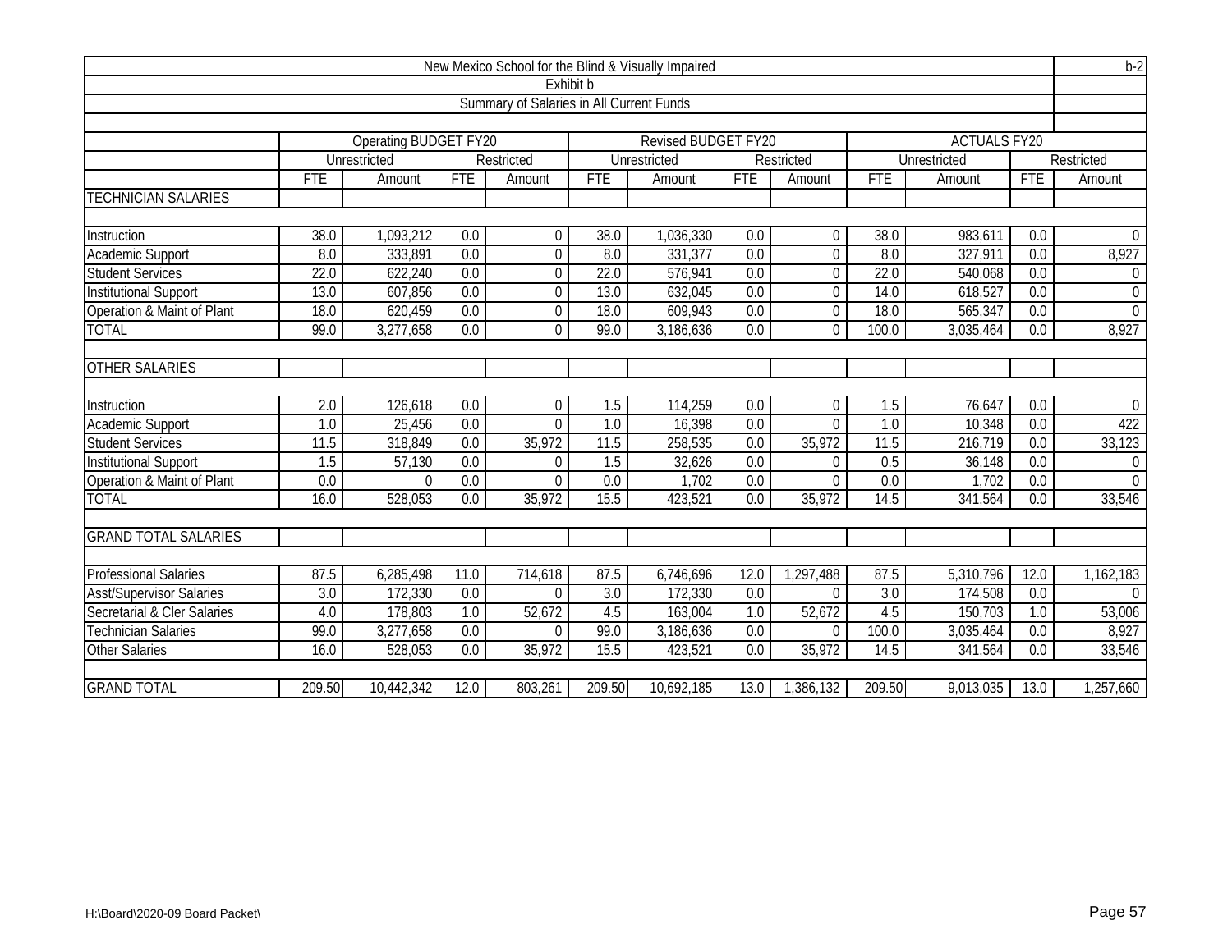# New Mexico School for the Blind & Visually Impaired

b-2

## Exhibit b

### Summary of Salaries in All Current Funds

| | Operating BUDGET FY20 | | | | Revised BUDGET FY20 | | | | ACTUALS FY20 | | | |
|---|---|---|---|---|---|---|---|---|---|---|---|---|
| | Unrestricted | | Restricted | | Unrestricted | | Restricted | | Unrestricted | | Restricted | |
| | FTE | Amount | FTE | Amount | FTE | Amount | FTE | Amount | FTE | Amount | FTE | Amount |
| TECHNICIAN SALARIES | | | | | | | | | | | | |
| Instruction | 38.0 | 1,093,212 | 0.0 | 0 | 38.0 | 1,036,330 | 0.0 | 0 | 38.0 | 983,611 | 0.0 | 0 |
| Academic Support | 8.0 | 333,891 | 0.0 | 0 | 8.0 | 331,377 | 0.0 | 0 | 8.0 | 327,911 | 0.0 | 8,927 |
| Student Services | 22.0 | 622,240 | 0.0 | 0 | 22.0 | 576,941 | 0.0 | 0 | 22.0 | 540,068 | 0.0 | 0 |
| Institutional Support | 13.0 | 607,856 | 0.0 | 0 | 13.0 | 632,045 | 0.0 | 0 | 14.0 | 618,527 | 0.0 | 0 |
| Operation & Maint of Plant | 18.0 | 620,459 | 0.0 | 0 | 18.0 | 609,943 | 0.0 | 0 | 18.0 | 565,347 | 0.0 | 0 |
| TOTAL | 99.0 | 3,277,658 | 0.0 | 0 | 99.0 | 3,186,636 | 0.0 | 0 | 100.0 | 3,035,464 | 0.0 | 8,927 |
| OTHER SALARIES | | | | | | | | | | | | |
| Instruction | 2.0 | 126,618 | 0.0 | 0 | 1.5 | 114,259 | 0.0 | 0 | 1.5 | 76,647 | 0.0 | 0 |
| Academic Support | 1.0 | 25,456 | 0.0 | 0 | 1.0 | 16,398 | 0.0 | 0 | 1.0 | 10,348 | 0.0 | 422 |
| Student Services | 11.5 | 318,849 | 0.0 | 35,972 | 11.5 | 258,535 | 0.0 | 35,972 | 11.5 | 216,719 | 0.0 | 33,123 |
| Institutional Support | 1.5 | 57,130 | 0.0 | 0 | 1.5 | 32,626 | 0.0 | 0 | 0.5 | 36,148 | 0.0 | 0 |
| Operation & Maint of Plant | 0.0 | 0 | 0.0 | 0 | 0.0 | 1,702 | 0.0 | 0 | 0.0 | 1,702 | 0.0 | 0 |
| TOTAL | 16.0 | 528,053 | 0.0 | 35,972 | 15.5 | 423,521 | 0.0 | 35,972 | 14.5 | 341,564 | 0.0 | 33,546 |
| GRAND TOTAL SALARIES | | | | | | | | | | | | |
| Professional Salaries | 87.5 | 6,285,498 | 11.0 | 714,618 | 87.5 | 6,746,696 | 12.0 | 1,297,488 | 87.5 | 5,310,796 | 12.0 | 1,162,183 |
| Asst/Supervisor Salaries | 3.0 | 172,330 | 0.0 | 0 | 3.0 | 172,330 | 0.0 | 0 | 3.0 | 174,508 | 0.0 | 0 |
| Secretarial & Cler Salaries | 4.0 | 178,803 | 1.0 | 52,672 | 4.5 | 163,004 | 1.0 | 52,672 | 4.5 | 150,703 | 1.0 | 53,006 |
| Technician Salaries | 99.0 | 3,277,658 | 0.0 | 0 | 99.0 | 3,186,636 | 0.0 | 0 | 100.0 | 3,035,464 | 0.0 | 8,927 |
| Other Salaries | 16.0 | 528,053 | 0.0 | 35,972 | 15.5 | 423,521 | 0.0 | 35,972 | 14.5 | 341,564 | 0.0 | 33,546 |
| GRAND TOTAL | 209.50 | 10,442,342 | 12.0 | 803,261 | 209.50 | 10,692,185 | 13.0 | 1,386,132 | 209.50 | 9,013,035 | 13.0 | 1,257,660 |

H:\Board\2020-09 Board Packet\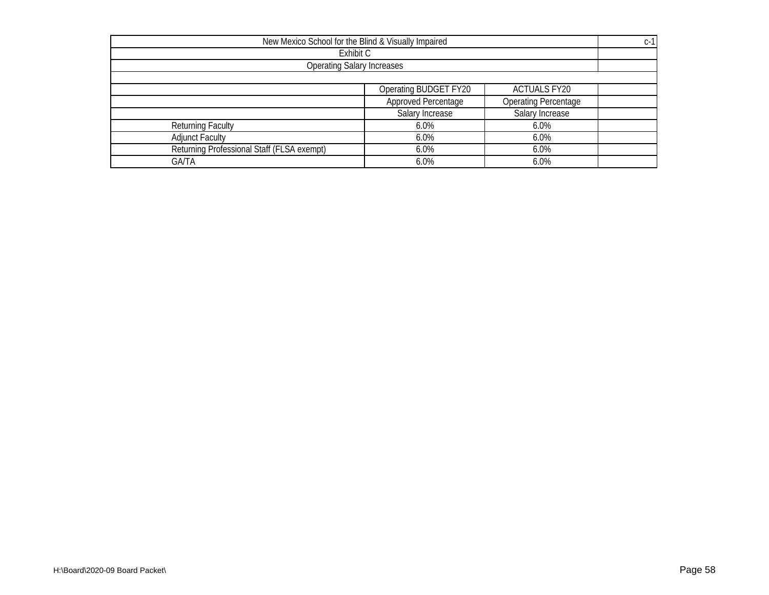| New Mexico School for the Blind & Visually Impaired | | | c-1 |
|---|---|---|---|
| Exhibit C | | | |
| Operating Salary Increases | | | |
| | | | |
| | Operating BUDGET FY20 | ACTUALS FY20 | |
| | Approved Percentage | Operating Percentage | |
| | Salary Increase | Salary Increase | |
| Returning Faculty | 6.0% | 6.0% | |
| Adjunct Faculty | 6.0% | 6.0% | |
| Returning Professional Staff (FLSA exempt) | 6.0% | 6.0% | |
| GA/TA | 6.0% | 6.0% | |

H:\Board\2020-09 Board Packet\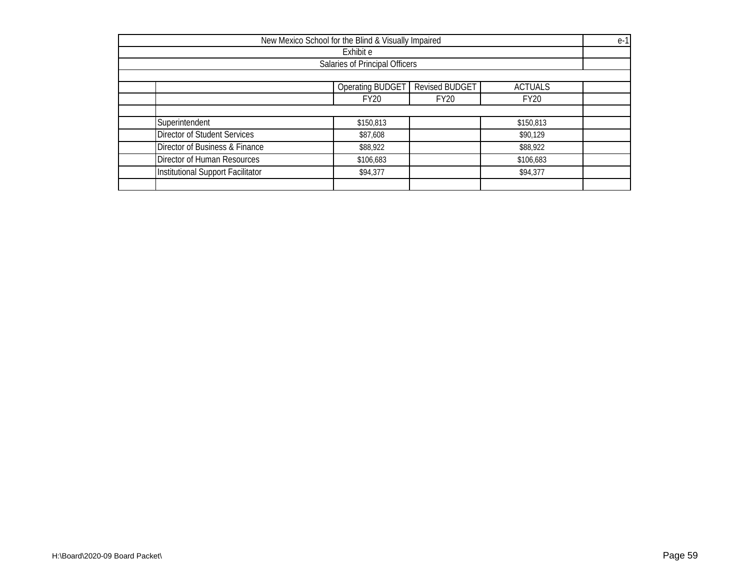New Mexico School for the Blind & Visually Impaired

e-1

Exhibit e

Salaries of Principal Officers

| | Operating BUDGET FY20 | Revised BUDGET FY20 | ACTUALS FY20 |
|---|---|---|---|
| Superintendent | $150,813 | | $150,813 |
| Director of Student Services | $87,608 | | $90,129 |
| Director of Business & Finance | $88,922 | | $88,922 |
| Director of Human Resources | $106,683 | | $106,683 |
| Institutional Support Facilitator | $94,377 | | $94,377 |

H:\Board\2020-09 Board Packet\